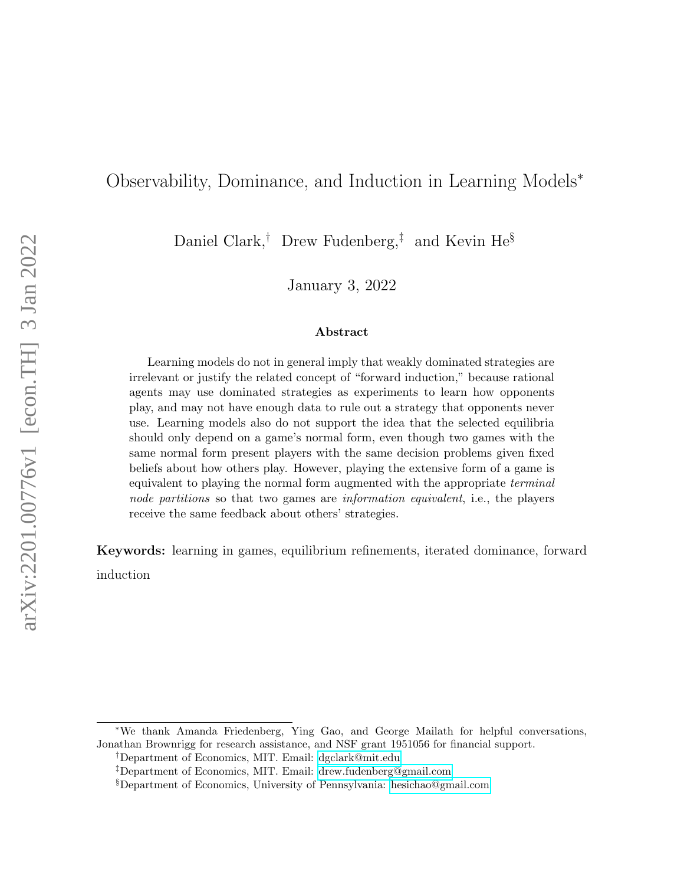# Observability, Dominance, and Induction in Learning Models[*]

Daniel Clark,[†] Drew Fudenberg,[‡] and Kevin He[§]

January 3, 2022

### Abstract

Learning models do not in general imply that weakly dominated strategies are irrelevant or justify the related concept of "forward induction," because rational agents may use dominated strategies as experiments to learn how opponents play, and may not have enough data to rule out a strategy that opponents never use. Learning models also do not support the idea that the selected equilibria should only depend on a game's normal form, even though two games with the same normal form present players with the same decision problems given fixed beliefs about how others play. However, playing the extensive form of a game is equivalent to playing the normal form augmented with the appropriate *terminal node partitions* so that two games are *information equivalent*, i.e., the players receive the same feedback about others' strategies.

**Keywords:** learning in games, equilibrium refinements, iterated dominance, forward induction

[*] We thank Amanda Friedenberg, Ying Gao, and George Mailath for helpful conversations, Jonathan Brownrigg for research assistance, and NSF grant 1951056 for financial support.

[†] Department of Economics, MIT. Email: dgclark@mit.edu

[‡] Department of Economics, MIT. Email: drew.fudenberg@gmail.com

[§] Department of Economics, University of Pennsylvania: hesichao@gmail.com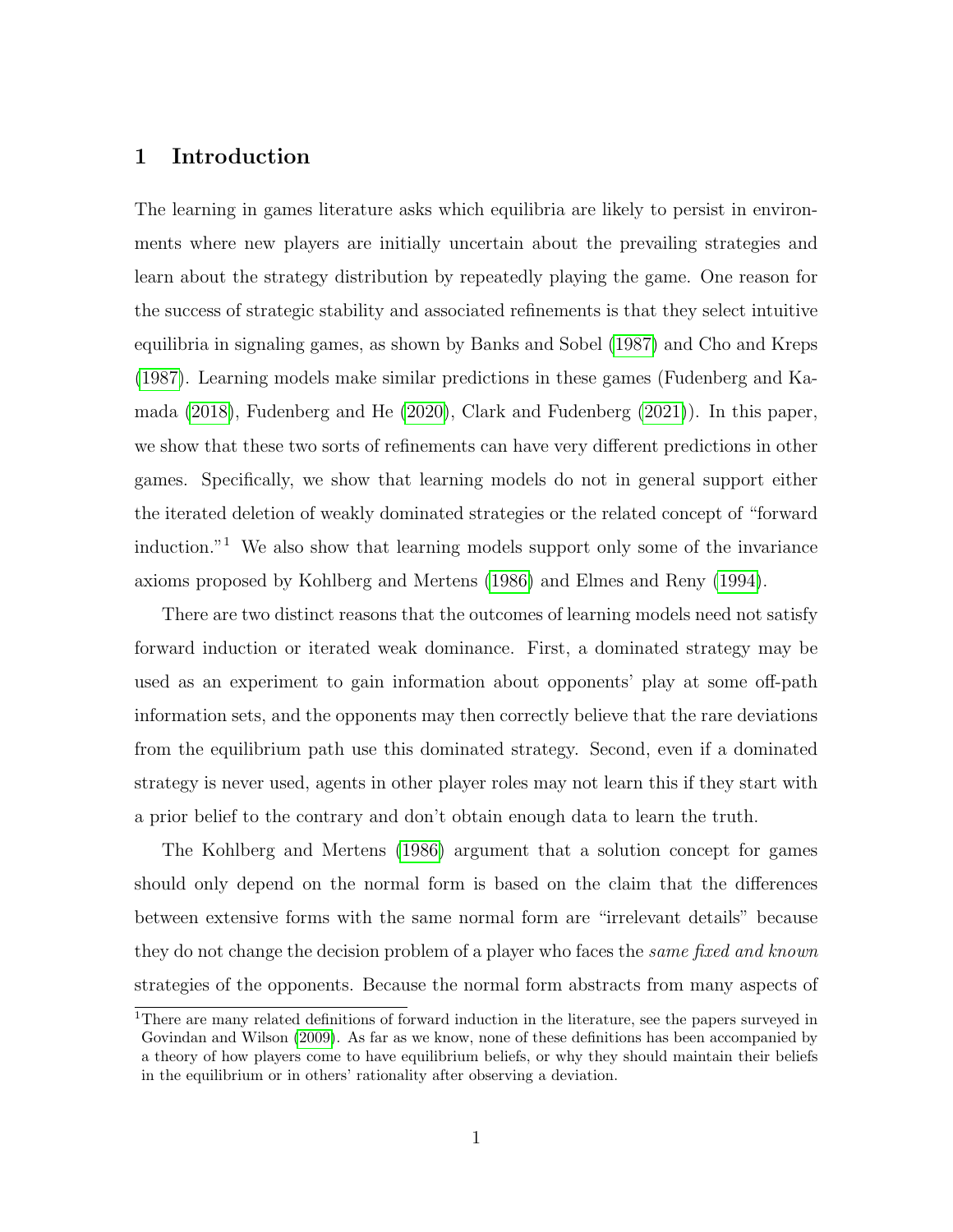## 1 Introduction

The learning in games literature asks which equilibria are likely to persist in environments where new players are initially uncertain about the prevailing strategies and learn about the strategy distribution by repeatedly playing the game. One reason for the success of strategic stability and associated refinements is that they select intuitive equilibria in signaling games, as shown by Banks and Sobel (1987) and Cho and Kreps (1987). Learning models make similar predictions in these games (Fudenberg and Kamada (2018), Fudenberg and He (2020), Clark and Fudenberg (2021)). In this paper, we show that these two sorts of refinements can have very different predictions in other games. Specifically, we show that learning models do not in general support either the iterated deletion of weakly dominated strategies or the related concept of "forward induction."[1] We also show that learning models support only some of the invariance axioms proposed by Kohlberg and Mertens (1986) and Elmes and Reny (1994).

There are two distinct reasons that the outcomes of learning models need not satisfy forward induction or iterated weak dominance. First, a dominated strategy may be used as an experiment to gain information about opponents' play at some off-path information sets, and the opponents may then correctly believe that the rare deviations from the equilibrium path use this dominated strategy. Second, even if a dominated strategy is never used, agents in other player roles may not learn this if they start with a prior belief to the contrary and don't obtain enough data to learn the truth.

The Kohlberg and Mertens (1986) argument that a solution concept for games should only depend on the normal form is based on the claim that the differences between extensive forms with the same normal form are "irrelevant details" because they do not change the decision problem of a player who faces the *same fixed and known* strategies of the opponents. Because the normal form abstracts from many aspects of

[1] There are many related definitions of forward induction in the literature, see the papers surveyed in Govindan and Wilson (2009). As far as we know, none of these definitions has been accompanied by a theory of how players come to have equilibrium beliefs, or why they should maintain their beliefs in the equilibrium or in others' rationality after observing a deviation.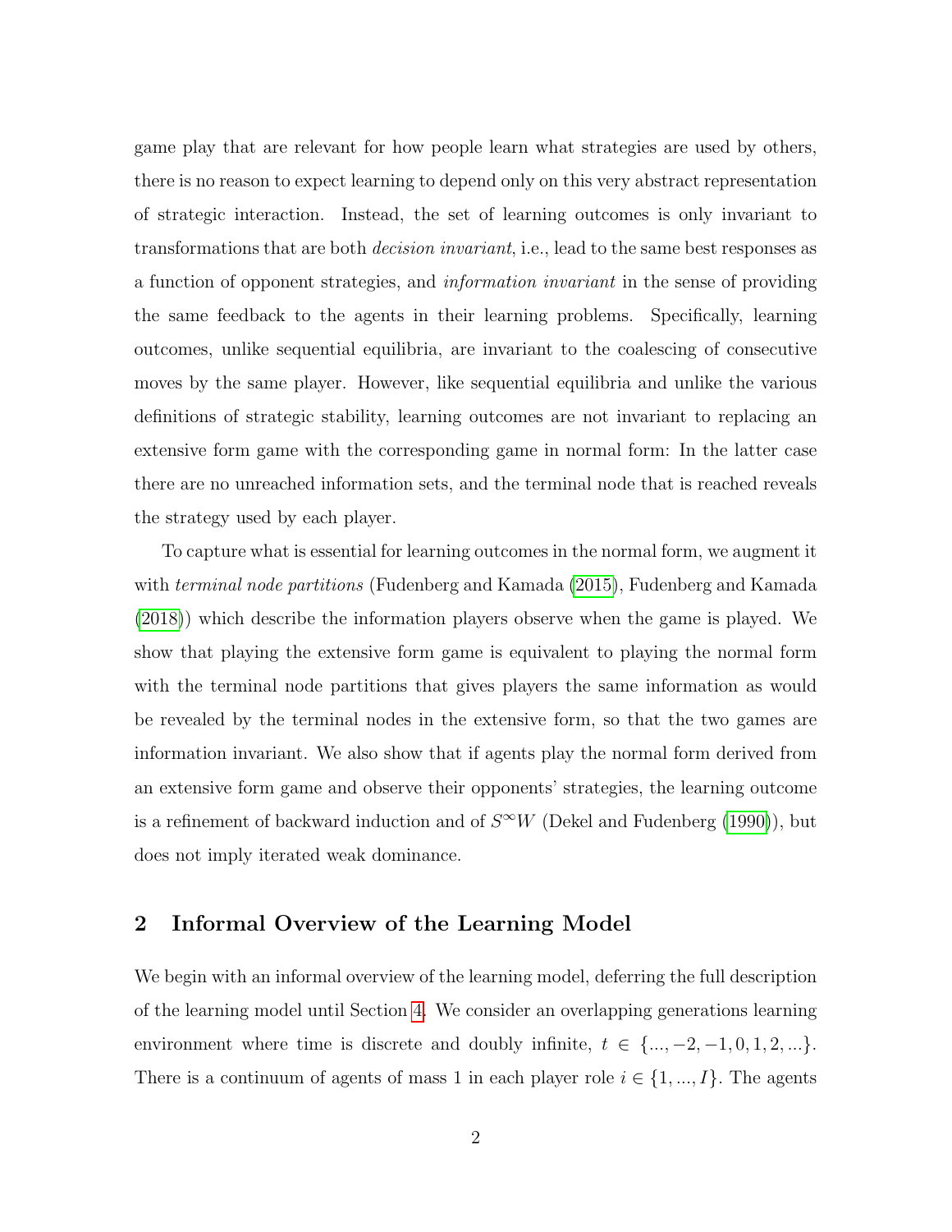game play that are relevant for how people learn what strategies are used by others, there is no reason to expect learning to depend only on this very abstract representation of strategic interaction. Instead, the set of learning outcomes is only invariant to transformations that are both *decision invariant*, i.e., lead to the same best responses as a function of opponent strategies, and *information invariant* in the sense of providing the same feedback to the agents in their learning problems. Specifically, learning outcomes, unlike sequential equilibria, are invariant to the coalescing of consecutive moves by the same player. However, like sequential equilibria and unlike the various definitions of strategic stability, learning outcomes are not invariant to replacing an extensive form game with the corresponding game in normal form: In the latter case there are no unreached information sets, and the terminal node that is reached reveals the strategy used by each player.

To capture what is essential for learning outcomes in the normal form, we augment it with *terminal node partitions* (Fudenberg and Kamada (2015), Fudenberg and Kamada (2018)) which describe the information players observe when the game is played. We show that playing the extensive form game is equivalent to playing the normal form with the terminal node partitions that gives players the same information as would be revealed by the terminal nodes in the extensive form, so that the two games are information invariant. We also show that if agents play the normal form derived from an extensive form game and observe their opponents' strategies, the learning outcome is a refinement of backward induction and of $S^{\infty}W$ (Dekel and Fudenberg (1990)), but does not imply iterated weak dominance.

## 2 Informal Overview of the Learning Model

We begin with an informal overview of the learning model, deferring the full description of the learning model until Section 4. We consider an overlapping generations learning environment where time is discrete and doubly infinite, $t \in \{..., -2, -1, 0, 1, 2, ...\}$. There is a continuum of agents of mass 1 in each player role $i \in \{1, ..., I\}$. The agents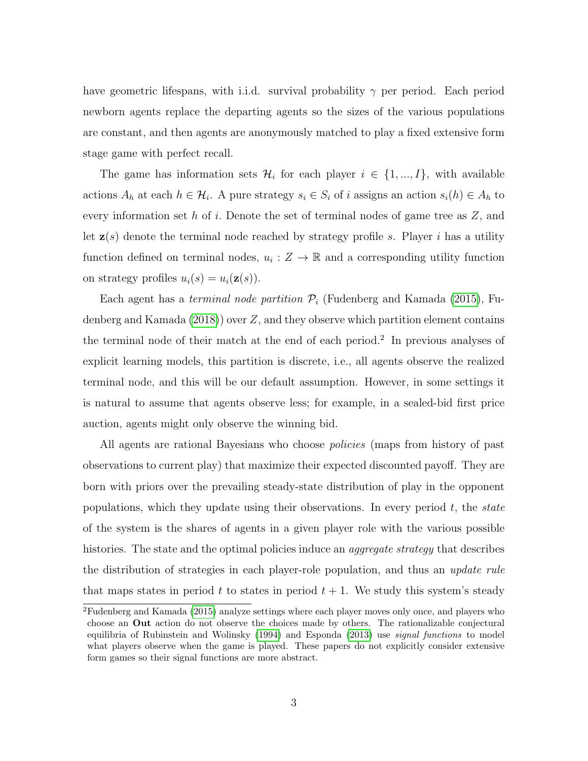have geometric lifespans, with i.i.d. survival probability $\gamma$ per period. Each period newborn agents replace the departing agents so the sizes of the various populations are constant, and then agents are anonymously matched to play a fixed extensive form stage game with perfect recall.

The game has information sets $\mathcal{H}_i$ for each player $i \in \{1, ..., I\}$, with available actions $A_h$ at each $h \in \mathcal{H}_i$. A pure strategy $s_i \in S_i$ of $i$ assigns an action $s_i(h) \in A_h$ to every information set $h$ of $i$. Denote the set of terminal nodes of game tree as $Z$, and let $\mathbf{z}(s)$ denote the terminal node reached by strategy profile $s$. Player $i$ has a utility function defined on terminal nodes, $u_i : Z \to \mathbb{R}$ and a corresponding utility function on strategy profiles $u_i(s) = u_i(\mathbf{z}(s))$.

Each agent has a *terminal node partition* $\mathcal{P}_i$ (Fudenberg and Kamada (2015), Fudenberg and Kamada (2018)) over $Z$, and they observe which partition element contains the terminal node of their match at the end of each period.[2] In previous analyses of explicit learning models, this partition is discrete, i.e., all agents observe the realized terminal node, and this will be our default assumption. However, in some settings it is natural to assume that agents observe less; for example, in a sealed-bid first price auction, agents might only observe the winning bid.

All agents are rational Bayesians who choose *policies* (maps from history of past observations to current play) that maximize their expected discounted payoff. They are born with priors over the prevailing steady-state distribution of play in the opponent populations, which they update using their observations. In every period $t$, the *state* of the system is the shares of agents in a given player role with the various possible histories. The state and the optimal policies induce an *aggregate strategy* that describes the distribution of strategies in each player-role population, and thus an *update rule* that maps states in period $t$ to states in period $t + 1$. We study this system's steady

[2]Fudenberg and Kamada (2015) analyze settings where each player moves only once, and players who choose an **Out** action do not observe the choices made by others. The rationalizable conjectural equilibria of Rubinstein and Wolinsky (1994) and Esponda (2013) use *signal functions* to model what players observe when the game is played. These papers do not explicitly consider extensive form games so their signal functions are more abstract.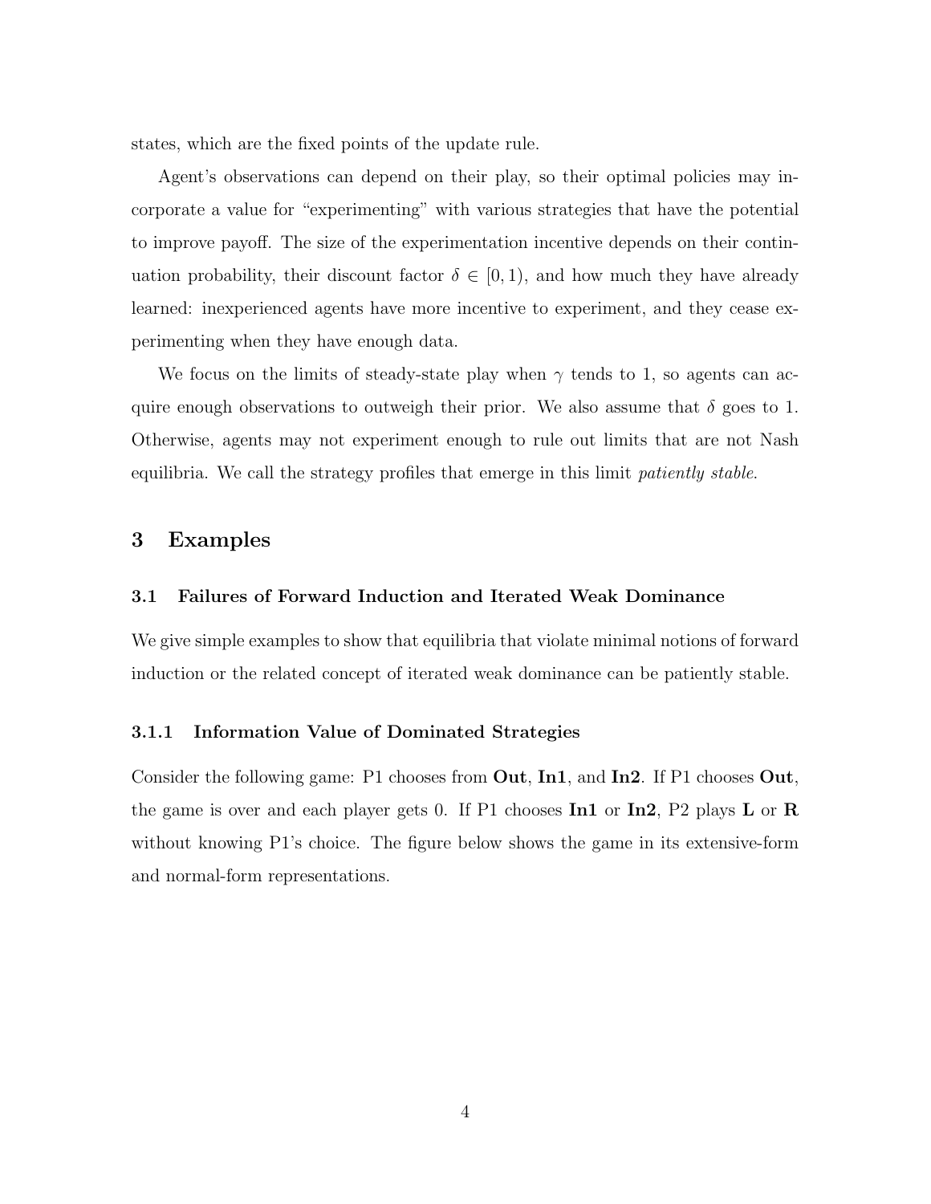states, which are the fixed points of the update rule.

Agent's observations can depend on their play, so their optimal policies may incorporate a value for "experimenting" with various strategies that have the potential to improve payoff. The size of the experimentation incentive depends on their continuation probability, their discount factor $\delta \in [0, 1)$, and how much they have already learned: inexperienced agents have more incentive to experiment, and they cease experimenting when they have enough data.

We focus on the limits of steady-state play when $\gamma$ tends to 1, so agents can acquire enough observations to outweigh their prior. We also assume that $\delta$ goes to 1. Otherwise, agents may not experiment enough to rule out limits that are not Nash equilibria. We call the strategy profiles that emerge in this limit *patiently stable*.

## 3 Examples

### 3.1 Failures of Forward Induction and Iterated Weak Dominance

We give simple examples to show that equilibria that violate minimal notions of forward induction or the related concept of iterated weak dominance can be patiently stable.

#### 3.1.1 Information Value of Dominated Strategies

Consider the following game: P1 chooses from **Out**, **In1**, and **In2**. If P1 chooses **Out**, the game is over and each player gets 0. If P1 chooses **In1** or **In2**, P2 plays **L** or **R** without knowing P1's choice. The figure below shows the game in its extensive-form and normal-form representations.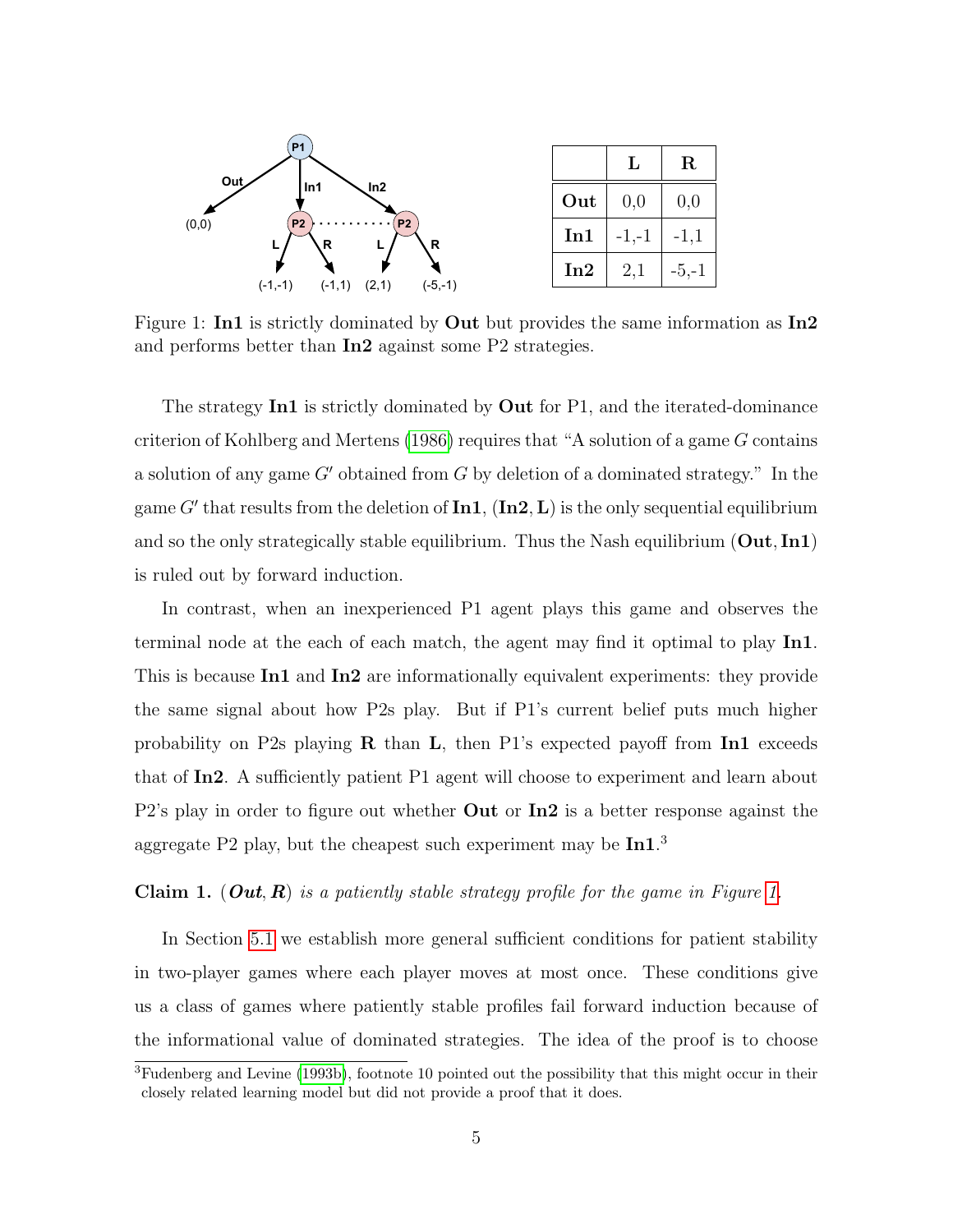|  | **L** | **R** |
|---|---|---|
| **Out** | 0,0 | 0,0 |
| **In1** | -1,-1 | -1,1 |
| **In2** | 2,1 | -5,-1 |

Figure 1: **In1** is strictly dominated by **Out** but provides the same information as **In2** and performs better than **In2** against some P2 strategies.

The strategy **In1** is strictly dominated by **Out** for P1, and the iterated-dominance criterion of Kohlberg and Mertens (1986) requires that "A solution of a game $G$ contains a solution of any game $G'$ obtained from $G$ by deletion of a dominated strategy." In the game $G'$ that results from the deletion of **In1**, $(\mathbf{In2}, \mathbf{L})$ is the only sequential equilibrium and so the only strategically stable equilibrium. Thus the Nash equilibrium $(\mathbf{Out}, \mathbf{In1})$ is ruled out by forward induction.

In contrast, when an inexperienced P1 agent plays this game and observes the terminal node at the each of each match, the agent may find it optimal to play **In1**. This is because **In1** and **In2** are informationally equivalent experiments: they provide the same signal about how P2s play. But if P1's current belief puts much higher probability on P2s playing **R** than **L**, then P1's expected payoff from **In1** exceeds that of **In2**. A sufficiently patient P1 agent will choose to experiment and learn about P2's play in order to figure out whether **Out** or **In2** is a better response against the aggregate P2 play, but the cheapest such experiment may be **In1**.[3]

**Claim 1.** *$(\boldsymbol{Out}, \boldsymbol{R})$ is a patiently stable strategy profile for the game in Figure 1.*

In Section 5.1 we establish more general sufficient conditions for patient stability in two-player games where each player moves at most once. These conditions give us a class of games where patiently stable profiles fail forward induction because of the informational value of dominated strategies. The idea of the proof is to choose

[3] Fudenberg and Levine (1993b), footnote 10 pointed out the possibility that this might occur in their closely related learning model but did not provide a proof that it does.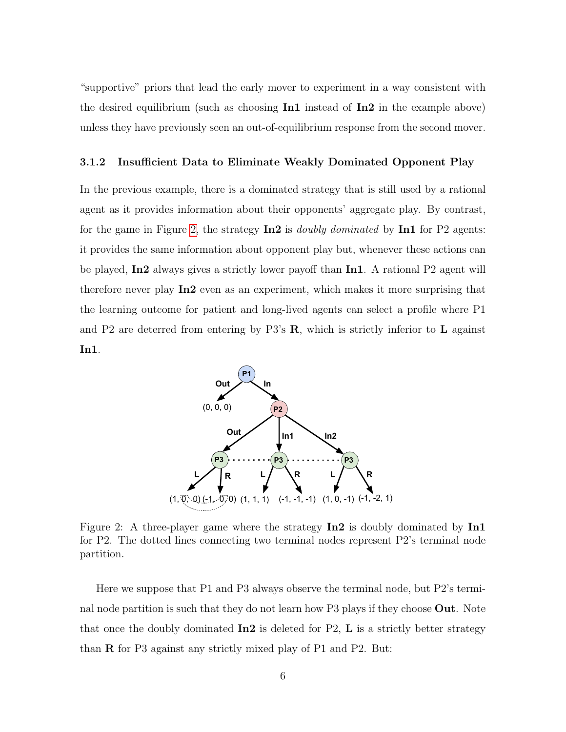"supportive" priors that lead the early mover to experiment in a way consistent with the desired equilibrium (such as choosing **In1** instead of **In2** in the example above) unless they have previously seen an out-of-equilibrium response from the second mover.

### 3.1.2 Insufficient Data to Eliminate Weakly Dominated Opponent Play

In the previous example, there is a dominated strategy that is still used by a rational agent as it provides information about their opponents' aggregate play. By contrast, for the game in Figure 2, the strategy **In2** is *doubly dominated* by **In1** for P2 agents: it provides the same information about opponent play but, whenever these actions can be played, **In2** always gives a strictly lower payoff than **In1**. A rational P2 agent will therefore never play **In2** even as an experiment, which makes it more surprising that the learning outcome for patient and long-lived agents can select a profile where P1 and P2 are deterred from entering by P3's **R**, which is strictly inferior to **L** against **In1**.

Figure 2: A three-player game where the strategy **In2** is doubly dominated by **In1** for P2. The dotted lines connecting two terminal nodes represent P2's terminal node partition.

Here we suppose that P1 and P3 always observe the terminal node, but P2's terminal node partition is such that they do not learn how P3 plays if they choose **Out**. Note that once the doubly dominated **In2** is deleted for P2, **L** is a strictly better strategy than **R** for P3 against any strictly mixed play of P1 and P2. But: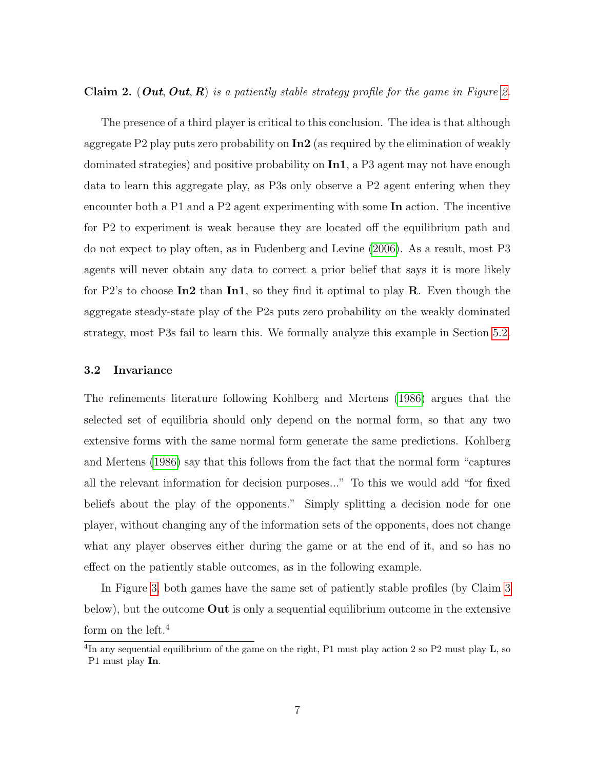**Claim 2.** *(**Out**, **Out**, **R**) is a patiently stable strategy profile for the game in Figure 2.*

The presence of a third player is critical to this conclusion. The idea is that although aggregate P2 play puts zero probability on **In2** (as required by the elimination of weakly dominated strategies) and positive probability on **In1**, a P3 agent may not have enough data to learn this aggregate play, as P3s only observe a P2 agent entering when they encounter both a P1 and a P2 agent experimenting with some **In** action. The incentive for P2 to experiment is weak because they are located off the equilibrium path and do not expect to play often, as in Fudenberg and Levine (2006). As a result, most P3 agents will never obtain any data to correct a prior belief that says it is more likely for P2's to choose **In2** than **In1**, so they find it optimal to play **R**. Even though the aggregate steady-state play of the P2s puts zero probability on the weakly dominated strategy, most P3s fail to learn this. We formally analyze this example in Section 5.2.

### 3.2 Invariance

The refinements literature following Kohlberg and Mertens (1986) argues that the selected set of equilibria should only depend on the normal form, so that any two extensive forms with the same normal form generate the same predictions. Kohlberg and Mertens (1986) say that this follows from the fact that the normal form "captures all the relevant information for decision purposes..." To this we would add "for fixed beliefs about the play of the opponents." Simply splitting a decision node for one player, without changing any of the information sets of the opponents, does not change what any player observes either during the game or at the end of it, and so has no effect on the patiently stable outcomes, as in the following example.

In Figure 3, both games have the same set of patiently stable profiles (by Claim 3 below), but the outcome **Out** is only a sequential equilibrium outcome in the extensive form on the left.[4]

[4] In any sequential equilibrium of the game on the right, P1 must play action 2 so P2 must play **L**, so P1 must play **In**.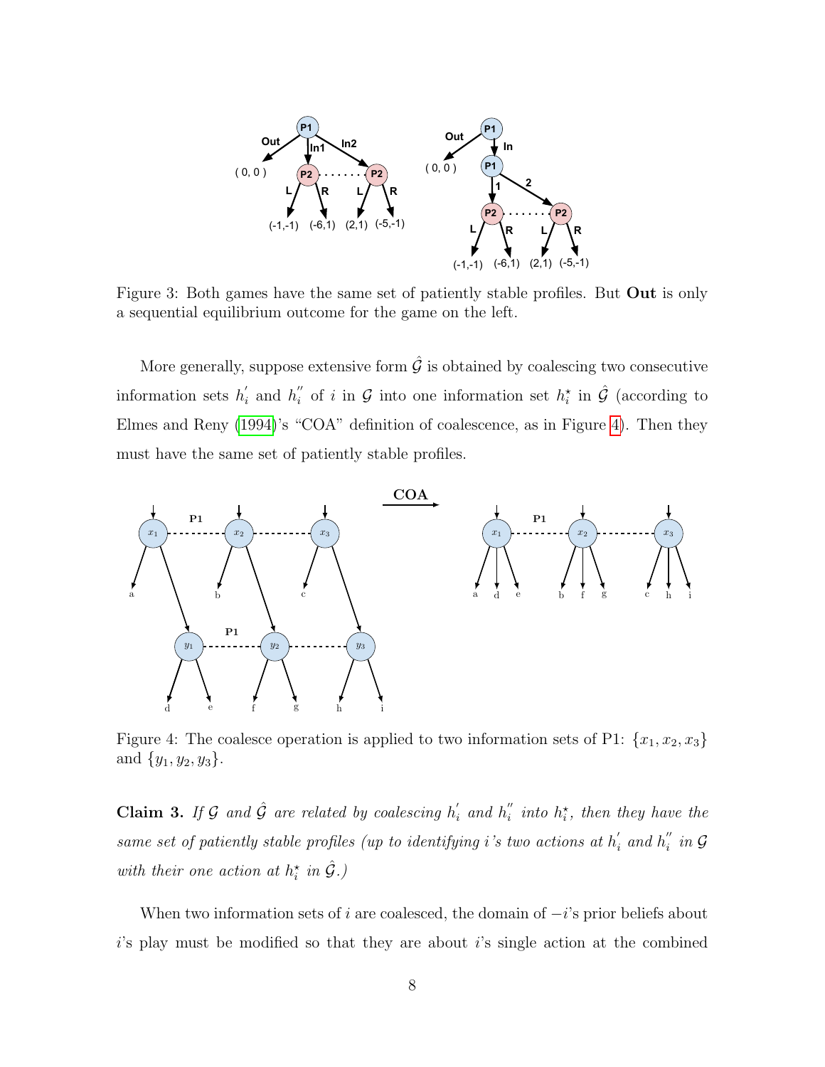Figure 3: Both games have the same set of patiently stable profiles. But **Out** is only a sequential equilibrium outcome for the game on the left.

More generally, suppose extensive form $\hat{\mathcal{G}}$ is obtained by coalescing two consecutive information sets $h_i^{'}$ and $h_i^{''}$ of $i$ in $\mathcal{G}$ into one information set $h_i^{\star}$ in $\hat{\mathcal{G}}$ (according to Elmes and Reny (1994)'s "COA" definition of coalescence, as in Figure 4). Then they must have the same set of patiently stable profiles.

Figure 4: The coalesce operation is applied to two information sets of P1: $\{x_1, x_2, x_3\}$ and $\{y_1, y_2, y_3\}$.

**Claim 3.** *If $\mathcal{G}$ and $\hat{\mathcal{G}}$ are related by coalescing $h_i^{'}$ and $h_i^{''}$ into $h_i^{\star}$, then they have the same set of patiently stable profiles (up to identifying $i$'s two actions at $h_i^{'}$ and $h_i^{''}$ in $\mathcal{G}$ with their one action at $h_i^{\star}$ in $\hat{\mathcal{G}}$.)*

When two information sets of $i$ are coalesced, the domain of $-i$'s prior beliefs about $i$'s play must be modified so that they are about $i$'s single action at the combined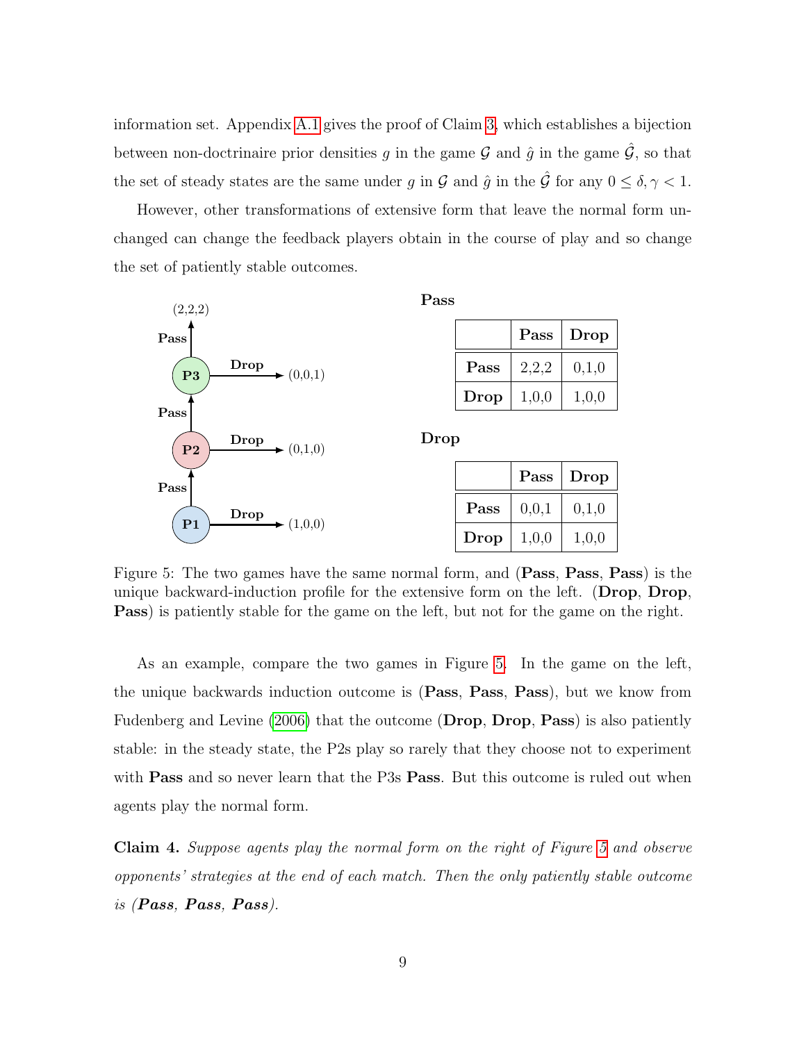information set. Appendix A.1 gives the proof of Claim 3, which establishes a bijection between non-doctrinaire prior densities $g$ in the game $\mathcal{G}$ and $\hat{g}$ in the game $\hat{\mathcal{G}}$, so that the set of steady states are the same under $g$ in $\mathcal{G}$ and $\hat{g}$ in the $\hat{\mathcal{G}}$ for any $0 \leq \delta, \gamma < 1$.

However, other transformations of extensive form that leave the normal form unchanged can change the feedback players obtain in the course of play and so change the set of patiently stable outcomes.

**Pass**

| | **Pass** | **Drop** |
|---|---|---|
| **Pass** | 2,2,2 | 0,1,0 |
| **Drop** | 1,0,0 | 1,0,0 |

**Drop**

| | **Pass** | **Drop** |
|---|---|---|
| **Pass** | 0,0,1 | 0,1,0 |
| **Drop** | 1,0,0 | 1,0,0 |

Figure 5: The two games have the same normal form, and (**Pass**, **Pass**, **Pass**) is the unique backward-induction profile for the extensive form on the left. (**Drop**, **Drop**, **Pass**) is patiently stable for the game on the left, but not for the game on the right.

As an example, compare the two games in Figure 5. In the game on the left, the unique backwards induction outcome is (**Pass**, **Pass**, **Pass**), but we know from Fudenberg and Levine (2006) that the outcome (**Drop**, **Drop**, **Pass**) is also patiently stable: in the steady state, the P2s play so rarely that they choose not to experiment with **Pass** and so never learn that the P3s **Pass**. But this outcome is ruled out when agents play the normal form.

**Claim 4.** *Suppose agents play the normal form on the right of Figure 5 and observe opponents' strategies at the end of each match. Then the only patiently stable outcome is (**Pass**, **Pass**, **Pass**).*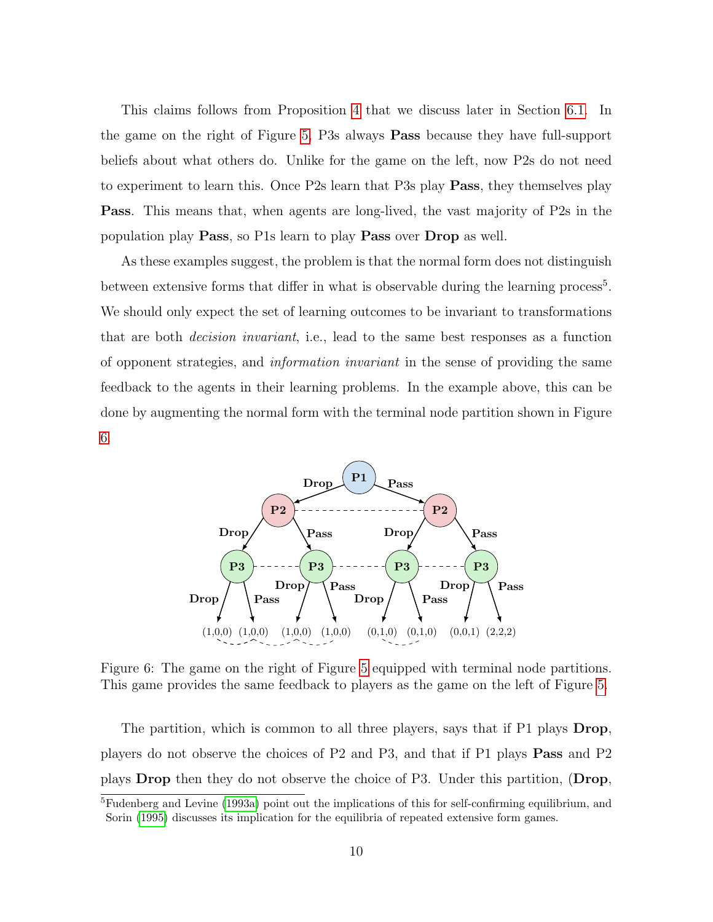This claims follows from Proposition 4 that we discuss later in Section 6.1. In the game on the right of Figure 5, P3s always **Pass** because they have full-support beliefs about what others do. Unlike for the game on the left, now P2s do not need to experiment to learn this. Once P2s learn that P3s play **Pass**, they themselves play **Pass**. This means that, when agents are long-lived, the vast majority of P2s in the population play **Pass**, so P1s learn to play **Pass** over **Drop** as well.

As these examples suggest, the problem is that the normal form does not distinguish between extensive forms that differ in what is observable during the learning process[5]. We should only expect the set of learning outcomes to be invariant to transformations that are both *decision invariant*, i.e., lead to the same best responses as a function of opponent strategies, and *information invariant* in the sense of providing the same feedback to the agents in their learning problems. In the example above, this can be done by augmenting the normal form with the terminal node partition shown in Figure 6.

Figure 6: The game on the right of Figure 5 equipped with terminal node partitions. This game provides the same feedback to players as the game on the left of Figure 5.

The partition, which is common to all three players, says that if P1 plays **Drop**, players do not observe the choices of P2 and P3, and that if P1 plays **Pass** and P2 plays **Drop** then they do not observe the choice of P3. Under this partition, (**Drop**,

[5] Fudenberg and Levine (1993a) point out the implications of this for self-confirming equilibrium, and Sorin (1995) discusses its implication for the equilibria of repeated extensive form games.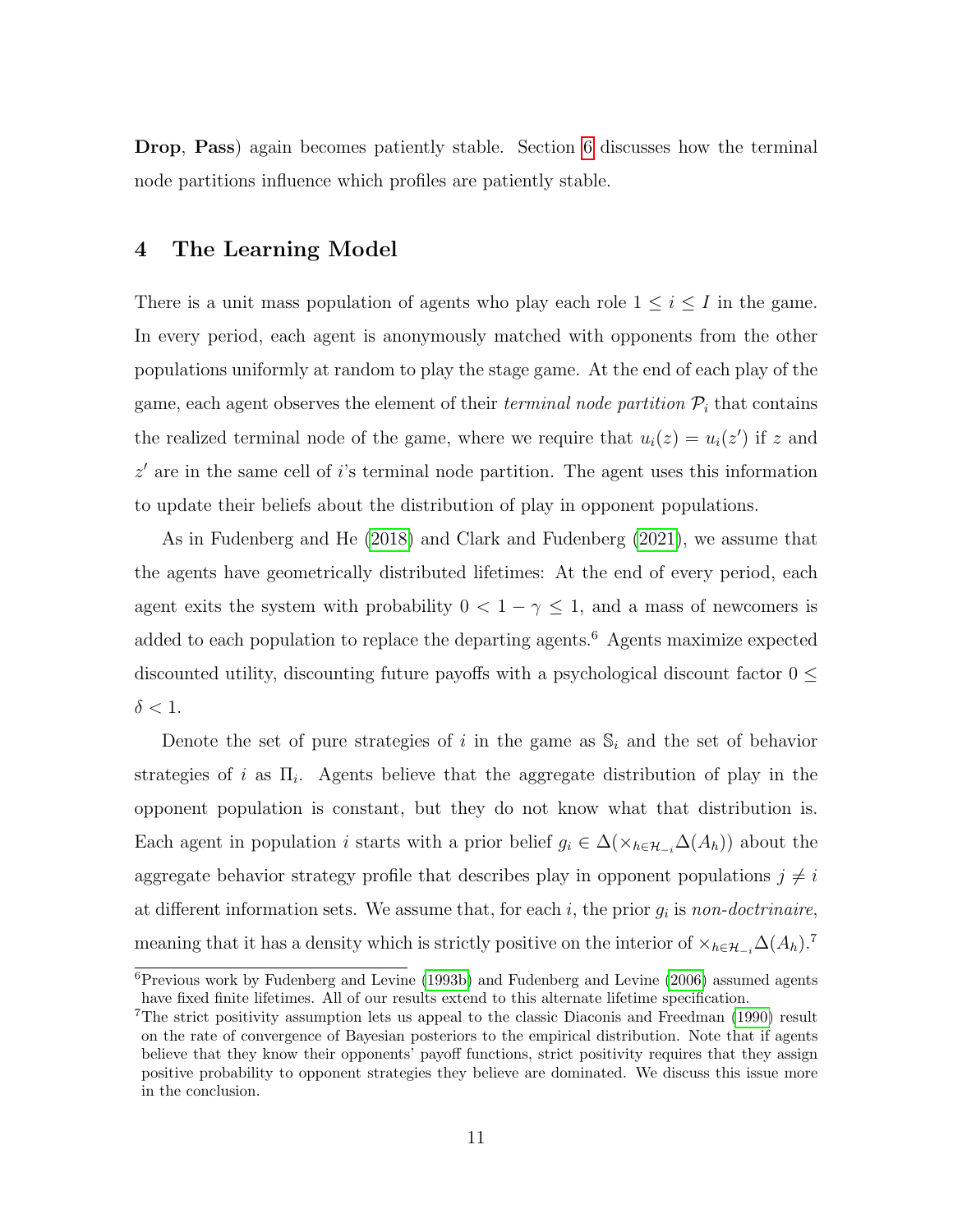**Drop**, **Pass**) again becomes patiently stable. Section 6 discusses how the terminal node partitions influence which profiles are patiently stable.

## 4 The Learning Model

There is a unit mass population of agents who play each role $1 \leq i \leq I$ in the game. In every period, each agent is anonymously matched with opponents from the other populations uniformly at random to play the stage game. At the end of each play of the game, each agent observes the element of their *terminal node partition* $\mathcal{P}_i$ that contains the realized terminal node of the game, where we require that $u_i(z) = u_i(z')$ if $z$ and $z'$ are in the same cell of $i$'s terminal node partition. The agent uses this information to update their beliefs about the distribution of play in opponent populations.

As in Fudenberg and He (2018) and Clark and Fudenberg (2021), we assume that the agents have geometrically distributed lifetimes: At the end of every period, each agent exits the system with probability $0 < 1 - \gamma \leq 1$, and a mass of newcomers is added to each population to replace the departing agents.[6] Agents maximize expected discounted utility, discounting future payoffs with a psychological discount factor $0 \leq \delta < 1$.

Denote the set of pure strategies of $i$ in the game as $\mathbb{S}_i$ and the set of behavior strategies of $i$ as $\Pi_i$. Agents believe that the aggregate distribution of play in the opponent population is constant, but they do not know what that distribution is. Each agent in population $i$ starts with a prior belief $g_i \in \Delta(\times_{h \in \mathcal{H}_{-i}} \Delta(A_h))$ about the aggregate behavior strategy profile that describes play in opponent populations $j \neq i$ at different information sets. We assume that, for each $i$, the prior $g_i$ is *non-doctrinaire*, meaning that it has a density which is strictly positive on the interior of $\times_{h \in \mathcal{H}_{-i}} \Delta(A_h)$.[7]

[6] Previous work by Fudenberg and Levine (1993b) and Fudenberg and Levine (2006) assumed agents have fixed finite lifetimes. All of our results extend to this alternate lifetime specification.

[7] The strict positivity assumption lets us appeal to the classic Diaconis and Freedman (1990) result on the rate of convergence of Bayesian posteriors to the empirical distribution. Note that if agents believe that they know their opponents' payoff functions, strict positivity requires that they assign positive probability to opponent strategies they believe are dominated. We discuss this issue more in the conclusion.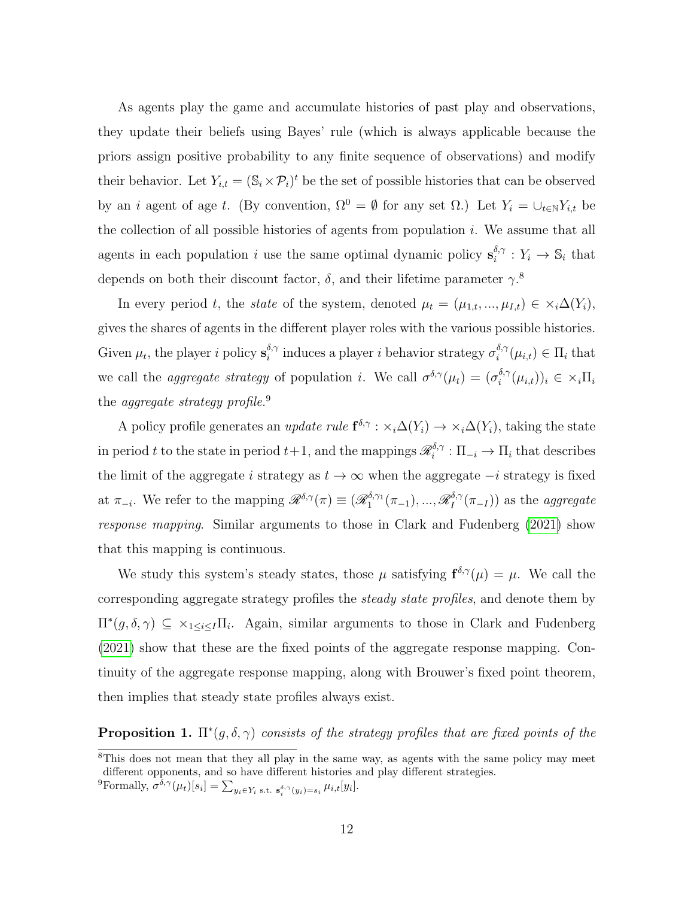As agents play the game and accumulate histories of past play and observations, they update their beliefs using Bayes' rule (which is always applicable because the priors assign positive probability to any finite sequence of observations) and modify their behavior. Let $Y_{i,t} = (\mathbb{S}_i \times \mathcal{P}_i)^t$ be the set of possible histories that can be observed by an $i$ agent of age $t$. (By convention, $\Omega^0 = \emptyset$ for any set $\Omega$.) Let $Y_i = \cup_{t \in \mathbb{N}} Y_{i,t}$ be the collection of all possible histories of agents from population $i$. We assume that all agents in each population $i$ use the same optimal dynamic policy $\mathbf{s}_i^{\delta,\gamma} : Y_i \to \mathbb{S}_i$ that depends on both their discount factor, $\delta$, and their lifetime parameter $\gamma$.[8]

In every period $t$, the *state* of the system, denoted $\mu_t = (\mu_{1,t}, ..., \mu_{I,t}) \in \times_i \Delta(Y_i)$, gives the shares of agents in the different player roles with the various possible histories. Given $\mu_t$, the player $i$ policy $\mathbf{s}_i^{\delta,\gamma}$ induces a player $i$ behavior strategy $\sigma_i^{\delta,\gamma}(\mu_{i,t}) \in \Pi_i$ that we call the *aggregate strategy* of population $i$. We call $\sigma^{\delta,\gamma}(\mu_t) = (\sigma_i^{\delta,\gamma}(\mu_{i,t}))_i \in \times_i \Pi_i$ the *aggregate strategy profile*.[9]

A policy profile generates an *update rule* $\mathbf{f}^{\delta,\gamma} : \times_i \Delta(Y_i) \to \times_i \Delta(Y_i)$, taking the state in period $t$ to the state in period $t+1$, and the mappings $\mathscr{R}_i^{\delta,\gamma} : \Pi_{-i} \to \Pi_i$ that describes the limit of the aggregate $i$ strategy as $t \to \infty$ when the aggregate $-i$ strategy is fixed at $\pi_{-i}$. We refer to the mapping $\mathscr{R}^{\delta,\gamma}(\pi) \equiv (\mathscr{R}_1^{\delta,\gamma_1}(\pi_{-1}), ..., \mathscr{R}_I^{\delta,\gamma}(\pi_{-I}))$ as the *aggregate response mapping*. Similar arguments to those in Clark and Fudenberg (2021) show that this mapping is continuous.

We study this system's steady states, those $\mu$ satisfying $\mathbf{f}^{\delta,\gamma}(\mu) = \mu$. We call the corresponding aggregate strategy profiles the *steady state profiles*, and denote them by $\Pi^*(g, \delta, \gamma) \subseteq \times_{1 \leq i \leq I} \Pi_i$. Again, similar arguments to those in Clark and Fudenberg (2021) show that these are the fixed points of the aggregate response mapping. Continuity of the aggregate response mapping, along with Brouwer's fixed point theorem, then implies that steady state profiles always exist.

**Proposition 1.** *$\Pi^*(g, \delta, \gamma)$ consists of the strategy profiles that are fixed points of the*

---

[8] This does not mean that they all play in the same way, as agents with the same policy may meet different opponents, and so have different histories and play different strategies.

[9] Formally, $\sigma^{\delta,\gamma}(\mu_t)[s_i] = \sum_{y_i \in Y_i \text{ s.t. } \mathbf{s}_i^{\delta,\gamma}(y_i) = s_i} \mu_{i,t}[y_i]$.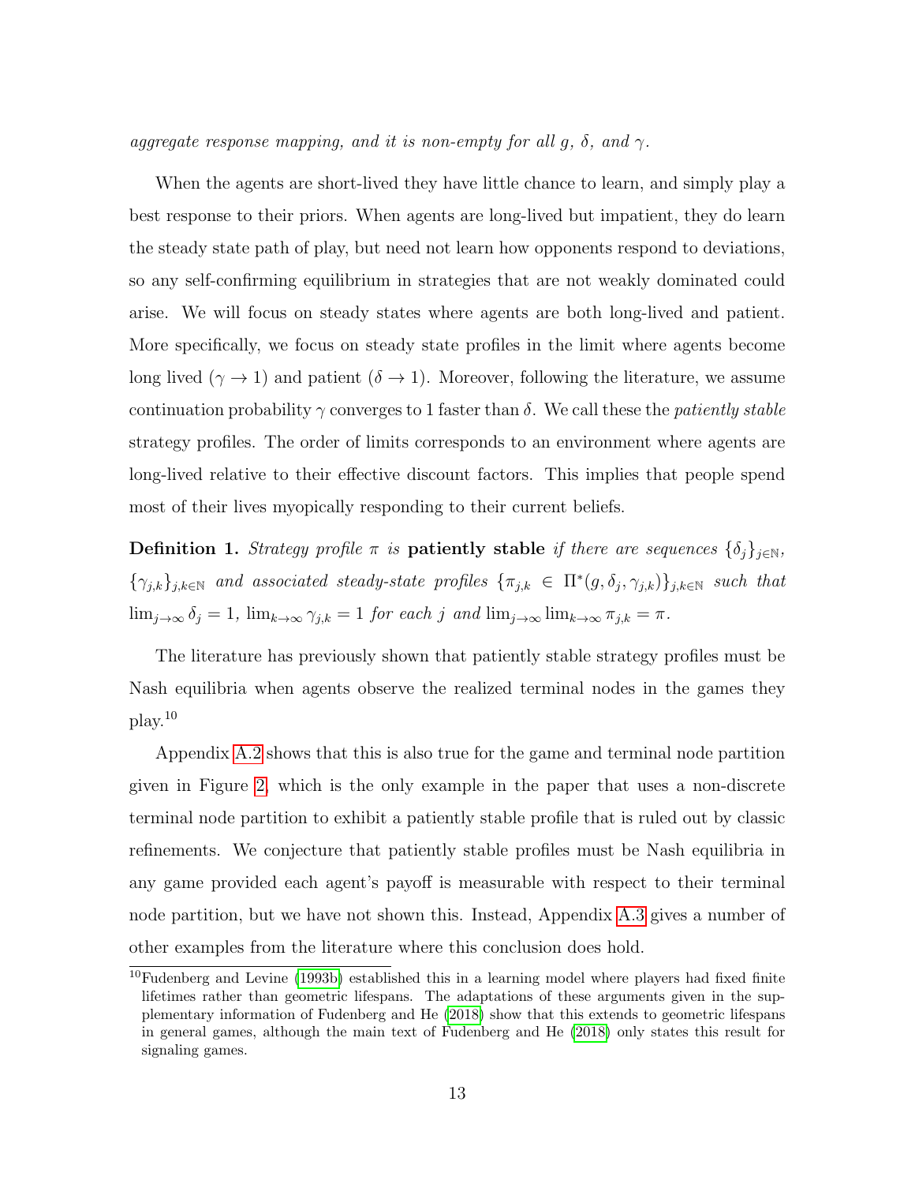*aggregate response mapping, and it is non-empty for all $g$, $\delta$, and $\gamma$.*

When the agents are short-lived they have little chance to learn, and simply play a best response to their priors. When agents are long-lived but impatient, they do learn the steady state path of play, but need not learn how opponents respond to deviations, so any self-confirming equilibrium in strategies that are not weakly dominated could arise. We will focus on steady states where agents are both long-lived and patient. More specifically, we focus on steady state profiles in the limit where agents become long lived ($\gamma \to 1$) and patient ($\delta \to 1$). Moreover, following the literature, we assume continuation probability $\gamma$ converges to 1 faster than $\delta$. We call these the *patiently stable* strategy profiles. The order of limits corresponds to an environment where agents are long-lived relative to their effective discount factors. This implies that people spend most of their lives myopically responding to their current beliefs.

**Definition 1.** *Strategy profile $\pi$ is* **patiently stable** *if there are sequences $\{\delta_j\}_{j\in\mathbb{N}}$, $\{\gamma_{j,k}\}_{j,k\in\mathbb{N}}$ and associated steady-state profiles $\{\pi_{j,k} \in \Pi^*(g, \delta_j, \gamma_{j,k})\}_{j,k\in\mathbb{N}}$ such that $\lim_{j\to\infty} \delta_j = 1$, $\lim_{k\to\infty} \gamma_{j,k} = 1$ for each $j$ and $\lim_{j\to\infty} \lim_{k\to\infty} \pi_{j,k} = \pi$.*

The literature has previously shown that patiently stable strategy profiles must be Nash equilibria when agents observe the realized terminal nodes in the games they play.[10]

Appendix A.2 shows that this is also true for the game and terminal node partition given in Figure 2, which is the only example in the paper that uses a non-discrete terminal node partition to exhibit a patiently stable profile that is ruled out by classic refinements. We conjecture that patiently stable profiles must be Nash equilibria in any game provided each agent's payoff is measurable with respect to their terminal node partition, but we have not shown this. Instead, Appendix A.3 gives a number of other examples from the literature where this conclusion does hold.

[10] Fudenberg and Levine (1993b) established this in a learning model where players had fixed finite lifetimes rather than geometric lifespans. The adaptations of these arguments given in the supplementary information of Fudenberg and He (2018) show that this extends to geometric lifespans in general games, although the main text of Fudenberg and He (2018) only states this result for signaling games.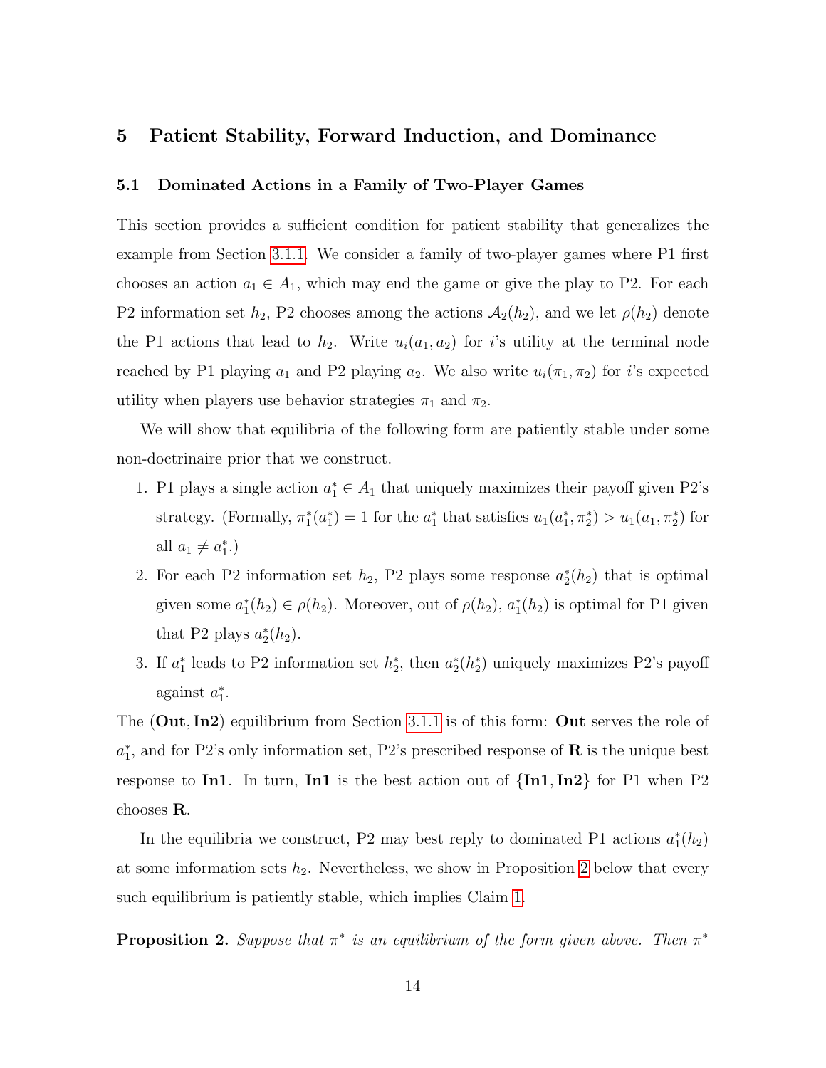## 5 Patient Stability, Forward Induction, and Dominance

### 5.1 Dominated Actions in a Family of Two-Player Games

This section provides a sufficient condition for patient stability that generalizes the example from Section 3.1.1. We consider a family of two-player games where P1 first chooses an action $a_1 \in A_1$, which may end the game or give the play to P2. For each P2 information set $h_2$, P2 chooses among the actions $\mathcal{A}_2(h_2)$, and we let $\rho(h_2)$ denote the P1 actions that lead to $h_2$. Write $u_i(a_1, a_2)$ for $i$'s utility at the terminal node reached by P1 playing $a_1$ and P2 playing $a_2$. We also write $u_i(\pi_1, \pi_2)$ for $i$'s expected utility when players use behavior strategies $\pi_1$ and $\pi_2$.

We will show that equilibria of the following form are patiently stable under some non-doctrinaire prior that we construct.

1. P1 plays a single action $a_1^* \in A_1$ that uniquely maximizes their payoff given P2's strategy. (Formally, $\pi_1^*(a_1^*) = 1$ for the $a_1^*$ that satisfies $u_1(a_1^*, \pi_2^*) > u_1(a_1, \pi_2^*)$ for all $a_1 \neq a_1^*$.)
2. For each P2 information set $h_2$, P2 plays some response $a_2^*(h_2)$ that is optimal given some $a_1^*(h_2) \in \rho(h_2)$. Moreover, out of $\rho(h_2)$, $a_1^*(h_2)$ is optimal for P1 given that P2 plays $a_2^*(h_2)$.
3. If $a_1^*$ leads to P2 information set $h_2^*$, then $a_2^*(h_2^*)$ uniquely maximizes P2's payoff against $a_1^*$.

The (**Out**, **In2**) equilibrium from Section 3.1.1 is of this form: **Out** serves the role of $a_1^*$, and for P2's only information set, P2's prescribed response of **R** is the unique best response to **In1**. In turn, **In1** is the best action out of {**In1**, **In2**} for P1 when P2 chooses **R**.

In the equilibria we construct, P2 may best reply to dominated P1 actions $a_1^*(h_2)$ at some information sets $h_2$. Nevertheless, we show in Proposition 2 below that every such equilibrium is patiently stable, which implies Claim 1.

**Proposition 2.** *Suppose that $\pi^*$ is an equilibrium of the form given above. Then $\pi^*$*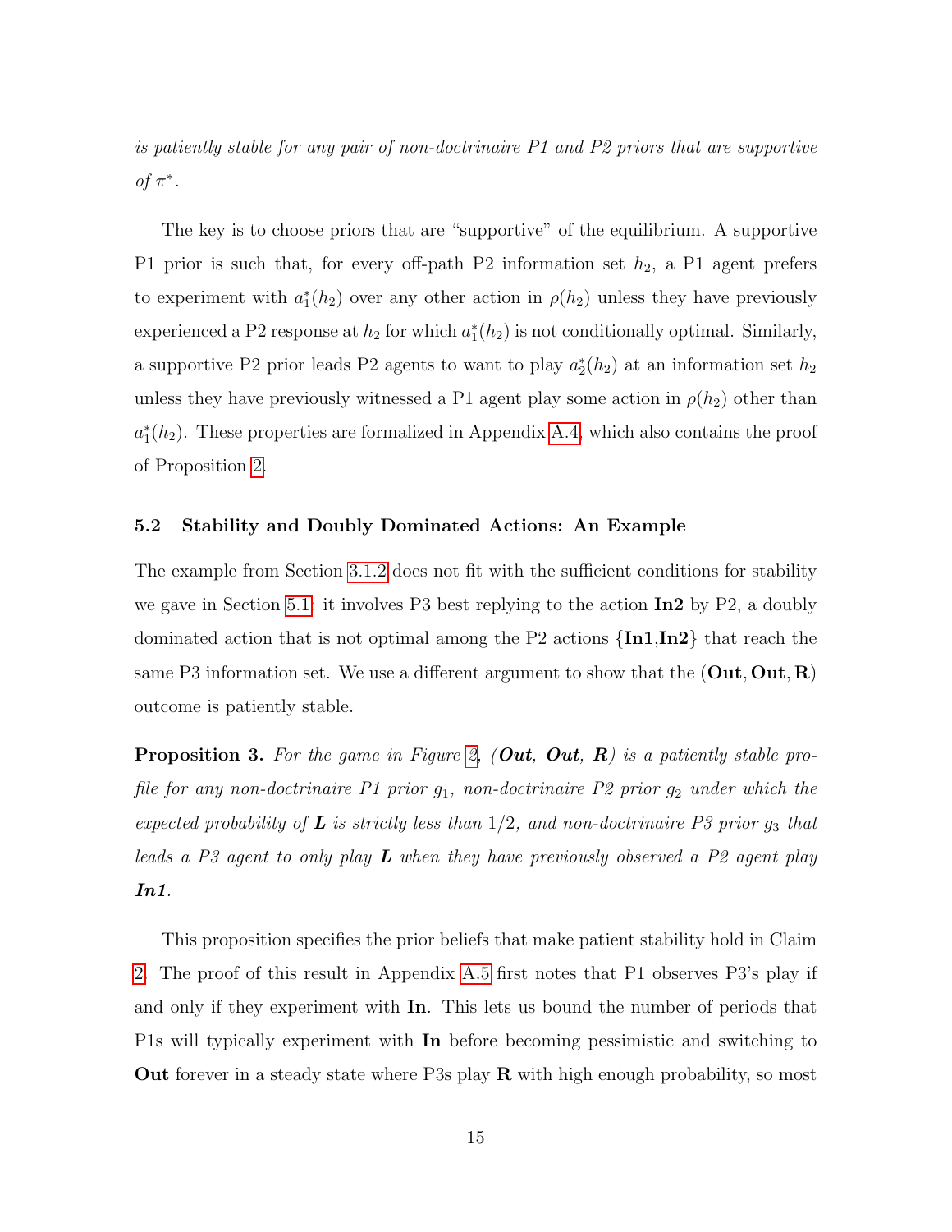*is patiently stable for any pair of non-doctrinaire P1 and P2 priors that are supportive of $\pi^*$.*

The key is to choose priors that are "supportive" of the equilibrium. A supportive P1 prior is such that, for every off-path P2 information set $h_2$, a P1 agent prefers to experiment with $a_1^*(h_2)$ over any other action in $\rho(h_2)$ unless they have previously experienced a P2 response at $h_2$ for which $a_1^*(h_2)$ is not conditionally optimal. Similarly, a supportive P2 prior leads P2 agents to want to play $a_2^*(h_2)$ at an information set $h_2$ unless they have previously witnessed a P1 agent play some action in $\rho(h_2)$ other than $a_1^*(h_2)$. These properties are formalized in Appendix A.4, which also contains the proof of Proposition 2.

### 5.2 Stability and Doubly Dominated Actions: An Example

The example from Section 3.1.2 does not fit with the sufficient conditions for stability we gave in Section 5.1: it involves P3 best replying to the action **In2** by P2, a doubly dominated action that is not optimal among the P2 actions {**In1**,**In2**} that reach the same P3 information set. We use a different argument to show that the (**Out**, **Out**, **R**) outcome is patiently stable.

**Proposition 3.** *For the game in Figure 2, (**Out**, **Out**, **R**) is a patiently stable profile for any non-doctrinaire P1 prior $g_1$, non-doctrinaire P2 prior $g_2$ under which the expected probability of **L** is strictly less than $1/2$, and non-doctrinaire P3 prior $g_3$ that leads a P3 agent to only play **L** when they have previously observed a P2 agent play **In1**.*

This proposition specifies the prior beliefs that make patient stability hold in Claim 2. The proof of this result in Appendix A.5 first notes that P1 observes P3's play if and only if they experiment with **In**. This lets us bound the number of periods that P1s will typically experiment with **In** before becoming pessimistic and switching to **Out** forever in a steady state where P3s play **R** with high enough probability, so most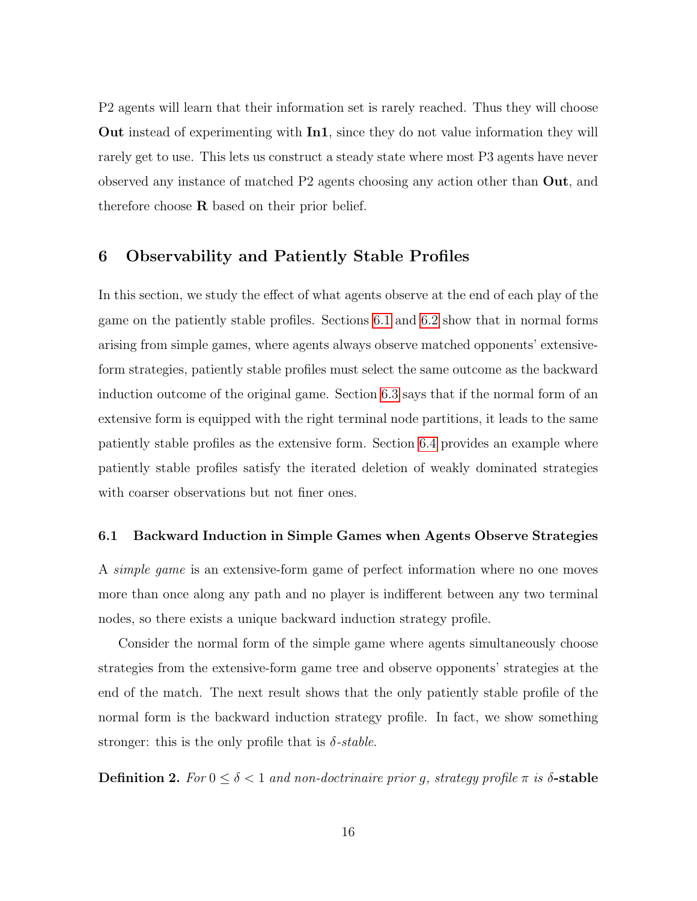P2 agents will learn that their information set is rarely reached. Thus they will choose **Out** instead of experimenting with **In1**, since they do not value information they will rarely get to use. This lets us construct a steady state where most P3 agents have never observed any instance of matched P2 agents choosing any action other than **Out**, and therefore choose **R** based on their prior belief.

## 6 Observability and Patiently Stable Profiles

In this section, we study the effect of what agents observe at the end of each play of the game on the patiently stable profiles. Sections 6.1 and 6.2 show that in normal forms arising from simple games, where agents always observe matched opponents' extensive-form strategies, patiently stable profiles must select the same outcome as the backward induction outcome of the original game. Section 6.3 says that if the normal form of an extensive form is equipped with the right terminal node partitions, it leads to the same patiently stable profiles as the extensive form. Section 6.4 provides an example where patiently stable profiles satisfy the iterated deletion of weakly dominated strategies with coarser observations but not finer ones.

### 6.1 Backward Induction in Simple Games when Agents Observe Strategies

A *simple game* is an extensive-form game of perfect information where no one moves more than once along any path and no player is indifferent between any two terminal nodes, so there exists a unique backward induction strategy profile.

Consider the normal form of the simple game where agents simultaneously choose strategies from the extensive-form game tree and observe opponents' strategies at the end of the match. The next result shows that the only patiently stable profile of the normal form is the backward induction strategy profile. In fact, we show something stronger: this is the only profile that is $\delta$-*stable*.

**Definition 2.** *For $0 \leq \delta < 1$ and non-doctrinaire prior $g$, strategy profile $\pi$ is* **$\delta$-stable**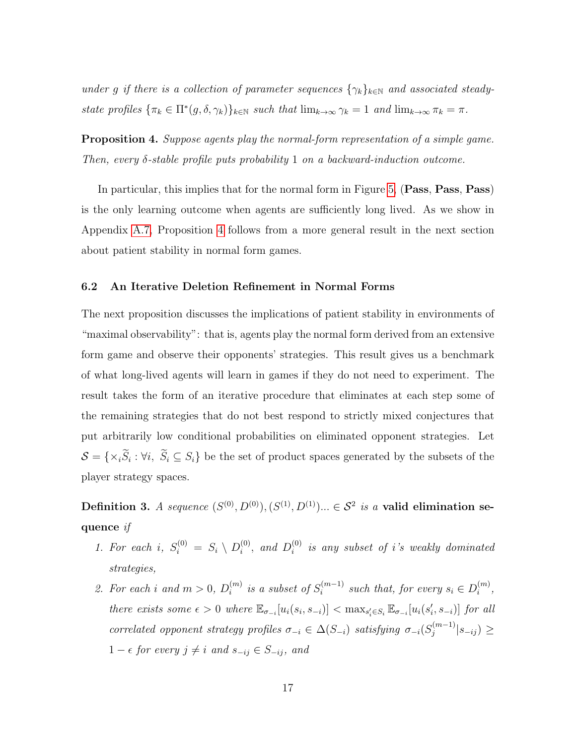*under $g$ if there is a collection of parameter sequences $\{\gamma_k\}_{k\in\mathbb{N}}$ and associated steady-state profiles $\{\pi_k \in \Pi^*(g, \delta, \gamma_k)\}_{k\in\mathbb{N}}$ such that $\lim_{k\to\infty} \gamma_k = 1$ and $\lim_{k\to\infty} \pi_k = \pi$.*

**Proposition 4.** *Suppose agents play the normal-form representation of a simple game. Then, every $\delta$-stable profile puts probability 1 on a backward-induction outcome.*

In particular, this implies that for the normal form in Figure 5, (**Pass**, **Pass**, **Pass**) is the only learning outcome when agents are sufficiently long lived. As we show in Appendix A.7, Proposition 4 follows from a more general result in the next section about patient stability in normal form games.

### 6.2 An Iterative Deletion Refinement in Normal Forms

The next proposition discusses the implications of patient stability in environments of "maximal observability": that is, agents play the normal form derived from an extensive form game and observe their opponents' strategies. This result gives us a benchmark of what long-lived agents will learn in games if they do not need to experiment. The result takes the form of an iterative procedure that eliminates at each step some of the remaining strategies that do not best respond to strictly mixed conjectures that put arbitrarily low conditional probabilities on eliminated opponent strategies. Let $\mathcal{S} = \{\times_i \widetilde{S}_i : \forall i,\ \widetilde{S}_i \subseteq S_i\}$ be the set of product spaces generated by the subsets of the player strategy spaces.

**Definition 3.** *A sequence $(S^{(0)}, D^{(0)}), (S^{(1)}, D^{(1)})... \in \mathcal{S}^2$ is a* **valid elimination sequence** *if*

1. *For each $i$, $S_i^{(0)} = S_i \setminus D_i^{(0)}$, and $D_i^{(0)}$ is any subset of $i$'s weakly dominated strategies,*
2. *For each $i$ and $m > 0$, $D_i^{(m)}$ is a subset of $S_i^{(m-1)}$ such that, for every $s_i \in D_i^{(m)}$, there exists some $\epsilon > 0$ where $\mathbb{E}_{\sigma_{-i}}[u_i(s_i, s_{-i})] < \max_{s_i' \in S_i} \mathbb{E}_{\sigma_{-i}}[u_i(s_i', s_{-i})]$ for all correlated opponent strategy profiles $\sigma_{-i} \in \Delta(S_{-i})$ satisfying $\sigma_{-i}(S_j^{(m-1)}|s_{-ij}) \geq 1 - \epsilon$ for every $j \neq i$ and $s_{-ij} \in S_{-ij}$, and*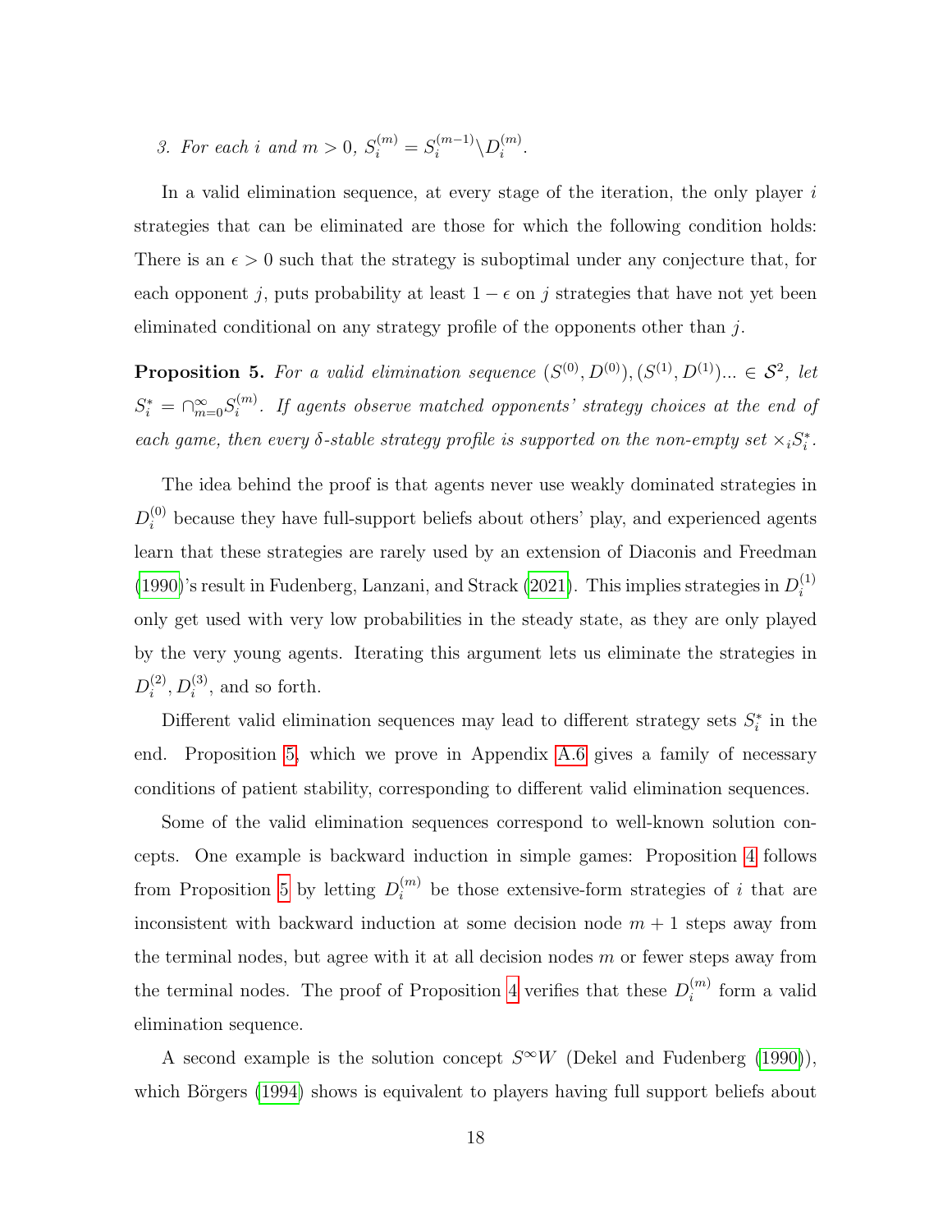3. *For each $i$ and $m > 0$, $S_i^{(m)} = S_i^{(m-1)} \backslash D_i^{(m)}$.*

In a valid elimination sequence, at every stage of the iteration, the only player $i$ strategies that can be eliminated are those for which the following condition holds: There is an $\epsilon > 0$ such that the strategy is suboptimal under any conjecture that, for each opponent $j$, puts probability at least $1 - \epsilon$ on $j$ strategies that have not yet been eliminated conditional on any strategy profile of the opponents other than $j$.

**Proposition 5.** *For a valid elimination sequence $(S^{(0)}, D^{(0)}), (S^{(1)}, D^{(1)}) ... \in \mathcal{S}^2$, let $S_i^* = \cap_{m=0}^{\infty} S_i^{(m)}$. If agents observe matched opponents' strategy choices at the end of each game, then every $\delta$-stable strategy profile is supported on the non-empty set $\times_i S_i^*$.*

The idea behind the proof is that agents never use weakly dominated strategies in $D_i^{(0)}$ because they have full-support beliefs about others' play, and experienced agents learn that these strategies are rarely used by an extension of Diaconis and Freedman (1990)'s result in Fudenberg, Lanzani, and Strack (2021). This implies strategies in $D_i^{(1)}$ only get used with very low probabilities in the steady state, as they are only played by the very young agents. Iterating this argument lets us eliminate the strategies in $D_i^{(2)}, D_i^{(3)}$, and so forth.

Different valid elimination sequences may lead to different strategy sets $S_i^*$ in the end. Proposition 5, which we prove in Appendix A.6 gives a family of necessary conditions of patient stability, corresponding to different valid elimination sequences.

Some of the valid elimination sequences correspond to well-known solution concepts. One example is backward induction in simple games: Proposition 4 follows from Proposition 5 by letting $D_i^{(m)}$ be those extensive-form strategies of $i$ that are inconsistent with backward induction at some decision node $m + 1$ steps away from the terminal nodes, but agree with it at all decision nodes $m$ or fewer steps away from the terminal nodes. The proof of Proposition 4 verifies that these $D_i^{(m)}$ form a valid elimination sequence.

A second example is the solution concept $S^{\infty}W$ (Dekel and Fudenberg (1990)), which Börgers (1994) shows is equivalent to players having full support beliefs about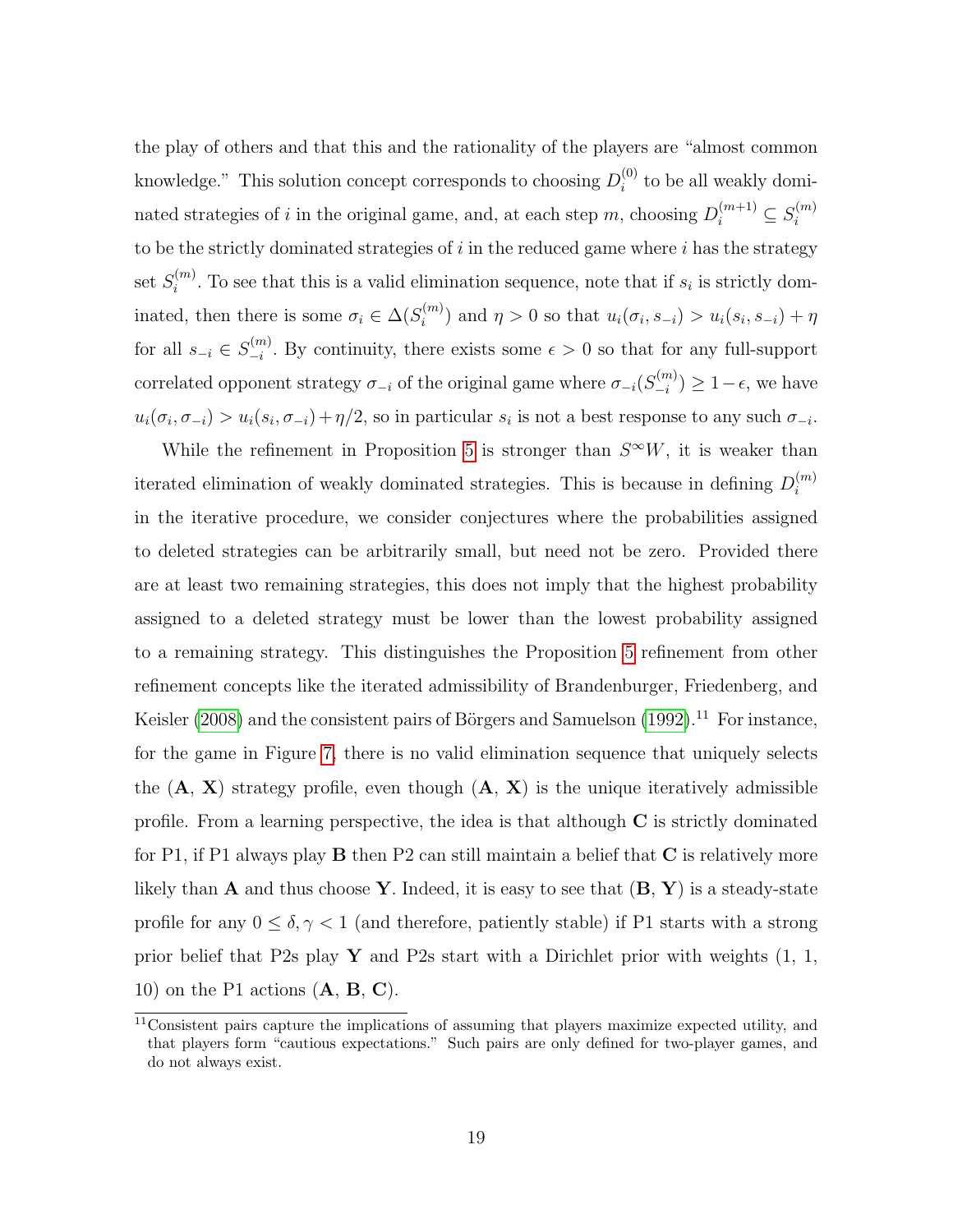the play of others and that this and the rationality of the players are "almost common knowledge." This solution concept corresponds to choosing $D_i^{(0)}$ to be all weakly dominated strategies of $i$ in the original game, and, at each step $m$, choosing $D_i^{(m+1)} \subseteq S_i^{(m)}$ to be the strictly dominated strategies of $i$ in the reduced game where $i$ has the strategy set $S_i^{(m)}$. To see that this is a valid elimination sequence, note that if $s_i$ is strictly dominated, then there is some $\sigma_i \in \Delta(S_i^{(m)})$ and $\eta > 0$ so that $u_i(\sigma_i, s_{-i}) > u_i(s_i, s_{-i}) + \eta$ for all $s_{-i} \in S_{-i}^{(m)}$. By continuity, there exists some $\epsilon > 0$ so that for any full-support correlated opponent strategy $\sigma_{-i}$ of the original game where $\sigma_{-i}(S_{-i}^{(m)}) \geq 1 - \epsilon$, we have $u_i(\sigma_i, \sigma_{-i}) > u_i(s_i, \sigma_{-i}) + \eta/2$, so in particular $s_i$ is not a best response to any such $\sigma_{-i}$.

While the refinement in Proposition 5 is stronger than $S^\infty W$, it is weaker than iterated elimination of weakly dominated strategies. This is because in defining $D_i^{(m)}$ in the iterative procedure, we consider conjectures where the probabilities assigned to deleted strategies can be arbitrarily small, but need not be zero. Provided there are at least two remaining strategies, this does not imply that the highest probability assigned to a deleted strategy must be lower than the lowest probability assigned to a remaining strategy. This distinguishes the Proposition 5 refinement from other refinement concepts like the iterated admissibility of Brandenburger, Friedenberg, and Keisler (2008) and the consistent pairs of Börgers and Samuelson (1992).[11] For instance, for the game in Figure 7, there is no valid elimination sequence that uniquely selects the (**A**, **X**) strategy profile, even though (**A**, **X**) is the unique iteratively admissible profile. From a learning perspective, the idea is that although **C** is strictly dominated for P1, if P1 always play **B** then P2 can still maintain a belief that **C** is relatively more likely than **A** and thus choose **Y**. Indeed, it is easy to see that (**B**, **Y**) is a steady-state profile for any $0 \leq \delta, \gamma < 1$ (and therefore, patiently stable) if P1 starts with a strong prior belief that P2s play **Y** and P2s start with a Dirichlet prior with weights (1, 1, 10) on the P1 actions (**A**, **B**, **C**).

[11] Consistent pairs capture the implications of assuming that players maximize expected utility, and that players form "cautious expectations." Such pairs are only defined for two-player games, and do not always exist.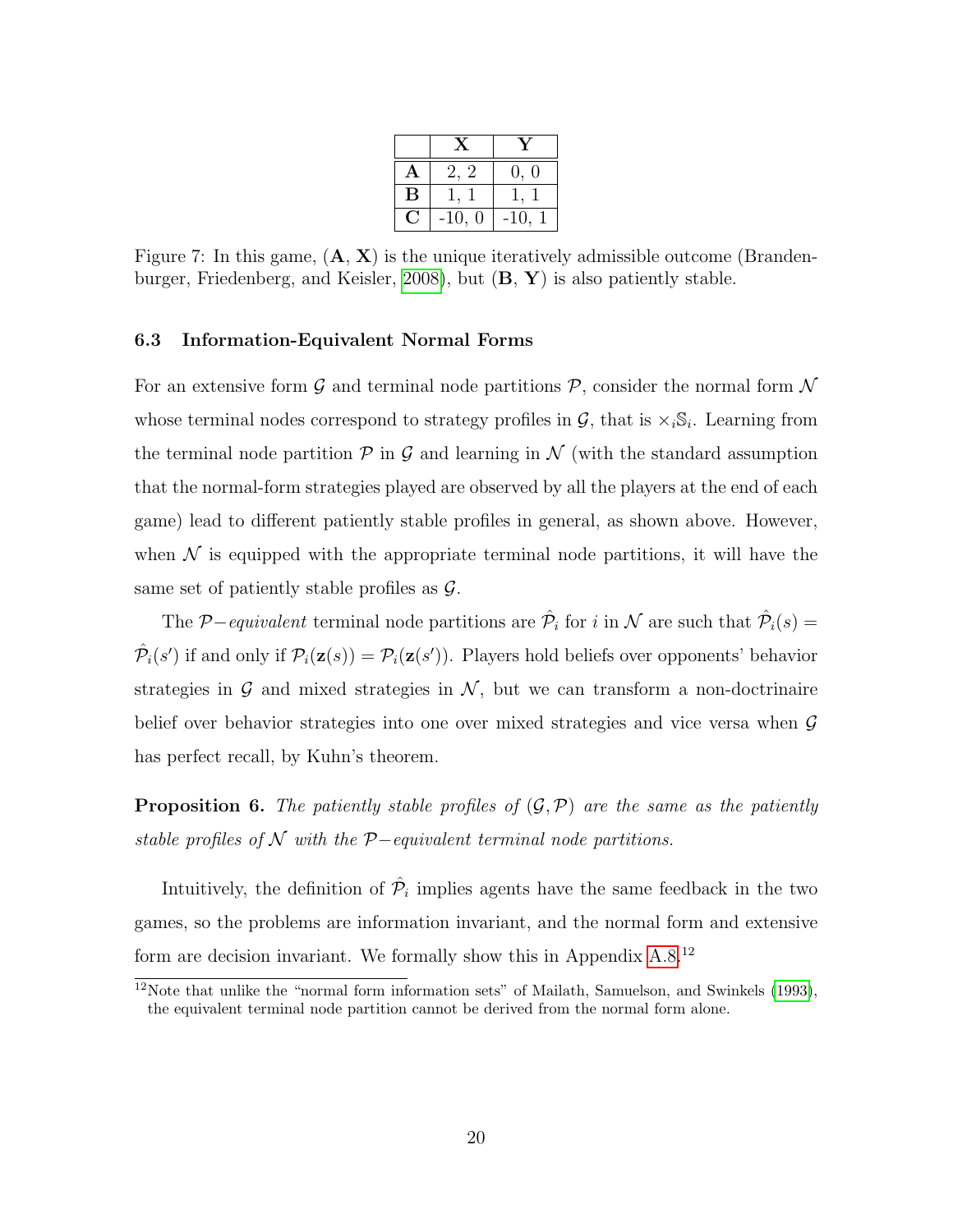|  | **X** | **Y** |
|---|---|---|
| **A** | 2, 2 | 0, 0 |
| **B** | 1, 1 | 1, 1 |
| **C** | -10, 0 | -10, 1 |

Figure 7: In this game, (**A**, **X**) is the unique iteratively admissible outcome (Brandenburger, Friedenberg, and Keisler, 2008), but (**B**, **Y**) is also patiently stable.

### 6.3 Information-Equivalent Normal Forms

For an extensive form $\mathcal{G}$ and terminal node partitions $\mathcal{P}$, consider the normal form $\mathcal{N}$ whose terminal nodes correspond to strategy profiles in $\mathcal{G}$, that is $\times_i \mathbb{S}_i$. Learning from the terminal node partition $\mathcal{P}$ in $\mathcal{G}$ and learning in $\mathcal{N}$ (with the standard assumption that the normal-form strategies played are observed by all the players at the end of each game) lead to different patiently stable profiles in general, as shown above. However, when $\mathcal{N}$ is equipped with the appropriate terminal node partitions, it will have the same set of patiently stable profiles as $\mathcal{G}$.

The $\mathcal{P}-$*equivalent* terminal node partitions are $\hat{\mathcal{P}}_i$ for $i$ in $\mathcal{N}$ are such that $\hat{\mathcal{P}}_i(s) = \hat{\mathcal{P}}_i(s')$ if and only if $\mathcal{P}_i(\mathbf{z}(s)) = \mathcal{P}_i(\mathbf{z}(s'))$. Players hold beliefs over opponents' behavior strategies in $\mathcal{G}$ and mixed strategies in $\mathcal{N}$, but we can transform a non-doctrinaire belief over behavior strategies into one over mixed strategies and vice versa when $\mathcal{G}$ has perfect recall, by Kuhn's theorem.

**Proposition 6.** *The patiently stable profiles of* $(\mathcal{G}, \mathcal{P})$ *are the same as the patiently stable profiles of* $\mathcal{N}$ *with the* $\mathcal{P}-$*equivalent terminal node partitions.*

Intuitively, the definition of $\hat{\mathcal{P}}_i$ implies agents have the same feedback in the two games, so the problems are information invariant, and the normal form and extensive form are decision invariant. We formally show this in Appendix A.8.[12]

[12] Note that unlike the "normal form information sets" of Mailath, Samuelson, and Swinkels (1993), the equivalent terminal node partition cannot be derived from the normal form alone.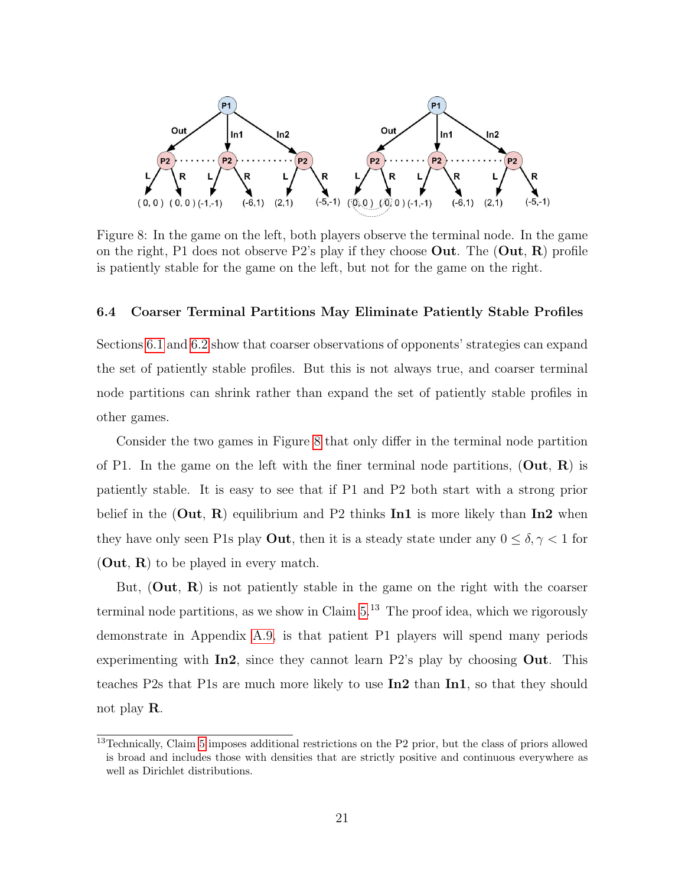Figure 8: In the game on the left, both players observe the terminal node. In the game on the right, P1 does not observe P2's play if they choose **Out**. The (**Out**, **R**) profile is patiently stable for the game on the left, but not for the game on the right.

### 6.4 Coarser Terminal Partitions May Eliminate Patiently Stable Profiles

Sections 6.1 and 6.2 show that coarser observations of opponents' strategies can expand the set of patiently stable profiles. But this is not always true, and coarser terminal node partitions can shrink rather than expand the set of patiently stable profiles in other games.

Consider the two games in Figure 8 that only differ in the terminal node partition of P1. In the game on the left with the finer terminal node partitions, (**Out**, **R**) is patiently stable. It is easy to see that if P1 and P2 both start with a strong prior belief in the (**Out**, **R**) equilibrium and P2 thinks **In1** is more likely than **In2** when they have only seen P1s play **Out**, then it is a steady state under any $0 \leq \delta, \gamma < 1$ for (**Out**, **R**) to be played in every match.

But, (**Out**, **R**) is not patiently stable in the game on the right with the coarser terminal node partitions, as we show in Claim 5.[13] The proof idea, which we rigorously demonstrate in Appendix A.9, is that patient P1 players will spend many periods experimenting with **In2**, since they cannot learn P2's play by choosing **Out**. This teaches P2s that P1s are much more likely to use **In2** than **In1**, so that they should not play **R**.

[13] Technically, Claim 5 imposes additional restrictions on the P2 prior, but the class of priors allowed is broad and includes those with densities that are strictly positive and continuous everywhere as well as Dirichlet distributions.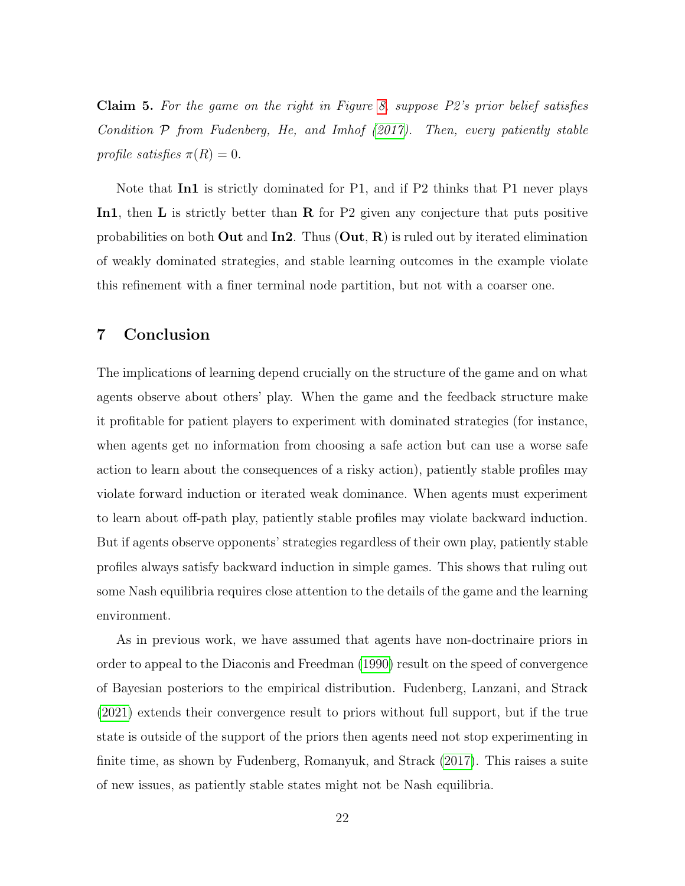**Claim 5.** *For the game on the right in Figure 8, suppose P2's prior belief satisfies Condition $\mathcal{P}$ from Fudenberg, He, and Imhof (2017). Then, every patiently stable profile satisfies $\pi(R) = 0$.*

Note that **In1** is strictly dominated for P1, and if P2 thinks that P1 never plays **In1**, then **L** is strictly better than **R** for P2 given any conjecture that puts positive probabilities on both **Out** and **In2**. Thus (**Out**, **R**) is ruled out by iterated elimination of weakly dominated strategies, and stable learning outcomes in the example violate this refinement with a finer terminal node partition, but not with a coarser one.

## 7 Conclusion

The implications of learning depend crucially on the structure of the game and on what agents observe about others' play. When the game and the feedback structure make it profitable for patient players to experiment with dominated strategies (for instance, when agents get no information from choosing a safe action but can use a worse safe action to learn about the consequences of a risky action), patiently stable profiles may violate forward induction or iterated weak dominance. When agents must experiment to learn about off-path play, patiently stable profiles may violate backward induction. But if agents observe opponents' strategies regardless of their own play, patiently stable profiles always satisfy backward induction in simple games. This shows that ruling out some Nash equilibria requires close attention to the details of the game and the learning environment.

As in previous work, we have assumed that agents have non-doctrinaire priors in order to appeal to the Diaconis and Freedman (1990) result on the speed of convergence of Bayesian posteriors to the empirical distribution. Fudenberg, Lanzani, and Strack (2021) extends their convergence result to priors without full support, but if the true state is outside of the support of the priors then agents need not stop experimenting in finite time, as shown by Fudenberg, Romanyuk, and Strack (2017). This raises a suite of new issues, as patiently stable states might not be Nash equilibria.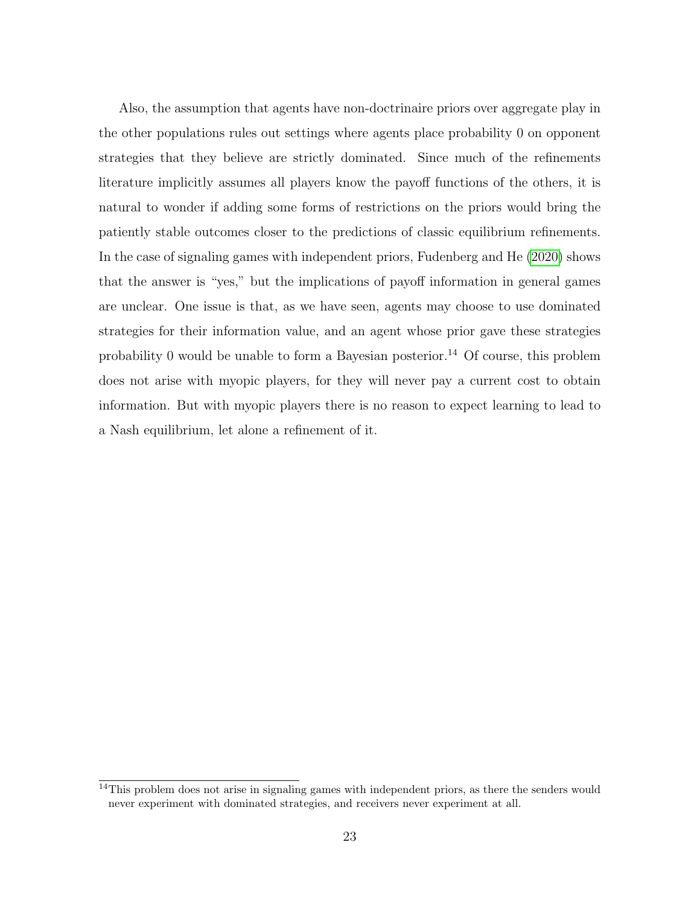Also, the assumption that agents have non-doctrinaire priors over aggregate play in the other populations rules out settings where agents place probability 0 on opponent strategies that they believe are strictly dominated. Since much of the refinements literature implicitly assumes all players know the payoff functions of the others, it is natural to wonder if adding some forms of restrictions on the priors would bring the patiently stable outcomes closer to the predictions of classic equilibrium refinements. In the case of signaling games with independent priors, Fudenberg and He (2020) shows that the answer is "yes," but the implications of payoff information in general games are unclear. One issue is that, as we have seen, agents may choose to use dominated strategies for their information value, and an agent whose prior gave these strategies probability 0 would be unable to form a Bayesian posterior.[14] Of course, this problem does not arise with myopic players, for they will never pay a current cost to obtain information. But with myopic players there is no reason to expect learning to lead to a Nash equilibrium, let alone a refinement of it.

[14] This problem does not arise in signaling games with independent priors, as there the senders would never experiment with dominated strategies, and receivers never experiment at all.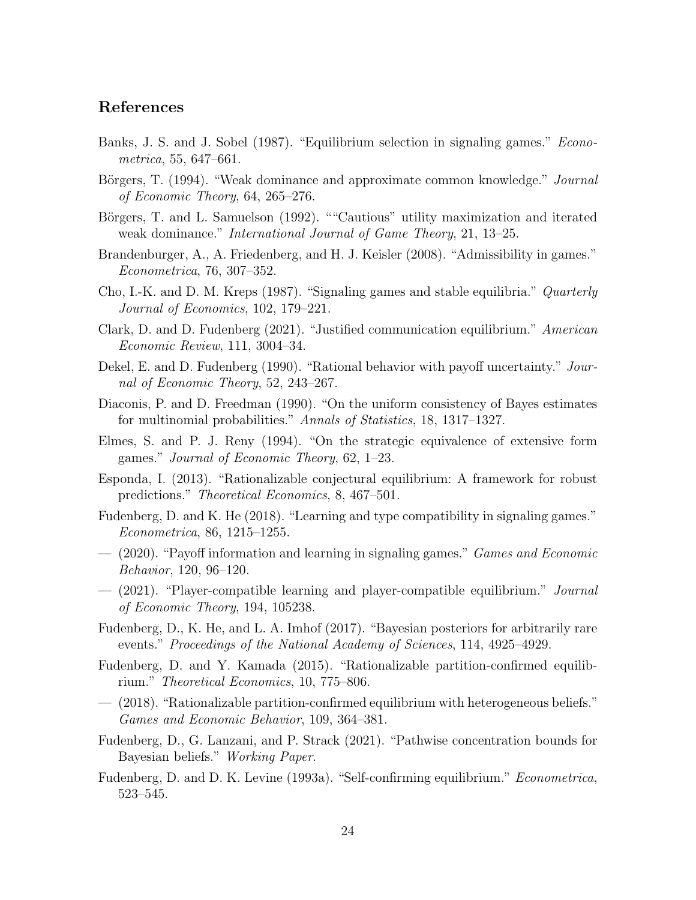## References

Banks, J. S. and J. Sobel (1987). "Equilibrium selection in signaling games." *Econometrica*, 55, 647–661.

Börgers, T. (1994). "Weak dominance and approximate common knowledge." *Journal of Economic Theory*, 64, 265–276.

Börgers, T. and L. Samuelson (1992). ""Cautious" utility maximization and iterated weak dominance." *International Journal of Game Theory*, 21, 13–25.

Brandenburger, A., A. Friedenberg, and H. J. Keisler (2008). "Admissibility in games." *Econometrica*, 76, 307–352.

Cho, I.-K. and D. M. Kreps (1987). "Signaling games and stable equilibria." *Quarterly Journal of Economics*, 102, 179–221.

Clark, D. and D. Fudenberg (2021). "Justified communication equilibrium." *American Economic Review*, 111, 3004–34.

Dekel, E. and D. Fudenberg (1990). "Rational behavior with payoff uncertainty." *Journal of Economic Theory*, 52, 243–267.

Diaconis, P. and D. Freedman (1990). "On the uniform consistency of Bayes estimates for multinomial probabilities." *Annals of Statistics*, 18, 1317–1327.

Elmes, S. and P. J. Reny (1994). "On the strategic equivalence of extensive form games." *Journal of Economic Theory*, 62, 1–23.

Esponda, I. (2013). "Rationalizable conjectural equilibrium: A framework for robust predictions." *Theoretical Economics*, 8, 467–501.

Fudenberg, D. and K. He (2018). "Learning and type compatibility in signaling games." *Econometrica*, 86, 1215–1255.

— (2020). "Payoff information and learning in signaling games." *Games and Economic Behavior*, 120, 96–120.

— (2021). "Player-compatible learning and player-compatible equilibrium." *Journal of Economic Theory*, 194, 105238.

Fudenberg, D., K. He, and L. A. Imhof (2017). "Bayesian posteriors for arbitrarily rare events." *Proceedings of the National Academy of Sciences*, 114, 4925–4929.

Fudenberg, D. and Y. Kamada (2015). "Rationalizable partition-confirmed equilibrium." *Theoretical Economics*, 10, 775–806.

— (2018). "Rationalizable partition-confirmed equilibrium with heterogeneous beliefs." *Games and Economic Behavior*, 109, 364–381.

Fudenberg, D., G. Lanzani, and P. Strack (2021). "Pathwise concentration bounds for Bayesian beliefs." *Working Paper*.

Fudenberg, D. and D. K. Levine (1993a). "Self-confirming equilibrium." *Econometrica*, 523–545.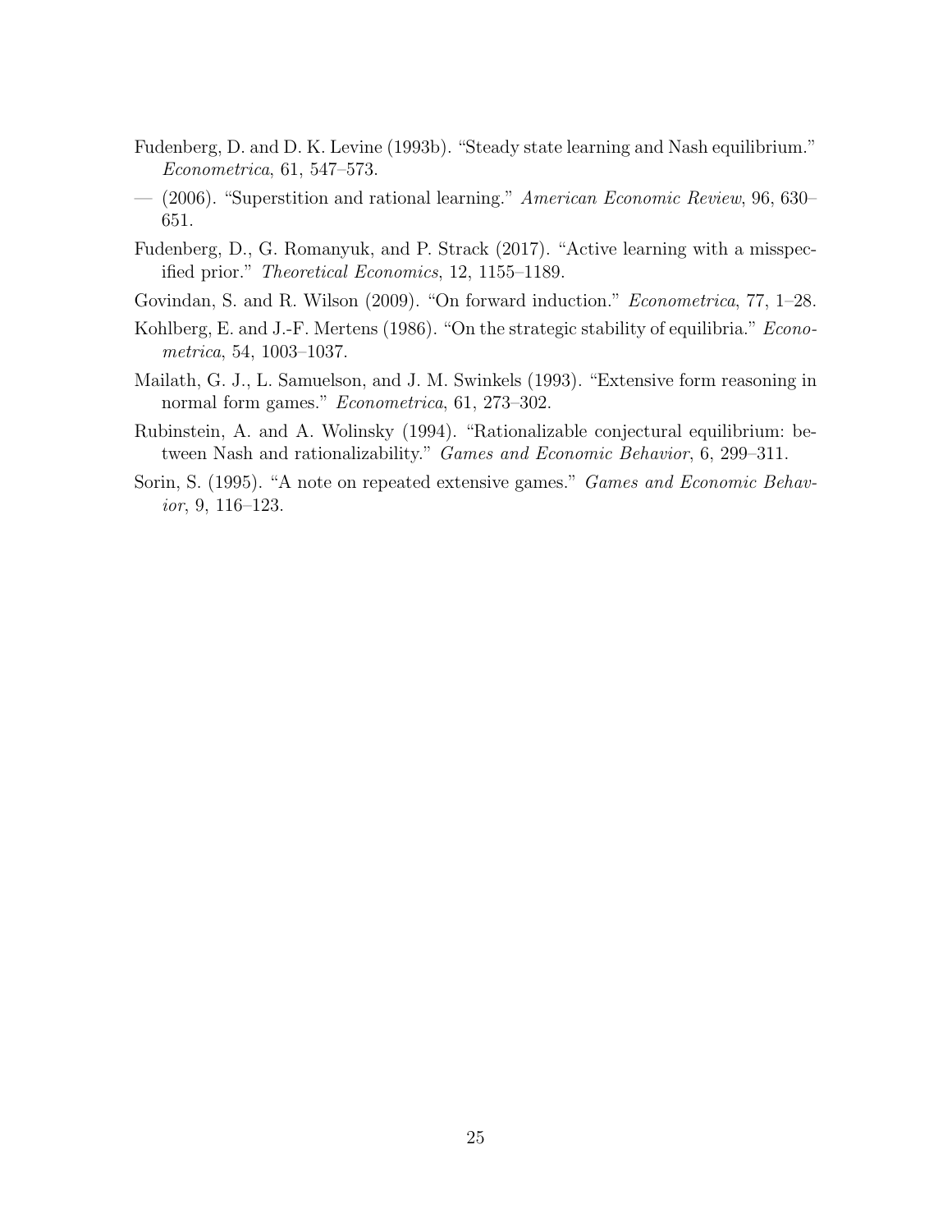Fudenberg, D. and D. K. Levine (1993b). "Steady state learning and Nash equilibrium." *Econometrica*, 61, 547–573.

— (2006). "Superstition and rational learning." *American Economic Review*, 96, 630–651.

Fudenberg, D., G. Romanyuk, and P. Strack (2017). "Active learning with a misspecified prior." *Theoretical Economics*, 12, 1155–1189.

Govindan, S. and R. Wilson (2009). "On forward induction." *Econometrica*, 77, 1–28.

Kohlberg, E. and J.-F. Mertens (1986). "On the strategic stability of equilibria." *Econometrica*, 54, 1003–1037.

Mailath, G. J., L. Samuelson, and J. M. Swinkels (1993). "Extensive form reasoning in normal form games." *Econometrica*, 61, 273–302.

Rubinstein, A. and A. Wolinsky (1994). "Rationalizable conjectural equilibrium: between Nash and rationalizability." *Games and Economic Behavior*, 6, 299–311.

Sorin, S. (1995). "A note on repeated extensive games." *Games and Economic Behavior*, 9, 116–123.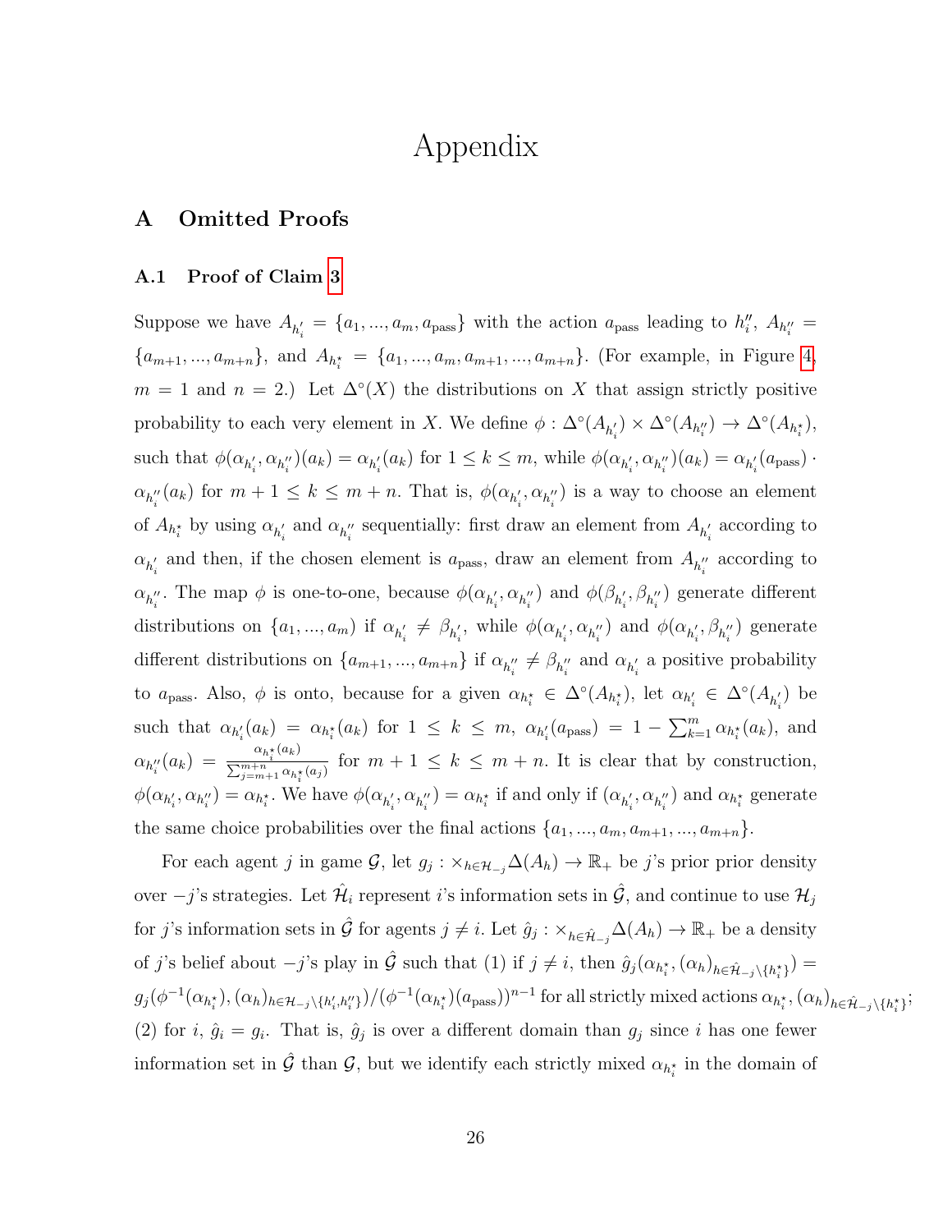# Appendix

## A Omitted Proofs

### A.1 Proof of Claim 3

Suppose we have $A_{h_i'} = \{a_1, ..., a_m, a_{\text{pass}}\}$ with the action $a_{\text{pass}}$ leading to $h_i''$, $A_{h_i''} = \{a_{m+1}, ..., a_{m+n}\}$, and $A_{h_i^\star} = \{a_1, ..., a_m, a_{m+1}, ..., a_{m+n}\}$. (For example, in Figure 4, $m = 1$ and $n = 2$.) Let $\Delta^\circ(X)$ the distributions on $X$ that assign strictly positive probability to each very element in $X$. We define $\phi : \Delta^\circ(A_{h_i'}) \times \Delta^\circ(A_{h_i''}) \to \Delta^\circ(A_{h_i^\star})$, such that $\phi(\alpha_{h_i'}, \alpha_{h_i''})(a_k) = \alpha_{h_i'}(a_k)$ for $1 \leq k \leq m$, while $\phi(\alpha_{h_i'}, \alpha_{h_i''})(a_k) = \alpha_{h_i'}(a_{\text{pass}}) \cdot \alpha_{h_i''}(a_k)$ for $m+1 \leq k \leq m+n$. That is, $\phi(\alpha_{h_i'}, \alpha_{h_i''})$ is a way to choose an element of $A_{h_i^\star}$ by using $\alpha_{h_i'}$ and $\alpha_{h_i''}$ sequentially: first draw an element from $A_{h_i'}$ according to $\alpha_{h_i'}$ and then, if the chosen element is $a_{\text{pass}}$, draw an element from $A_{h_i''}$ according to $\alpha_{h_i''}$. The map $\phi$ is one-to-one, because $\phi(\alpha_{h_i'}, \alpha_{h_i''})$ and $\phi(\beta_{h_i'}, \beta_{h_i''})$ generate different distributions on $\{a_1, ..., a_m\}$ if $\alpha_{h_i'} \neq \beta_{h_i'}$, while $\phi(\alpha_{h_i'}, \alpha_{h_i''})$ and $\phi(\alpha_{h_i'}, \beta_{h_i''})$ generate different distributions on $\{a_{m+1}, ..., a_{m+n}\}$ if $\alpha_{h_i''} \neq \beta_{h_i''}$ and $\alpha_{h_i'}$ a positive probability to $a_{\text{pass}}$. Also, $\phi$ is onto, because for a given $\alpha_{h_i^\star} \in \Delta^\circ(A_{h_i^\star})$, let $\alpha_{h_i'} \in \Delta^\circ(A_{h_i'})$ be such that $\alpha_{h_i'}(a_k) = \alpha_{h_i^\star}(a_k)$ for $1 \leq k \leq m$, $\alpha_{h_i'}(a_{\text{pass}}) = 1 - \sum_{k=1}^{m} \alpha_{h_i^\star}(a_k)$, and $\alpha_{h_i''}(a_k) = \frac{\alpha_{h_i^\star}(a_k)}{\sum_{j=m+1}^{m+n} \alpha_{h_i^\star}(a_j)}$ for $m+1 \leq k \leq m+n$. It is clear that by construction, $\phi(\alpha_{h_i'}, \alpha_{h_i''}) = \alpha_{h_i^\star}$. We have $\phi(\alpha_{h_i'}, \alpha_{h_i''}) = \alpha_{h_i^\star}$ if and only if $(\alpha_{h_i'}, \alpha_{h_i''})$ and $\alpha_{h_i^\star}$ generate the same choice probabilities over the final actions $\{a_1, ..., a_m, a_{m+1}, ..., a_{m+n}\}$.

For each agent $j$ in game $\mathcal{G}$, let $g_j : \times_{h \in \mathcal{H}_{-j}} \Delta(A_h) \to \mathbb{R}_+$ be $j$'s prior prior density over $-j$'s strategies. Let $\hat{\mathcal{H}}_i$ represent $i$'s information sets in $\hat{\mathcal{G}}$, and continue to use $\mathcal{H}_j$ for $j$'s information sets in $\hat{\mathcal{G}}$ for agents $j \neq i$. Let $\hat{g}_j : \times_{h \in \hat{\mathcal{H}}_{-j}} \Delta(A_h) \to \mathbb{R}_+$ be a density of $j$'s belief about $-j$'s play in $\hat{\mathcal{G}}$ such that (1) if $j \neq i$, then $\hat{g}_j(\alpha_{h_i^\star}, (\alpha_h)_{h \in \hat{\mathcal{H}}_{-j} \setminus \{h_i^\star\}}) = g_j(\phi^{-1}(\alpha_{h_i^\star}), (\alpha_h)_{h \in \mathcal{H}_{-j} \setminus \{h_i', h_i''\}}) / (\phi^{-1}(\alpha_{h_i^\star})(a_{\text{pass}}))^{n-1}$ for all strictly mixed actions $\alpha_{h_i^\star}, (\alpha_h)_{h \in \hat{\mathcal{H}}_{-j} \setminus \{h_i^\star\}}$; (2) for $i$, $\hat{g}_i = g_i$. That is, $\hat{g}_j$ is over a different domain than $g_j$ since $i$ has one fewer information set in $\hat{\mathcal{G}}$ than $\mathcal{G}$, but we identify each strictly mixed $\alpha_{h_i^\star}$ in the domain of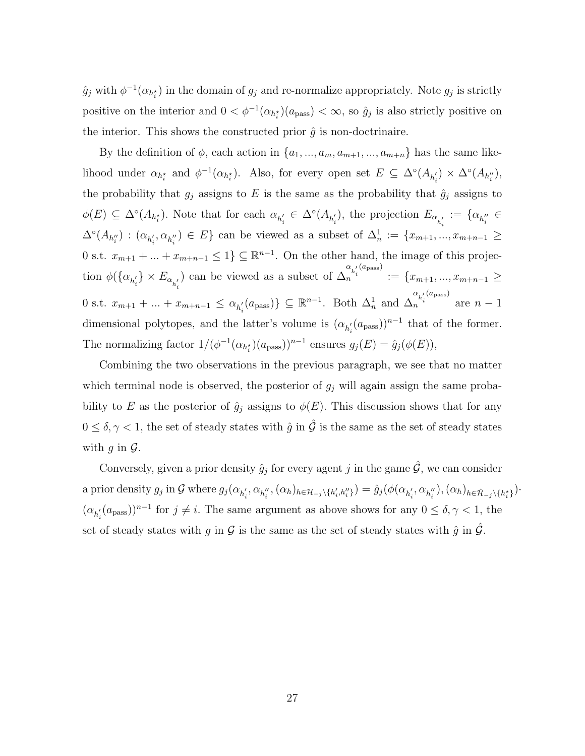$\hat{g}_j$ with $\phi^{-1}(\alpha_{h_i^\star})$ in the domain of $g_j$ and re-normalize appropriately. Note $g_j$ is strictly positive on the interior and $0 < \phi^{-1}(\alpha_{h_i^\star})(a_{\text{pass}}) < \infty$, so $\hat{g}_j$ is also strictly positive on the interior. This shows the constructed prior $\hat{g}$ is non-doctrinaire.

By the definition of $\phi$, each action in $\{a_1, ..., a_m, a_{m+1}, ..., a_{m+n}\}$ has the same likelihood under $\alpha_{h_i^\star}$ and $\phi^{-1}(\alpha_{h_i^\star})$. Also, for every open set $E \subseteq \Delta^\circ(A_{h_i'}) \times \Delta^\circ(A_{h_i''})$, the probability that $g_j$ assigns to $E$ is the same as the probability that $\hat{g}_j$ assigns to $\phi(E) \subseteq \Delta^\circ(A_{h_i^\star})$. Note that for each $\alpha_{h_i'} \in \Delta^\circ(A_{h_i'})$, the projection $E_{\alpha_{h_i'}} := \{\alpha_{h_i''} \in \Delta^\circ(A_{h_i''}) : (\alpha_{h_i'}, \alpha_{h_i''}) \in E\}$ can be viewed as a subset of $\Delta_n^1 := \{x_{m+1}, ..., x_{m+n-1} \geq 0 \text{ s.t. } x_{m+1} + ... + x_{m+n-1} \leq 1\} \subseteq \mathbb{R}^{n-1}$. On the other hand, the image of this projection $\phi(\{\alpha_{h_i'}\} \times E_{\alpha_{h_i'}})$ can be viewed as a subset of $\Delta_n^{\alpha_{h_i'}(a_{\text{pass}})} := \{x_{m+1}, ..., x_{m+n-1} \geq 0 \text{ s.t. } x_{m+1} + ... + x_{m+n-1} \leq \alpha_{h_i'}(a_{\text{pass}})\} \subseteq \mathbb{R}^{n-1}$. Both $\Delta_n^1$ and $\Delta_n^{\alpha_{h_i'}(a_{\text{pass}})}$ are $n-1$ dimensional polytopes, and the latter's volume is $(\alpha_{h_i'}(a_{\text{pass}}))^{n-1}$ that of the former. The normalizing factor $1/(\phi^{-1}(\alpha_{h_i^\star})(a_{\text{pass}}))^{n-1}$ ensures $g_j(E) = \hat{g}_j(\phi(E))$,

Combining the two observations in the previous paragraph, we see that no matter which terminal node is observed, the posterior of $g_j$ will again assign the same probability to $E$ as the posterior of $\hat{g}_j$ assigns to $\phi(E)$. This discussion shows that for any $0 \leq \delta, \gamma < 1$, the set of steady states with $\hat{g}$ in $\hat{\mathcal{G}}$ is the same as the set of steady states with $g$ in $\mathcal{G}$.

Conversely, given a prior density $\hat{g}_j$ for every agent $j$ in the game $\hat{\mathcal{G}}$, we can consider a prior density $g_j$ in $\mathcal{G}$ where $g_j(\alpha_{h_i'}, \alpha_{h_i''}, (\alpha_h)_{h \in \mathcal{H}_{-j} \setminus \{h_i', h_i''\}}) = \hat{g}_j(\phi(\alpha_{h_i'}, \alpha_{h_i''}), (\alpha_h)_{h \in \hat{\mathcal{H}}_{-j} \setminus \{h_i^\star\}}) \cdot (\alpha_{h_i'}(a_{\text{pass}}))^{n-1}$ for $j \neq i$. The same argument as above shows for any $0 \leq \delta, \gamma < 1$, the set of steady states with $g$ in $\mathcal{G}$ is the same as the set of steady states with $\hat{g}$ in $\hat{\mathcal{G}}$.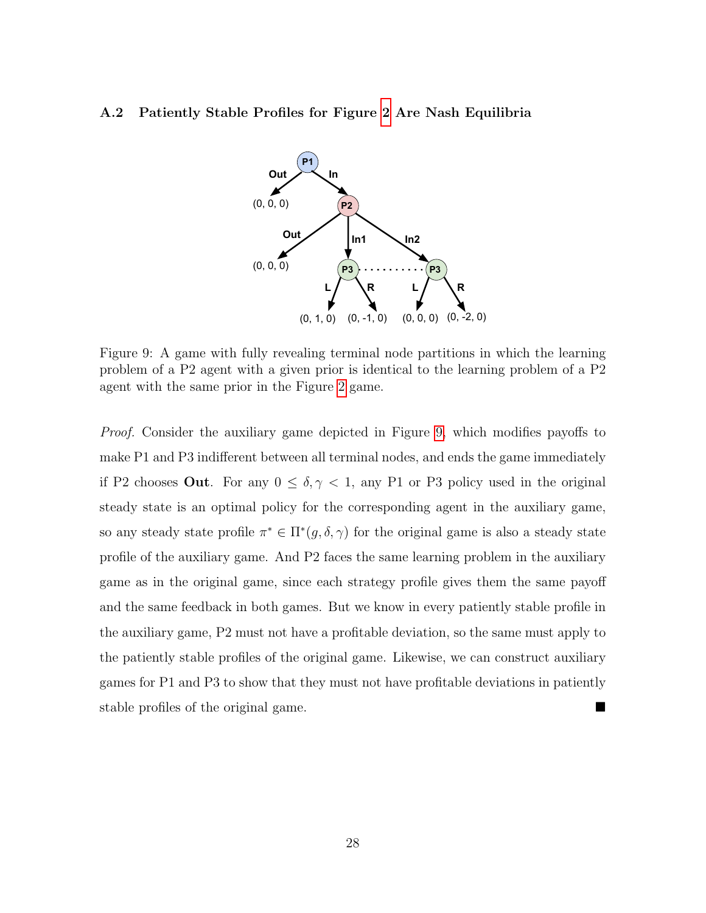### A.2 Patiently Stable Profiles for Figure 2 Are Nash Equilibria

Figure 9: A game with fully revealing terminal node partitions in which the learning problem of a P2 agent with a given prior is identical to the learning problem of a P2 agent with the same prior in the Figure 2 game.

*Proof.* Consider the auxiliary game depicted in Figure 9, which modifies payoffs to make P1 and P3 indifferent between all terminal nodes, and ends the game immediately if P2 chooses **Out**. For any $0 \leq \delta, \gamma < 1$, any P1 or P3 policy used in the original steady state is an optimal policy for the corresponding agent in the auxiliary game, so any steady state profile $\pi^* \in \Pi^*(g, \delta, \gamma)$ for the original game is also a steady state profile of the auxiliary game. And P2 faces the same learning problem in the auxiliary game as in the original game, since each strategy profile gives them the same payoff and the same feedback in both games. But we know in every patiently stable profile in the auxiliary game, P2 must not have a profitable deviation, so the same must apply to the patiently stable profiles of the original game. Likewise, we can construct auxiliary games for P1 and P3 to show that they must not have profitable deviations in patiently stable profiles of the original game. ■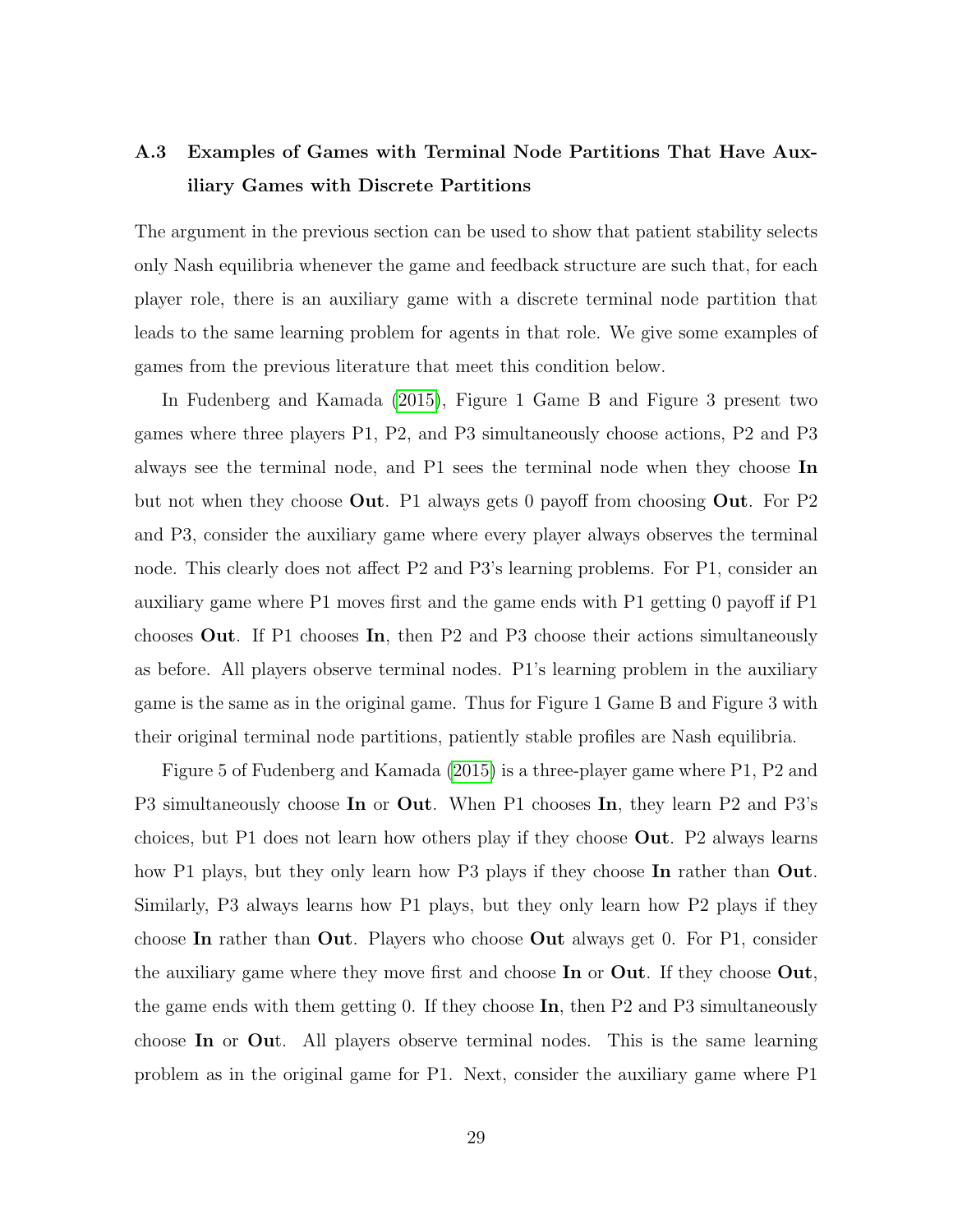### A.3 Examples of Games with Terminal Node Partitions That Have Auxiliary Games with Discrete Partitions

The argument in the previous section can be used to show that patient stability selects only Nash equilibria whenever the game and feedback structure are such that, for each player role, there is an auxiliary game with a discrete terminal node partition that leads to the same learning problem for agents in that role. We give some examples of games from the previous literature that meet this condition below.

In Fudenberg and Kamada (2015), Figure 1 Game B and Figure 3 present two games where three players P1, P2, and P3 simultaneously choose actions, P2 and P3 always see the terminal node, and P1 sees the terminal node when they choose **In** but not when they choose **Out**. P1 always gets 0 payoff from choosing **Out**. For P2 and P3, consider the auxiliary game where every player always observes the terminal node. This clearly does not affect P2 and P3's learning problems. For P1, consider an auxiliary game where P1 moves first and the game ends with P1 getting 0 payoff if P1 chooses **Out**. If P1 chooses **In**, then P2 and P3 choose their actions simultaneously as before. All players observe terminal nodes. P1's learning problem in the auxiliary game is the same as in the original game. Thus for Figure 1 Game B and Figure 3 with their original terminal node partitions, patiently stable profiles are Nash equilibria.

Figure 5 of Fudenberg and Kamada (2015) is a three-player game where P1, P2 and P3 simultaneously choose **In** or **Out**. When P1 chooses **In**, they learn P2 and P3's choices, but P1 does not learn how others play if they choose **Out**. P2 always learns how P1 plays, but they only learn how P3 plays if they choose **In** rather than **Out**. Similarly, P3 always learns how P1 plays, but they only learn how P2 plays if they choose **In** rather than **Out**. Players who choose **Out** always get 0. For P1, consider the auxiliary game where they move first and choose **In** or **Out**. If they choose **Out**, the game ends with them getting 0. If they choose **In**, then P2 and P3 simultaneously choose **In** or **Ou**t. All players observe terminal nodes. This is the same learning problem as in the original game for P1. Next, consider the auxiliary game where P1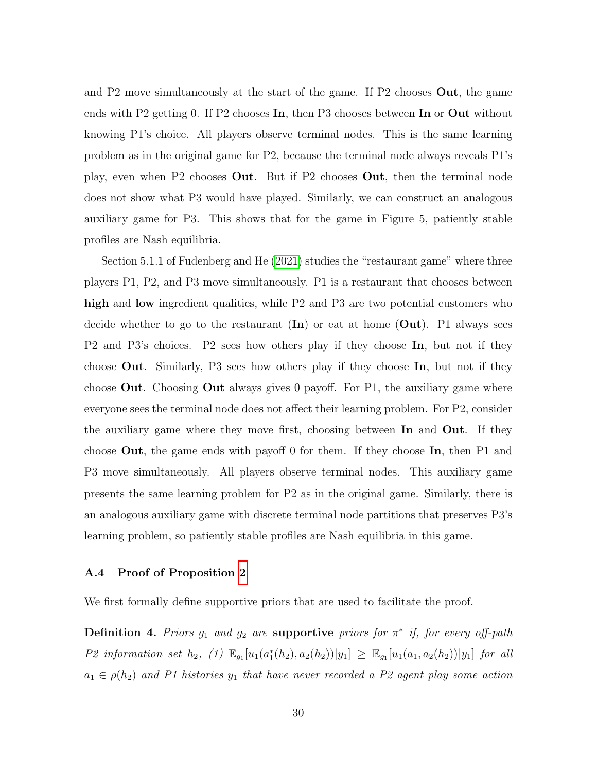and P2 move simultaneously at the start of the game. If P2 chooses **Out**, the game ends with P2 getting 0. If P2 chooses **In**, then P3 chooses between **In** or **Out** without knowing P1's choice. All players observe terminal nodes. This is the same learning problem as in the original game for P2, because the terminal node always reveals P1's play, even when P2 chooses **Out**. But if P2 chooses **Out**, then the terminal node does not show what P3 would have played. Similarly, we can construct an analogous auxiliary game for P3. This shows that for the game in Figure 5, patiently stable profiles are Nash equilibria.

Section 5.1.1 of Fudenberg and He (2021) studies the "restaurant game" where three players P1, P2, and P3 move simultaneously. P1 is a restaurant that chooses between **high** and **low** ingredient qualities, while P2 and P3 are two potential customers who decide whether to go to the restaurant (**In**) or eat at home (**Out**). P1 always sees P2 and P3's choices. P2 sees how others play if they choose **In**, but not if they choose **Out**. Similarly, P3 sees how others play if they choose **In**, but not if they choose **Out**. Choosing **Out** always gives 0 payoff. For P1, the auxiliary game where everyone sees the terminal node does not affect their learning problem. For P2, consider the auxiliary game where they move first, choosing between **In** and **Out**. If they choose **Out**, the game ends with payoff 0 for them. If they choose **In**, then P1 and P3 move simultaneously. All players observe terminal nodes. This auxiliary game presents the same learning problem for P2 as in the original game. Similarly, there is an analogous auxiliary game with discrete terminal node partitions that preserves P3's learning problem, so patiently stable profiles are Nash equilibria in this game.

### A.4 Proof of Proposition 2

We first formally define supportive priors that are used to facilitate the proof.

**Definition 4.** *Priors $g_1$ and $g_2$ are* **supportive** *priors for $\pi^*$ if, for every off-path P2 information set $h_2$, (1) $\mathbb{E}_{g_1}[u_1(a_1^*(h_2), a_2(h_2))|y_1] \geq \mathbb{E}_{g_1}[u_1(a_1, a_2(h_2))|y_1]$ for all $a_1 \in \rho(h_2)$ and P1 histories $y_1$ that have never recorded a P2 agent play some action*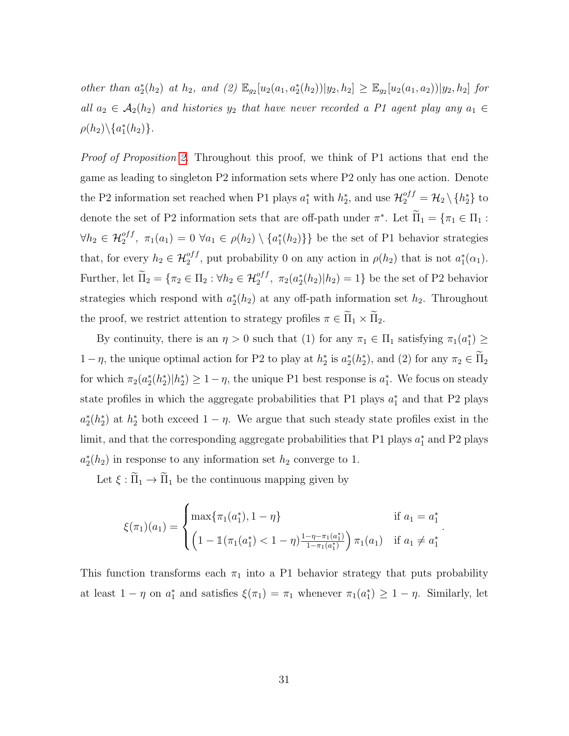*other than $a_2^*(h_2)$ at $h_2$, and (2) $\mathbb{E}_{g_2}[u_2(a_1, a_2^*(h_2))|y_2, h_2] \geq \mathbb{E}_{g_2}[u_2(a_1, a_2))|y_2, h_2]$ for all $a_2 \in \mathcal{A}_2(h_2)$ and histories $y_2$ that have never recorded a P1 agent play any $a_1 \in \rho(h_2)\backslash\{a_1^*(h_2)\}$.*

*Proof of Proposition 2.* Throughout this proof, we think of P1 actions that end the game as leading to singleton P2 information sets where P2 only has one action. Denote the P2 information set reached when P1 plays $a_1^*$ with $h_2^*$, and use $\mathcal{H}_2^{off} = \mathcal{H}_2 \setminus \{h_2^*\}$ to denote the set of P2 information sets that are off-path under $\pi^*$. Let $\widetilde{\Pi}_1 = \{\pi_1 \in \Pi_1 : \forall h_2 \in \mathcal{H}_2^{off},\ \pi_1(a_1) = 0\ \forall a_1 \in \rho(h_2) \setminus \{a_1^*(h_2)\}\}$ be the set of P1 behavior strategies that, for every $h_2 \in \mathcal{H}_2^{off}$, put probability 0 on any action in $\rho(h_2)$ that is not $a_1^*(\alpha_1)$. Further, let $\widetilde{\Pi}_2 = \{\pi_2 \in \Pi_2 : \forall h_2 \in \mathcal{H}_2^{off},\ \pi_2(a_2^*(h_2)|h_2) = 1\}$ be the set of P2 behavior strategies which respond with $a_2^*(h_2)$ at any off-path information set $h_2$. Throughout the proof, we restrict attention to strategy profiles $\pi \in \widetilde{\Pi}_1 \times \widetilde{\Pi}_2$.

By continuity, there is an $\eta > 0$ such that (1) for any $\pi_1 \in \Pi_1$ satisfying $\pi_1(a_1^*) \geq 1 - \eta$, the unique optimal action for P2 to play at $h_2^*$ is $a_2^*(h_2^*)$, and (2) for any $\pi_2 \in \widetilde{\Pi}_2$ for which $\pi_2(a_2^*(h_2^*)|h_2^*) \geq 1 - \eta$, the unique P1 best response is $a_1^*$. We focus on steady state profiles in which the aggregate probabilities that P1 plays $a_1^*$ and that P2 plays $a_2^*(h_2^*)$ at $h_2^*$ both exceed $1 - \eta$. We argue that such steady state profiles exist in the limit, and that the corresponding aggregate probabilities that P1 plays $a_1^*$ and P2 plays $a_2^*(h_2)$ in response to any information set $h_2$ converge to 1.

Let $\xi : \widetilde{\Pi}_1 \to \widetilde{\Pi}_1$ be the continuous mapping given by

$$\xi(\pi_1)(a_1) = \begin{cases} \max\{\pi_1(a_1^*), 1 - \eta\} & \text{if } a_1 = a_1^* \\ \left(1 - \mathbb{1}(\pi_1(a_1^*) < 1 - \eta)\frac{1-\eta-\pi_1(a_1^*)}{1-\pi_1(a_1^*)}\right)\pi_1(a_1) & \text{if } a_1 \neq a_1^* \end{cases}.$$

This function transforms each $\pi_1$ into a P1 behavior strategy that puts probability at least $1 - \eta$ on $a_1^*$ and satisfies $\xi(\pi_1) = \pi_1$ whenever $\pi_1(a_1^*) \geq 1 - \eta$. Similarly, let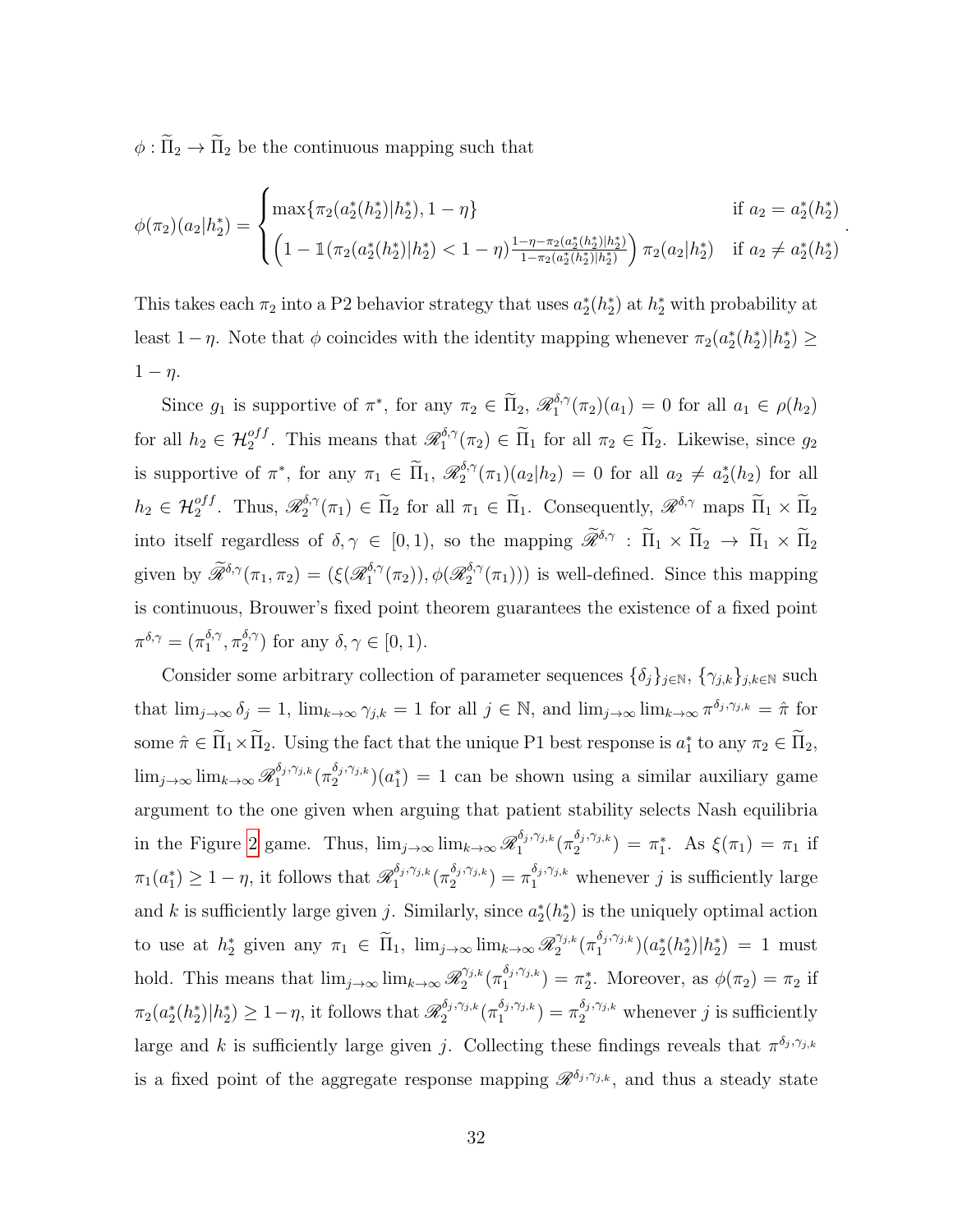$\phi : \widetilde{\Pi}_2 \to \widetilde{\Pi}_2$ be the continuous mapping such that

$$\phi(\pi_2)(a_2|h_2^*) = \begin{cases} \max\{\pi_2(a_2^*(h_2^*)|h_2^*), 1-\eta\} & \text{if } a_2 = a_2^*(h_2^*) \\ \left(1 - \mathbb{1}(\pi_2(a_2^*(h_2^*)|h_2^*) < 1-\eta)\frac{1-\eta-\pi_2(a_2^*(h_2^*)|h_2^*)}{1-\pi_2(a_2^*(h_2^*)|h_2^*)}\right)\pi_2(a_2|h_2^*) & \text{if } a_2 \neq a_2^*(h_2^*) \end{cases}.$$

This takes each $\pi_2$ into a P2 behavior strategy that uses $a_2^*(h_2^*)$ at $h_2^*$ with probability at least $1-\eta$. Note that $\phi$ coincides with the identity mapping whenever $\pi_2(a_2^*(h_2^*)|h_2^*) \geq 1-\eta$.

Since $g_1$ is supportive of $\pi^*$, for any $\pi_2 \in \widetilde{\Pi}_2$, $\mathscr{R}_1^{\delta,\gamma}(\pi_2)(a_1) = 0$ for all $a_1 \in \rho(h_2)$ for all $h_2 \in \mathcal{H}_2^{off}$. This means that $\mathscr{R}_1^{\delta,\gamma}(\pi_2) \in \widetilde{\Pi}_1$ for all $\pi_2 \in \widetilde{\Pi}_2$. Likewise, since $g_2$ is supportive of $\pi^*$, for any $\pi_1 \in \widetilde{\Pi}_1$, $\mathscr{R}_2^{\delta,\gamma}(\pi_1)(a_2|h_2) = 0$ for all $a_2 \neq a_2^*(h_2)$ for all $h_2 \in \mathcal{H}_2^{off}$. Thus, $\mathscr{R}_2^{\delta,\gamma}(\pi_1) \in \widetilde{\Pi}_2$ for all $\pi_1 \in \widetilde{\Pi}_1$. Consequently, $\mathscr{R}^{\delta,\gamma}$ maps $\widetilde{\Pi}_1 \times \widetilde{\Pi}_2$ into itself regardless of $\delta, \gamma \in [0,1)$, so the mapping $\widetilde{\mathscr{R}}^{\delta,\gamma} : \widetilde{\Pi}_1 \times \widetilde{\Pi}_2 \to \widetilde{\Pi}_1 \times \widetilde{\Pi}_2$ given by $\widetilde{\mathscr{R}}^{\delta,\gamma}(\pi_1, \pi_2) = (\xi(\mathscr{R}_1^{\delta,\gamma}(\pi_2)), \phi(\mathscr{R}_2^{\delta,\gamma}(\pi_1)))$ is well-defined. Since this mapping is continuous, Brouwer's fixed point theorem guarantees the existence of a fixed point $\pi^{\delta,\gamma} = (\pi_1^{\delta,\gamma}, \pi_2^{\delta,\gamma})$ for any $\delta, \gamma \in [0,1)$.

Consider some arbitrary collection of parameter sequences $\{\delta_j\}_{j\in\mathbb{N}}$, $\{\gamma_{j,k}\}_{j,k\in\mathbb{N}}$ such that $\lim_{j\to\infty} \delta_j = 1$, $\lim_{k\to\infty} \gamma_{j,k} = 1$ for all $j \in \mathbb{N}$, and $\lim_{j\to\infty}\lim_{k\to\infty} \pi^{\delta_j,\gamma_{j,k}} = \hat{\pi}$ for some $\hat{\pi} \in \widetilde{\Pi}_1 \times \widetilde{\Pi}_2$. Using the fact that the unique P1 best response is $a_1^*$ to any $\pi_2 \in \widetilde{\Pi}_2$, $\lim_{j\to\infty}\lim_{k\to\infty} \mathscr{R}_1^{\delta_j,\gamma_{j,k}}(\pi_2^{\delta_j,\gamma_{j,k}})(a_1^*) = 1$ can be shown using a similar auxiliary game argument to the one given when arguing that patient stability selects Nash equilibria in the Figure 2 game. Thus, $\lim_{j\to\infty}\lim_{k\to\infty} \mathscr{R}_1^{\delta_j,\gamma_{j,k}}(\pi_2^{\delta_j,\gamma_{j,k}}) = \pi_1^*$. As $\xi(\pi_1) = \pi_1$ if $\pi_1(a_1^*) \geq 1-\eta$, it follows that $\mathscr{R}_1^{\delta_j,\gamma_{j,k}}(\pi_2^{\delta_j,\gamma_{j,k}}) = \pi_1^{\delta_j,\gamma_{j,k}}$ whenever $j$ is sufficiently large and $k$ is sufficiently large given $j$. Similarly, since $a_2^*(h_2^*)$ is the uniquely optimal action to use at $h_2^*$ given any $\pi_1 \in \widetilde{\Pi}_1$, $\lim_{j\to\infty}\lim_{k\to\infty} \mathscr{R}_2^{\gamma_{j,k}}(\pi_1^{\delta_j,\gamma_{j,k}})(a_2^*(h_2^*)|h_2^*) = 1$ must hold. This means that $\lim_{j\to\infty}\lim_{k\to\infty} \mathscr{R}_2^{\gamma_{j,k}}(\pi_1^{\delta_j,\gamma_{j,k}}) = \pi_2^*$. Moreover, as $\phi(\pi_2) = \pi_2$ if $\pi_2(a_2^*(h_2^*)|h_2^*) \geq 1-\eta$, it follows that $\mathscr{R}_2^{\delta_j,\gamma_{j,k}}(\pi_1^{\delta_j,\gamma_{j,k}}) = \pi_2^{\delta_j,\gamma_{j,k}}$ whenever $j$ is sufficiently large and $k$ is sufficiently large given $j$. Collecting these findings reveals that $\pi^{\delta_j,\gamma_{j,k}}$ is a fixed point of the aggregate response mapping $\mathscr{R}^{\delta_j,\gamma_{j,k}}$, and thus a steady state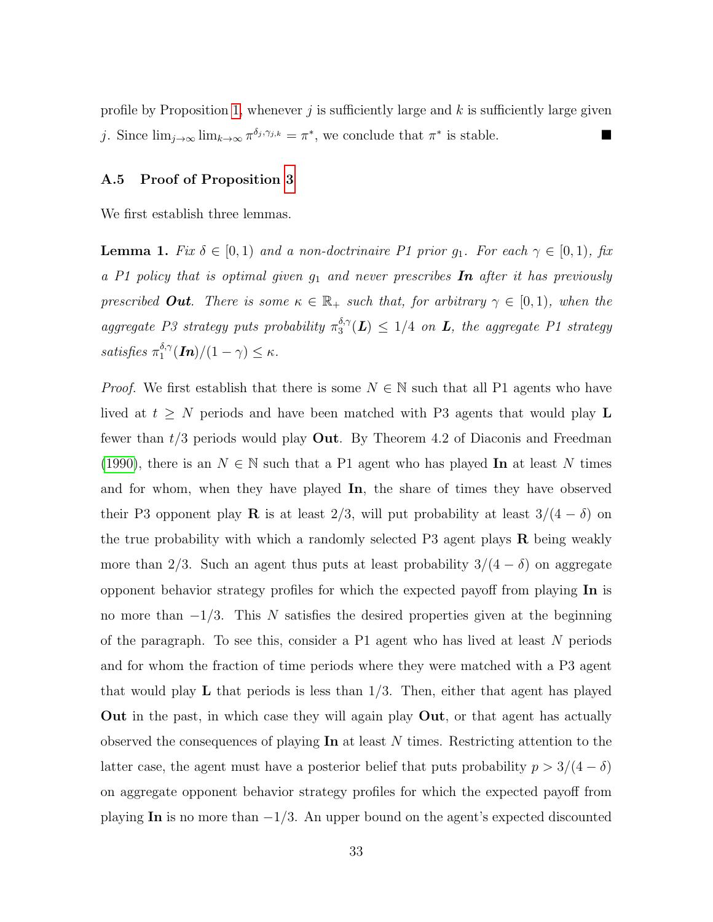profile by Proposition 1, whenever $j$ is sufficiently large and $k$ is sufficiently large given $j$. Since $\lim_{j\to\infty}\lim_{k\to\infty}\pi^{\delta_j,\gamma_{j,k}} = \pi^*$, we conclude that $\pi^*$ is stable. ■

### A.5 Proof of Proposition 3

We first establish three lemmas.

**Lemma 1.** *Fix $\delta \in [0,1)$ and a non-doctrinaire P1 prior $g_1$. For each $\gamma \in [0,1)$, fix a P1 policy that is optimal given $g_1$ and never prescribes **In** after it has previously prescribed **Out**. There is some $\kappa \in \mathbb{R}_+$ such that, for arbitrary $\gamma \in [0,1)$, when the aggregate P3 strategy puts probability $\pi_3^{\delta,\gamma}(\boldsymbol{L}) \leq 1/4$ on $\boldsymbol{L}$, the aggregate P1 strategy satisfies $\pi_1^{\delta,\gamma}(\boldsymbol{In})/(1-\gamma) \leq \kappa$.*

*Proof.* We first establish that there is some $N \in \mathbb{N}$ such that all P1 agents who have lived at $t \geq N$ periods and have been matched with P3 agents that would play **L** fewer than $t/3$ periods would play **Out**. By Theorem 4.2 of Diaconis and Freedman (1990), there is an $N \in \mathbb{N}$ such that a P1 agent who has played **In** at least $N$ times and for whom, when they have played **In**, the share of times they have observed their P3 opponent play **R** is at least $2/3$, will put probability at least $3/(4-\delta)$ on the true probability with which a randomly selected P3 agent plays **R** being weakly more than $2/3$. Such an agent thus puts at least probability $3/(4-\delta)$ on aggregate opponent behavior strategy profiles for which the expected payoff from playing **In** is no more than $-1/3$. This $N$ satisfies the desired properties given at the beginning of the paragraph. To see this, consider a P1 agent who has lived at least $N$ periods and for whom the fraction of time periods where they were matched with a P3 agent that would play **L** that periods is less than $1/3$. Then, either that agent has played **Out** in the past, in which case they will again play **Out**, or that agent has actually observed the consequences of playing **In** at least $N$ times. Restricting attention to the latter case, the agent must have a posterior belief that puts probability $p > 3/(4-\delta)$ on aggregate opponent behavior strategy profiles for which the expected payoff from playing **In** is no more than $-1/3$. An upper bound on the agent's expected discounted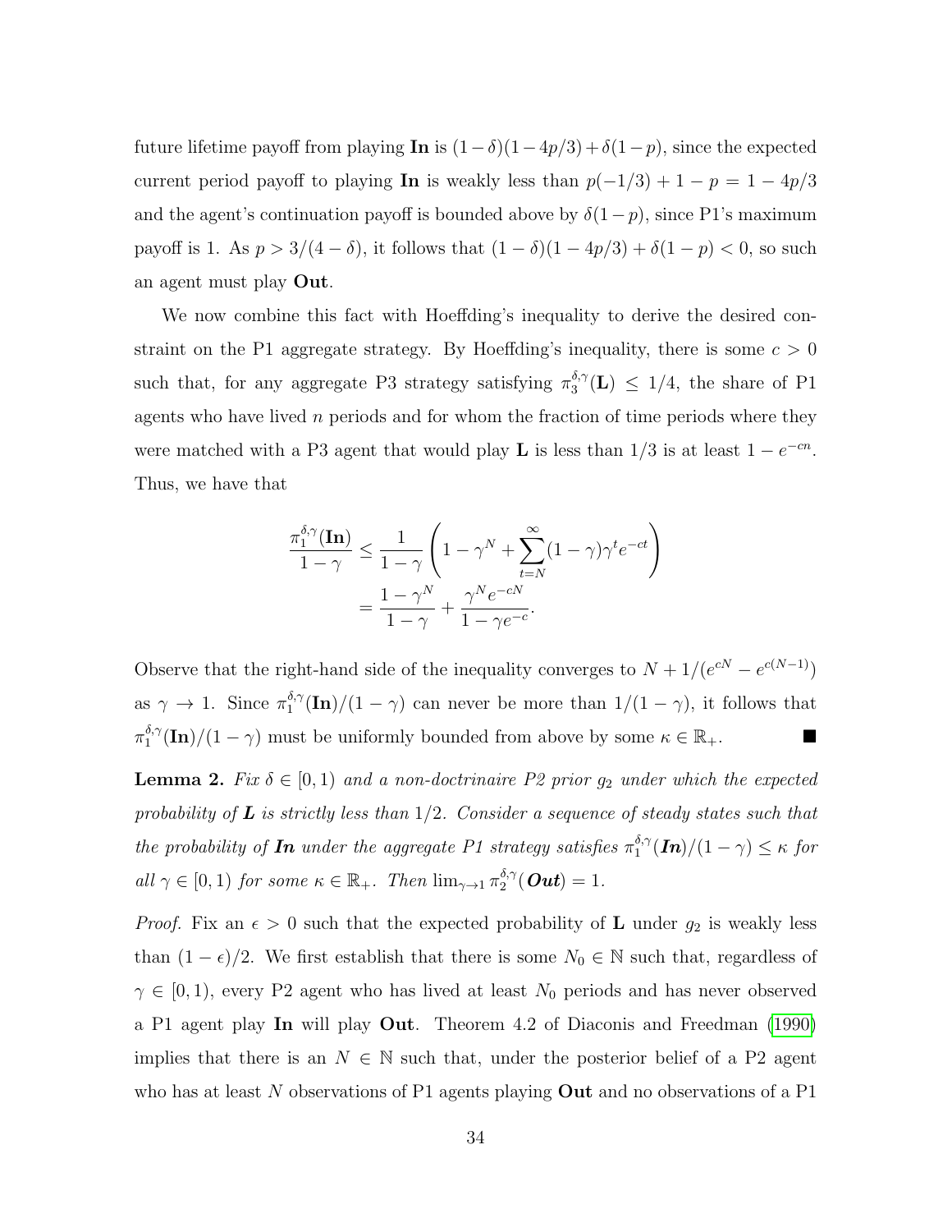future lifetime payoff from playing **In** is $(1-\delta)(1-4p/3)+\delta(1-p)$, since the expected current period payoff to playing **In** is weakly less than $p(-1/3)+1-p = 1-4p/3$ and the agent's continuation payoff is bounded above by $\delta(1-p)$, since P1's maximum payoff is 1. As $p > 3/(4-\delta)$, it follows that $(1-\delta)(1-4p/3)+\delta(1-p) < 0$, so such an agent must play **Out**.

We now combine this fact with Hoeffding's inequality to derive the desired constraint on the P1 aggregate strategy. By Hoeffding's inequality, there is some $c > 0$ such that, for any aggregate P3 strategy satisfying $\pi_3^{\delta,\gamma}(\mathbf{L}) \leq 1/4$, the share of P1 agents who have lived $n$ periods and for whom the fraction of time periods where they were matched with a P3 agent that would play **L** is less than $1/3$ is at least $1 - e^{-cn}$. Thus, we have that

$$
\begin{aligned}
\frac{\pi_1^{\delta,\gamma}(\mathbf{In})}{1-\gamma} &\leq \frac{1}{1-\gamma}\left(1 - \gamma^N + \sum_{t=N}^{\infty}(1-\gamma)\gamma^t e^{-ct}\right) \\
&= \frac{1-\gamma^N}{1-\gamma} + \frac{\gamma^N e^{-cN}}{1-\gamma e^{-c}}.
\end{aligned}
$$

Observe that the right-hand side of the inequality converges to $N + 1/(e^{cN} - e^{c(N-1)})$ as $\gamma \to 1$. Since $\pi_1^{\delta,\gamma}(\mathbf{In})/(1-\gamma)$ can never be more than $1/(1-\gamma)$, it follows that $\pi_1^{\delta,\gamma}(\mathbf{In})/(1-\gamma)$ must be uniformly bounded from above by some $\kappa \in \mathbb{R}_+$. ■

**Lemma 2.** *Fix $\delta \in [0,1)$ and a non-doctrinaire P2 prior $g_2$ under which the expected probability of **L** is strictly less than $1/2$. Consider a sequence of steady states such that the probability of **In** under the aggregate P1 strategy satisfies $\pi_1^{\delta,\gamma}(\textbf{In})/(1-\gamma) \leq \kappa$ for all $\gamma \in [0,1)$ for some $\kappa \in \mathbb{R}_+$. Then $\lim_{\gamma\to 1}\pi_2^{\delta,\gamma}(\textbf{Out}) = 1$.*

*Proof.* Fix an $\epsilon > 0$ such that the expected probability of **L** under $g_2$ is weakly less than $(1-\epsilon)/2$. We first establish that there is some $N_0 \in \mathbb{N}$ such that, regardless of $\gamma \in [0,1)$, every P2 agent who has lived at least $N_0$ periods and has never observed a P1 agent play **In** will play **Out**. Theorem 4.2 of Diaconis and Freedman (1990) implies that there is an $N \in \mathbb{N}$ such that, under the posterior belief of a P2 agent who has at least $N$ observations of P1 agents playing **Out** and no observations of a P1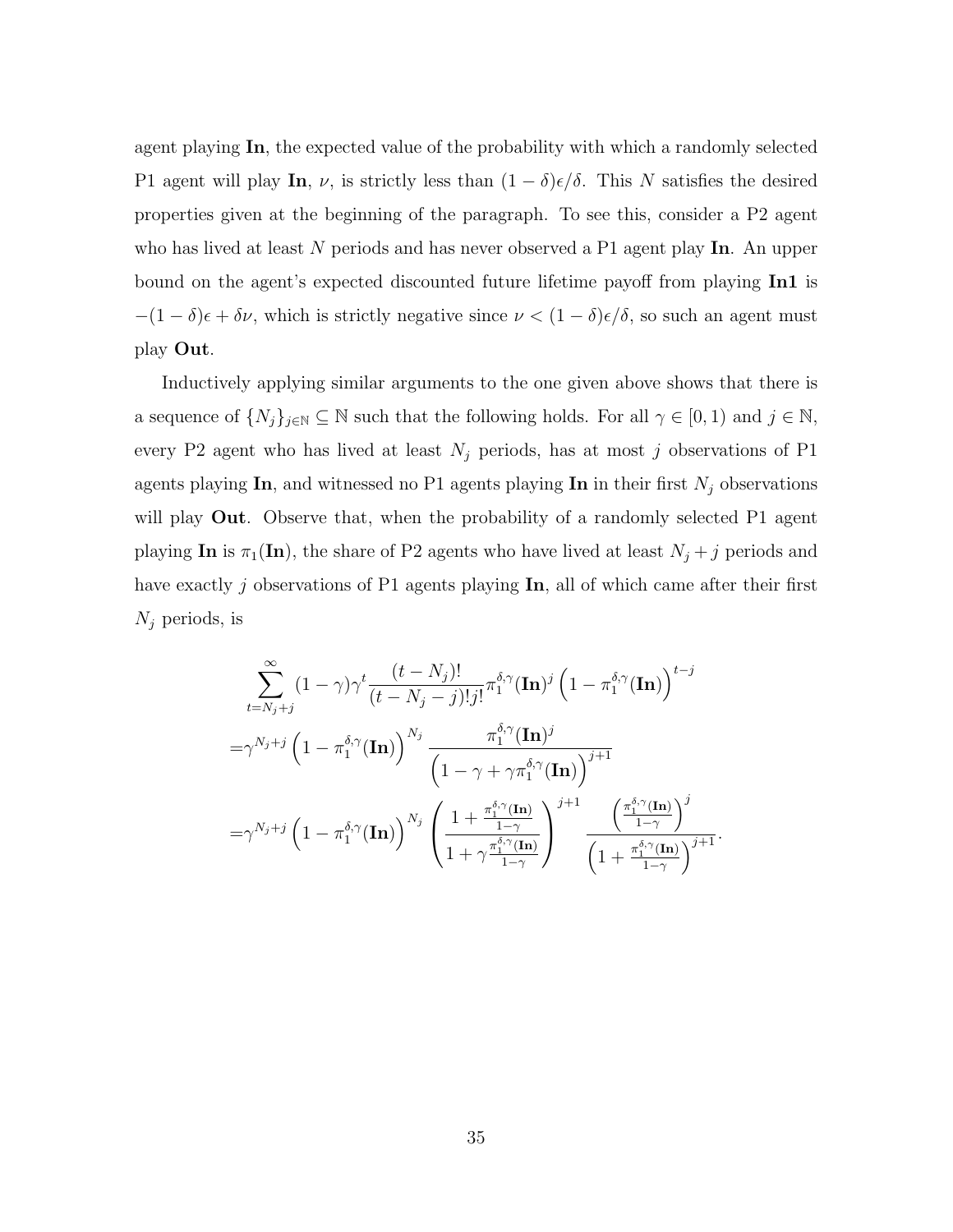agent playing **In**, the expected value of the probability with which a randomly selected P1 agent will play **In**, $\nu$, is strictly less than $(1-\delta)\epsilon/\delta$. This $N$ satisfies the desired properties given at the beginning of the paragraph. To see this, consider a P2 agent who has lived at least $N$ periods and has never observed a P1 agent play **In**. An upper bound on the agent's expected discounted future lifetime payoff from playing **In1** is $-(1-\delta)\epsilon + \delta\nu$, which is strictly negative since $\nu < (1-\delta)\epsilon/\delta$, so such an agent must play **Out**.

Inductively applying similar arguments to the one given above shows that there is a sequence of $\{N_j\}_{j\in\mathbb{N}} \subseteq \mathbb{N}$ such that the following holds. For all $\gamma \in [0,1)$ and $j \in \mathbb{N}$, every P2 agent who has lived at least $N_j$ periods, has at most $j$ observations of P1 agents playing **In**, and witnessed no P1 agents playing **In** in their first $N_j$ observations will play **Out**. Observe that, when the probability of a randomly selected P1 agent playing **In** is $\pi_1(\mathbf{In})$, the share of P2 agents who have lived at least $N_j + j$ periods and have exactly $j$ observations of P1 agents playing **In**, all of which came after their first $N_j$ periods, is

$$
\begin{aligned}
&\sum_{t=N_j+j}^{\infty} (1-\gamma)\gamma^t \frac{(t-N_j)!}{(t-N_j-j)!j!} \pi_1^{\delta,\gamma}(\mathbf{In})^j \left(1-\pi_1^{\delta,\gamma}(\mathbf{In})\right)^{t-j} \\
=&\gamma^{N_j+j}\left(1-\pi_1^{\delta,\gamma}(\mathbf{In})\right)^{N_j} \frac{\pi_1^{\delta,\gamma}(\mathbf{In})^j}{\left(1-\gamma+\gamma\pi_1^{\delta,\gamma}(\mathbf{In})\right)^{j+1}} \\
=&\gamma^{N_j+j}\left(1-\pi_1^{\delta,\gamma}(\mathbf{In})\right)^{N_j} \left(\frac{1+\frac{\pi_1^{\delta,\gamma}(\mathbf{In})}{1-\gamma}}{1+\gamma\frac{\pi_1^{\delta,\gamma}(\mathbf{In})}{1-\gamma}}\right)^{j+1} \frac{\left(\frac{\pi_1^{\delta,\gamma}(\mathbf{In})}{1-\gamma}\right)^j}{\left(1+\frac{\pi_1^{\delta,\gamma}(\mathbf{In})}{1-\gamma}\right)^{j+1}}.
\end{aligned}
$$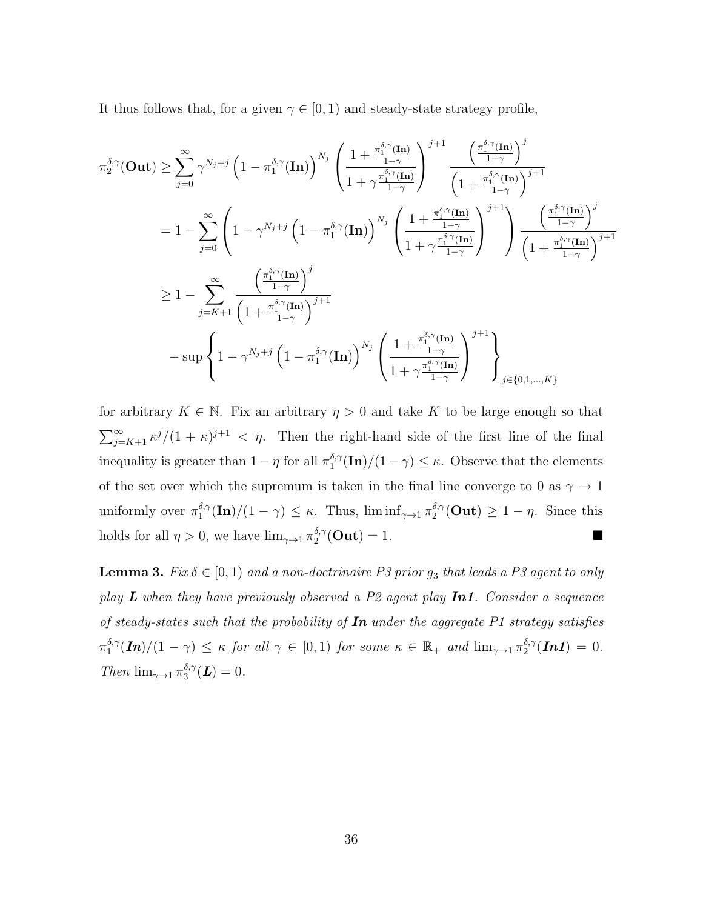It thus follows that, for a given $\gamma \in [0,1)$ and steady-state strategy profile,

$$
\begin{aligned}
\pi_2^{\delta,\gamma}(\mathbf{Out}) &\geq \sum_{j=0}^{\infty} \gamma^{N_j+j}\left(1-\pi_1^{\delta,\gamma}(\mathbf{In})\right)^{N_j}\left(\frac{1+\frac{\pi_1^{\delta,\gamma}(\mathbf{In})}{1-\gamma}}{1+\gamma\frac{\pi_1^{\delta,\gamma}(\mathbf{In})}{1-\gamma}}\right)^{j+1}\frac{\left(\frac{\pi_1^{\delta,\gamma}(\mathbf{In})}{1-\gamma}\right)^j}{\left(1+\frac{\pi_1^{\delta,\gamma}(\mathbf{In})}{1-\gamma}\right)^{j+1}} \\
&= 1-\sum_{j=0}^{\infty}\left(1-\gamma^{N_j+j}\left(1-\pi_1^{\delta,\gamma}(\mathbf{In})\right)^{N_j}\left(\frac{1+\frac{\pi_1^{\delta,\gamma}(\mathbf{In})}{1-\gamma}}{1+\gamma\frac{\pi_1^{\delta,\gamma}(\mathbf{In})}{1-\gamma}}\right)^{j+1}\right)\frac{\left(\frac{\pi_1^{\delta,\gamma}(\mathbf{In})}{1-\gamma}\right)^j}{\left(1+\frac{\pi_1^{\delta,\gamma}(\mathbf{In})}{1-\gamma}\right)^{j+1}} \\
&\geq 1-\sum_{j=K+1}^{\infty}\frac{\left(\frac{\pi_1^{\delta,\gamma}(\mathbf{In})}{1-\gamma}\right)^j}{\left(1+\frac{\pi_1^{\delta,\gamma}(\mathbf{In})}{1-\gamma}\right)^{j+1}} \\
&\quad -\sup\left\{1-\gamma^{N_j+j}\left(1-\pi_1^{\delta,\gamma}(\mathbf{In})\right)^{N_j}\left(\frac{1+\frac{\pi_1^{\delta,\gamma}(\mathbf{In})}{1-\gamma}}{1+\gamma\frac{\pi_1^{\delta,\gamma}(\mathbf{In})}{1-\gamma}}\right)^{j+1}\right\}_{j\in\{0,1,\ldots,K\}}
\end{aligned}
$$

for arbitrary $K \in \mathbb{N}$. Fix an arbitrary $\eta > 0$ and take $K$ to be large enough so that $\sum_{j=K+1}^{\infty} \kappa^j/(1+\kappa)^{j+1} < \eta$. Then the right-hand side of the first line of the final inequality is greater than $1-\eta$ for all $\pi_1^{\delta,\gamma}(\mathbf{In})/(1-\gamma) \leq \kappa$. Observe that the elements of the set over which the supremum is taken in the final line converge to 0 as $\gamma \to 1$ uniformly over $\pi_1^{\delta,\gamma}(\mathbf{In})/(1-\gamma) \leq \kappa$. Thus, $\liminf_{\gamma\to 1}\pi_2^{\delta,\gamma}(\mathbf{Out}) \geq 1-\eta$. Since this holds for all $\eta > 0$, we have $\lim_{\gamma\to 1}\pi_2^{\delta,\gamma}(\mathbf{Out}) = 1$. ■

**Lemma 3.** *Fix $\delta \in [0,1)$ and a non-doctrinaire P3 prior $g_3$ that leads a P3 agent to only play $\boldsymbol{L}$ when they have previously observed a P2 agent play $\boldsymbol{In1}$. Consider a sequence of steady-states such that the probability of $\boldsymbol{In}$ under the aggregate P1 strategy satisfies $\pi_1^{\delta,\gamma}(\boldsymbol{In})/(1-\gamma) \leq \kappa$ for all $\gamma \in [0,1)$ for some $\kappa \in \mathbb{R}_+$ and $\lim_{\gamma\to 1}\pi_2^{\delta,\gamma}(\boldsymbol{In1}) = 0$. Then $\lim_{\gamma\to 1}\pi_3^{\delta,\gamma}(\boldsymbol{L}) = 0$.*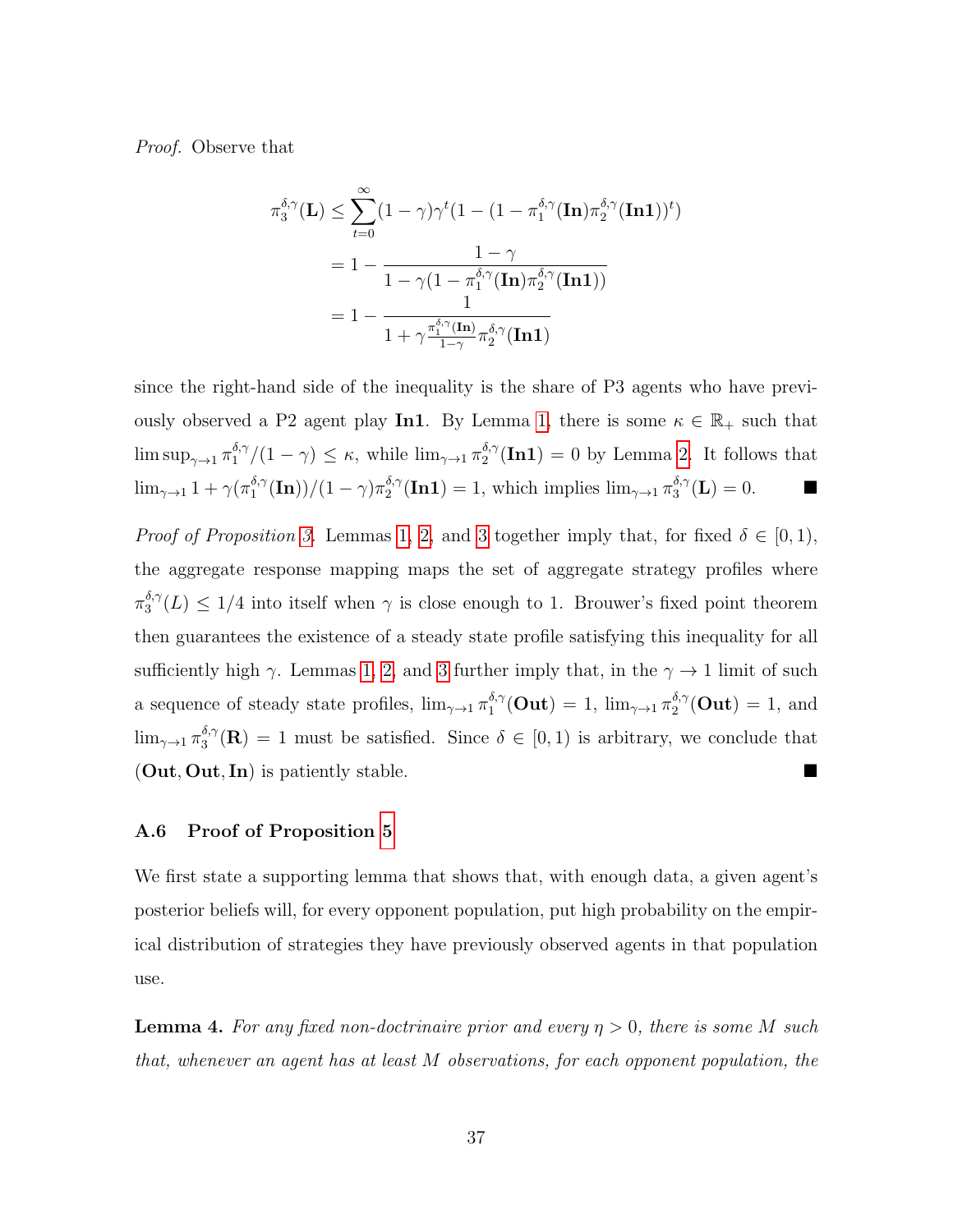*Proof.* Observe that

$$
\begin{aligned}
\pi_3^{\delta,\gamma}(\mathbf{L}) &\leq \sum_{t=0}^{\infty}(1-\gamma)\gamma^t(1-(1-\pi_1^{\delta,\gamma}(\mathbf{In})\pi_2^{\delta,\gamma}(\mathbf{In1}))^t) \\
&= 1 - \frac{1-\gamma}{1-\gamma(1-\pi_1^{\delta,\gamma}(\mathbf{In})\pi_2^{\delta,\gamma}(\mathbf{In1}))} \\
&= 1 - \frac{1}{1+\gamma\frac{\pi_1^{\delta,\gamma}(\mathbf{In})}{1-\gamma}\pi_2^{\delta,\gamma}(\mathbf{In1})}
\end{aligned}
$$

since the right-hand side of the inequality is the share of P3 agents who have previously observed a P2 agent play **In1**. By Lemma 1, there is some $\kappa \in \mathbb{R}_+$ such that $\limsup_{\gamma\to 1} \pi_1^{\delta,\gamma}/(1-\gamma) \leq \kappa$, while $\lim_{\gamma\to 1} \pi_2^{\delta,\gamma}(\mathbf{In1}) = 0$ by Lemma 2. It follows that $\lim_{\gamma\to 1} 1 + \gamma(\pi_1^{\delta,\gamma}(\mathbf{In}))/(1-\gamma)\pi_2^{\delta,\gamma}(\mathbf{In1}) = 1$, which implies $\lim_{\gamma\to 1} \pi_3^{\delta,\gamma}(\mathbf{L}) = 0$. ■

*Proof of Proposition 3.* Lemmas 1, 2, and 3 together imply that, for fixed $\delta \in [0,1)$, the aggregate response mapping maps the set of aggregate strategy profiles where $\pi_3^{\delta,\gamma}(L) \leq 1/4$ into itself when $\gamma$ is close enough to 1. Brouwer's fixed point theorem then guarantees the existence of a steady state profile satisfying this inequality for all sufficiently high $\gamma$. Lemmas 1, 2, and 3 further imply that, in the $\gamma \to 1$ limit of such a sequence of steady state profiles, $\lim_{\gamma\to 1} \pi_1^{\delta,\gamma}(\mathbf{Out}) = 1$, $\lim_{\gamma\to 1} \pi_2^{\delta,\gamma}(\mathbf{Out}) = 1$, and $\lim_{\gamma\to 1} \pi_3^{\delta,\gamma}(\mathbf{R}) = 1$ must be satisfied. Since $\delta \in [0,1)$ is arbitrary, we conclude that $(\mathbf{Out}, \mathbf{Out}, \mathbf{In})$ is patiently stable. ■

### A.6 Proof of Proposition 5

We first state a supporting lemma that shows that, with enough data, a given agent's posterior beliefs will, for every opponent population, put high probability on the empirical distribution of strategies they have previously observed agents in that population use.

**Lemma 4.** *For any fixed non-doctrinaire prior and every $\eta > 0$, there is some $M$ such that, whenever an agent has at least $M$ observations, for each opponent population, the*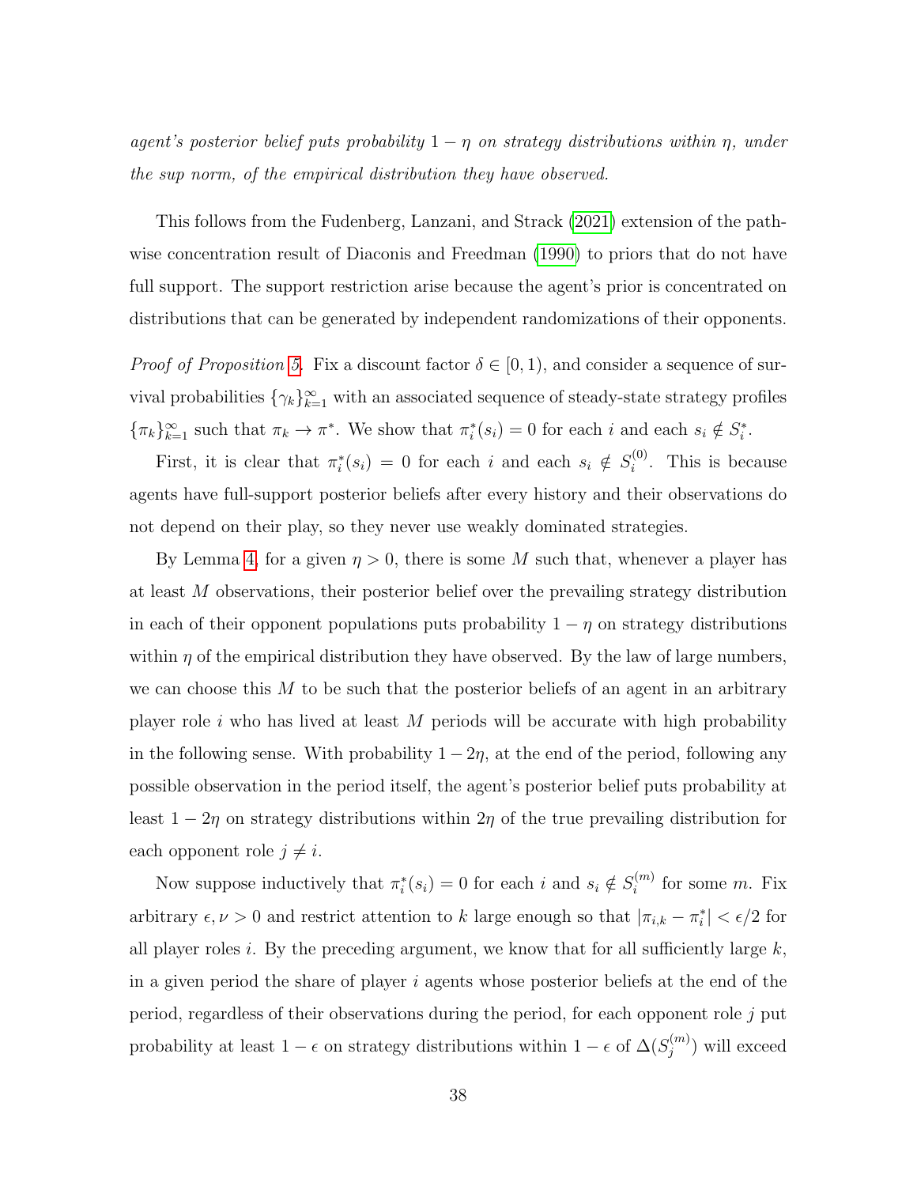*agent's posterior belief puts probability $1 - \eta$ on strategy distributions within $\eta$, under the sup norm, of the empirical distribution they have observed.*

This follows from the Fudenberg, Lanzani, and Strack (2021) extension of the pathwise concentration result of Diaconis and Freedman (1990) to priors that do not have full support. The support restriction arise because the agent's prior is concentrated on distributions that can be generated by independent randomizations of their opponents.

*Proof of Proposition 5.* Fix a discount factor $\delta \in [0, 1)$, and consider a sequence of survival probabilities $\{\gamma_k\}_{k=1}^{\infty}$ with an associated sequence of steady-state strategy profiles $\{\pi_k\}_{k=1}^{\infty}$ such that $\pi_k \to \pi^*$. We show that $\pi_i^*(s_i) = 0$ for each $i$ and each $s_i \notin S_i^*$.

First, it is clear that $\pi_i^*(s_i) = 0$ for each $i$ and each $s_i \notin S_i^{(0)}$. This is because agents have full-support posterior beliefs after every history and their observations do not depend on their play, so they never use weakly dominated strategies.

By Lemma 4, for a given $\eta > 0$, there is some $M$ such that, whenever a player has at least $M$ observations, their posterior belief over the prevailing strategy distribution in each of their opponent populations puts probability $1 - \eta$ on strategy distributions within $\eta$ of the empirical distribution they have observed. By the law of large numbers, we can choose this $M$ to be such that the posterior beliefs of an agent in an arbitrary player role $i$ who has lived at least $M$ periods will be accurate with high probability in the following sense. With probability $1 - 2\eta$, at the end of the period, following any possible observation in the period itself, the agent's posterior belief puts probability at least $1 - 2\eta$ on strategy distributions within $2\eta$ of the true prevailing distribution for each opponent role $j \neq i$.

Now suppose inductively that $\pi_i^*(s_i) = 0$ for each $i$ and $s_i \notin S_i^{(m)}$ for some $m$. Fix arbitrary $\epsilon, \nu > 0$ and restrict attention to $k$ large enough so that $|\pi_{i,k} - \pi_i^*| < \epsilon/2$ for all player roles $i$. By the preceding argument, we know that for all sufficiently large $k$, in a given period the share of player $i$ agents whose posterior beliefs at the end of the period, regardless of their observations during the period, for each opponent role $j$ put probability at least $1 - \epsilon$ on strategy distributions within $1 - \epsilon$ of $\Delta(S_j^{(m)})$ will exceed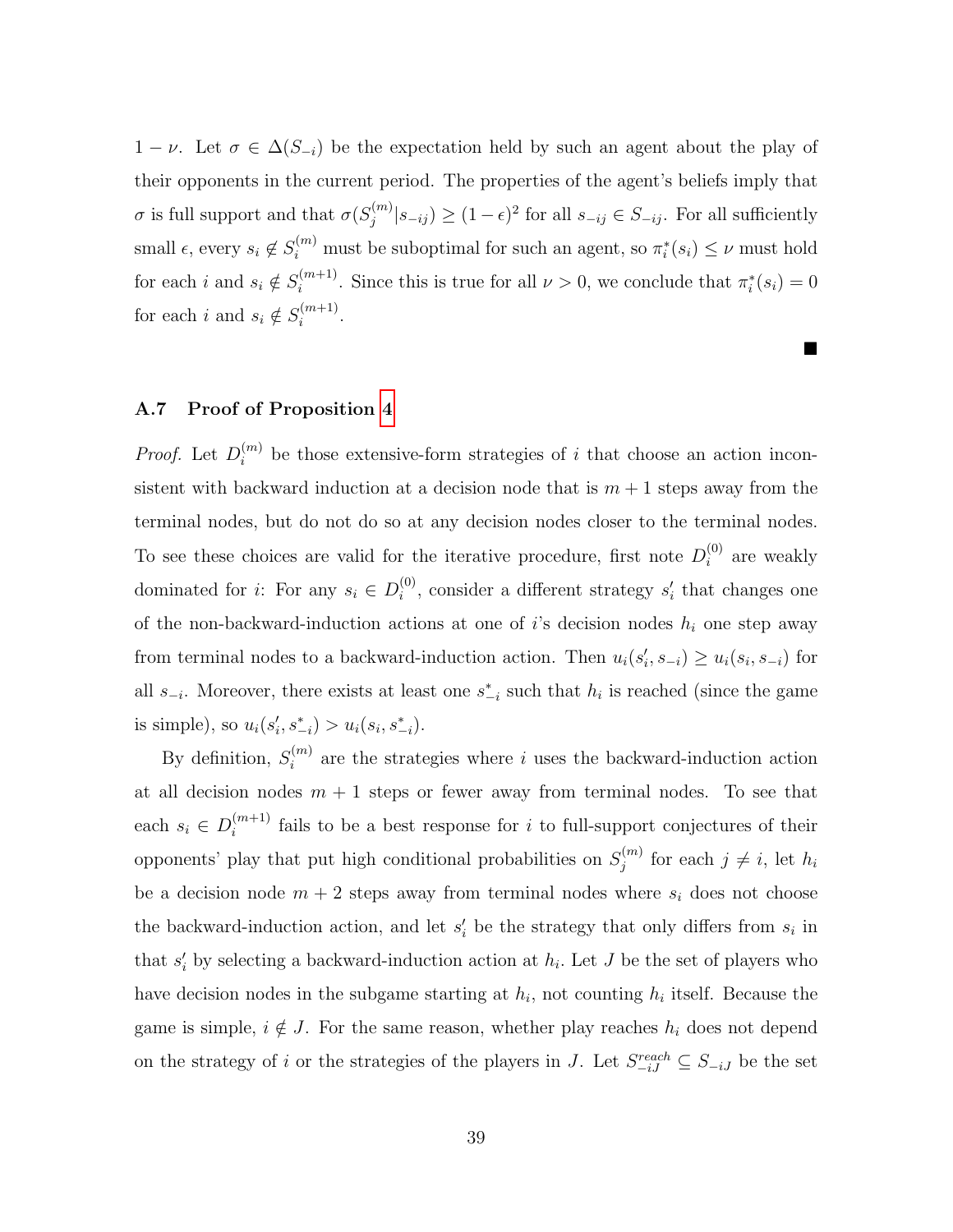$1-\nu$. Let $\sigma \in \Delta(S_{-i})$ be the expectation held by such an agent about the play of their opponents in the current period. The properties of the agent's beliefs imply that $\sigma$ is full support and that $\sigma(S_j^{(m)}|s_{-ij}) \geq (1-\epsilon)^2$ for all $s_{-ij} \in S_{-ij}$. For all sufficiently small $\epsilon$, every $s_i \notin S_i^{(m)}$ must be suboptimal for such an agent, so $\pi_i^*(s_i) \leq \nu$ must hold for each $i$ and $s_i \notin S_i^{(m+1)}$. Since this is true for all $\nu > 0$, we conclude that $\pi_i^*(s_i) = 0$ for each $i$ and $s_i \notin S_i^{(m+1)}$.

■

### A.7 Proof of Proposition 4

*Proof.* Let $D_i^{(m)}$ be those extensive-form strategies of $i$ that choose an action inconsistent with backward induction at a decision node that is $m+1$ steps away from the terminal nodes, but do not do so at any decision nodes closer to the terminal nodes. To see these choices are valid for the iterative procedure, first note $D_i^{(0)}$ are weakly dominated for $i$: For any $s_i \in D_i^{(0)}$, consider a different strategy $s_i'$ that changes one of the non-backward-induction actions at one of $i$'s decision nodes $h_i$ one step away from terminal nodes to a backward-induction action. Then $u_i(s_i', s_{-i}) \geq u_i(s_i, s_{-i})$ for all $s_{-i}$. Moreover, there exists at least one $s_{-i}^*$ such that $h_i$ is reached (since the game is simple), so $u_i(s_i', s_{-i}^*) > u_i(s_i, s_{-i}^*)$.

By definition, $S_i^{(m)}$ are the strategies where $i$ uses the backward-induction action at all decision nodes $m+1$ steps or fewer away from terminal nodes. To see that each $s_i \in D_i^{(m+1)}$ fails to be a best response for $i$ to full-support conjectures of their opponents' play that put high conditional probabilities on $S_j^{(m)}$ for each $j \neq i$, let $h_i$ be a decision node $m+2$ steps away from terminal nodes where $s_i$ does not choose the backward-induction action, and let $s_i'$ be the strategy that only differs from $s_i$ in that $s_i'$ by selecting a backward-induction action at $h_i$. Let $J$ be the set of players who have decision nodes in the subgame starting at $h_i$, not counting $h_i$ itself. Because the game is simple, $i \notin J$. For the same reason, whether play reaches $h_i$ does not depend on the strategy of $i$ or the strategies of the players in $J$. Let $S_{-iJ}^{reach} \subseteq S_{-iJ}$ be the set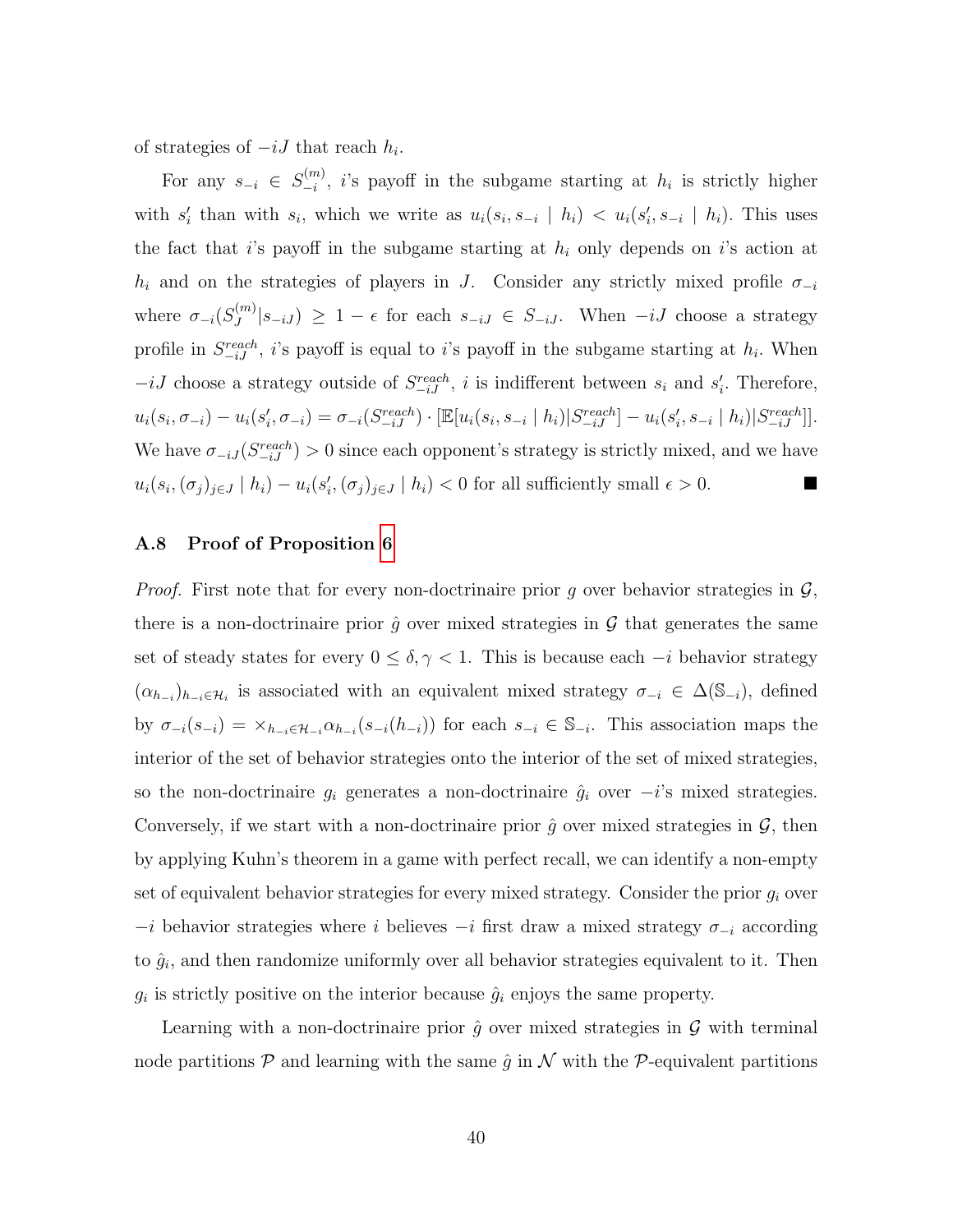of strategies of $-iJ$ that reach $h_i$.

For any $s_{-i} \in S_{-i}^{(m)}$, $i$'s payoff in the subgame starting at $h_i$ is strictly higher with $s_i'$ than with $s_i$, which we write as $u_i(s_i, s_{-i} \mid h_i) < u_i(s_i', s_{-i} \mid h_i)$. This uses the fact that $i$'s payoff in the subgame starting at $h_i$ only depends on $i$'s action at $h_i$ and on the strategies of players in $J$. Consider any strictly mixed profile $\sigma_{-i}$ where $\sigma_{-i}(S_J^{(m)}|s_{-iJ}) \geq 1 - \epsilon$ for each $s_{-iJ} \in S_{-iJ}$. When $-iJ$ choose a strategy profile in $S_{-iJ}^{reach}$, $i$'s payoff is equal to $i$'s payoff in the subgame starting at $h_i$. When $-iJ$ choose a strategy outside of $S_{-iJ}^{reach}$, $i$ is indifferent between $s_i$ and $s_i'$. Therefore, $u_i(s_i, \sigma_{-i}) - u_i(s_i', \sigma_{-i}) = \sigma_{-i}(S_{-iJ}^{reach}) \cdot [\mathbb{E}[u_i(s_i, s_{-i} \mid h_i)|S_{-iJ}^{reach}] - u_i(s_i', s_{-i} \mid h_i)|S_{-iJ}^{reach}]]$. We have $\sigma_{-iJ}(S_{-iJ}^{reach}) > 0$ since each opponent's strategy is strictly mixed, and we have $u_i(s_i, (\sigma_j)_{j \in J} \mid h_i) - u_i(s_i', (\sigma_j)_{j \in J} \mid h_i) < 0$ for all sufficiently small $\epsilon > 0$. ■

### A.8 Proof of Proposition 6

*Proof.* First note that for every non-doctrinaire prior $g$ over behavior strategies in $\mathcal{G}$, there is a non-doctrinaire prior $\hat{g}$ over mixed strategies in $\mathcal{G}$ that generates the same set of steady states for every $0 \leq \delta, \gamma < 1$. This is because each $-i$ behavior strategy $(\alpha_{h_{-i}})_{h_{-i} \in \mathcal{H}_i}$ is associated with an equivalent mixed strategy $\sigma_{-i} \in \Delta(\mathbb{S}_{-i})$, defined by $\sigma_{-i}(s_{-i}) = \times_{h_{-i} \in \mathcal{H}_{-i}} \alpha_{h_{-i}}(s_{-i}(h_{-i}))$ for each $s_{-i} \in \mathbb{S}_{-i}$. This association maps the interior of the set of behavior strategies onto the interior of the set of mixed strategies, so the non-doctrinaire $g_i$ generates a non-doctrinaire $\hat{g}_i$ over $-i$'s mixed strategies. Conversely, if we start with a non-doctrinaire prior $\hat{g}$ over mixed strategies in $\mathcal{G}$, then by applying Kuhn's theorem in a game with perfect recall, we can identify a non-empty set of equivalent behavior strategies for every mixed strategy. Consider the prior $g_i$ over $-i$ behavior strategies where $i$ believes $-i$ first draw a mixed strategy $\sigma_{-i}$ according to $\hat{g}_i$, and then randomize uniformly over all behavior strategies equivalent to it. Then $g_i$ is strictly positive on the interior because $\hat{g}_i$ enjoys the same property.

Learning with a non-doctrinaire prior $\hat{g}$ over mixed strategies in $\mathcal{G}$ with terminal node partitions $\mathcal{P}$ and learning with the same $\hat{g}$ in $\mathcal{N}$ with the $\mathcal{P}$-equivalent partitions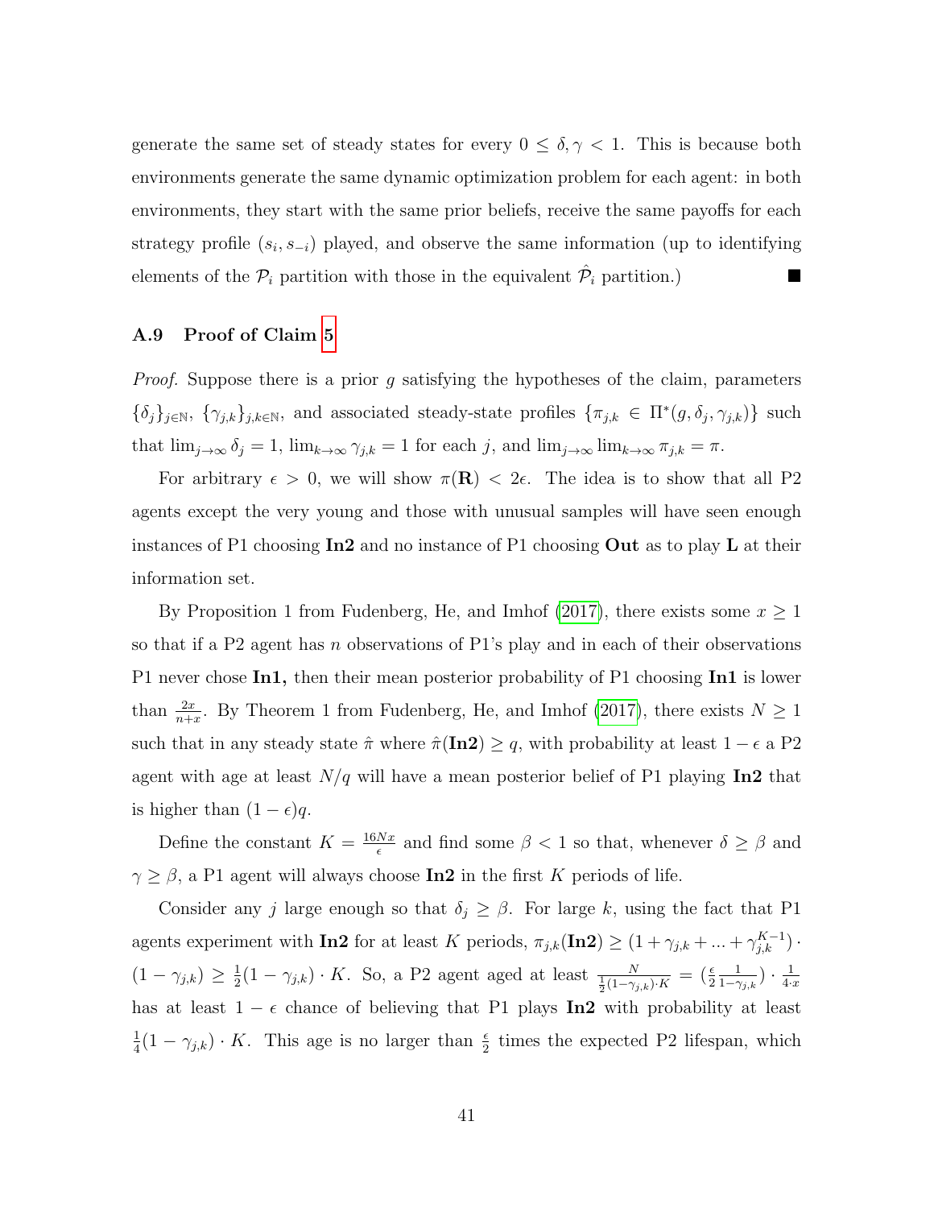generate the same set of steady states for every $0 \leq \delta, \gamma < 1$. This is because both environments generate the same dynamic optimization problem for each agent: in both environments, they start with the same prior beliefs, receive the same payoffs for each strategy profile $(s_i, s_{-i})$ played, and observe the same information (up to identifying elements of the $\mathcal{P}_i$ partition with those in the equivalent $\hat{\mathcal{P}}_i$ partition.) ■

### A.9 Proof of Claim 5

*Proof.* Suppose there is a prior $g$ satisfying the hypotheses of the claim, parameters $\{\delta_j\}_{j\in\mathbb{N}}$, $\{\gamma_{j,k}\}_{j,k\in\mathbb{N}}$, and associated steady-state profiles $\{\pi_{j,k} \in \Pi^*(g, \delta_j, \gamma_{j,k})\}$ such that $\lim_{j\to\infty} \delta_j = 1$, $\lim_{k\to\infty} \gamma_{j,k} = 1$ for each $j$, and $\lim_{j\to\infty} \lim_{k\to\infty} \pi_{j,k} = \pi$.

For arbitrary $\epsilon > 0$, we will show $\pi(\mathbf{R}) < 2\epsilon$. The idea is to show that all P2 agents except the very young and those with unusual samples will have seen enough instances of P1 choosing **In2** and no instance of P1 choosing **Out** as to play **L** at their information set.

By Proposition 1 from Fudenberg, He, and Imhof (2017), there exists some $x \geq 1$ so that if a P2 agent has $n$ observations of P1's play and in each of their observations P1 never chose **In1,** then their mean posterior probability of P1 choosing **In1** is lower than $\frac{2x}{n+x}$. By Theorem 1 from Fudenberg, He, and Imhof (2017), there exists $N \geq 1$ such that in any steady state $\hat{\pi}$ where $\hat{\pi}(\mathbf{In2}) \geq q$, with probability at least $1-\epsilon$ a P2 agent with age at least $N/q$ will have a mean posterior belief of P1 playing **In2** that is higher than $(1-\epsilon)q$.

Define the constant $K = \frac{16Nx}{\epsilon}$ and find some $\beta < 1$ so that, whenever $\delta \geq \beta$ and $\gamma \geq \beta$, a P1 agent will always choose **In2** in the first $K$ periods of life.

Consider any $j$ large enough so that $\delta_j \geq \beta$. For large $k$, using the fact that P1 agents experiment with **In2** for at least $K$ periods, $\pi_{j,k}(\mathbf{In2}) \geq (1 + \gamma_{j,k} + ... + \gamma_{j,k}^{K-1}) \cdot (1-\gamma_{j,k}) \geq \frac{1}{2}(1-\gamma_{j,k}) \cdot K$. So, a P2 agent aged at least $\frac{N}{\frac{1}{2}(1-\gamma_{j,k})\cdot K} = (\frac{\epsilon}{2}\frac{1}{1-\gamma_{j,k}}) \cdot \frac{1}{4\cdot x}$ has at least $1-\epsilon$ chance of believing that P1 plays **In2** with probability at least $\frac{1}{4}(1-\gamma_{j,k}) \cdot K$. This age is no larger than $\frac{\epsilon}{2}$ times the expected P2 lifespan, which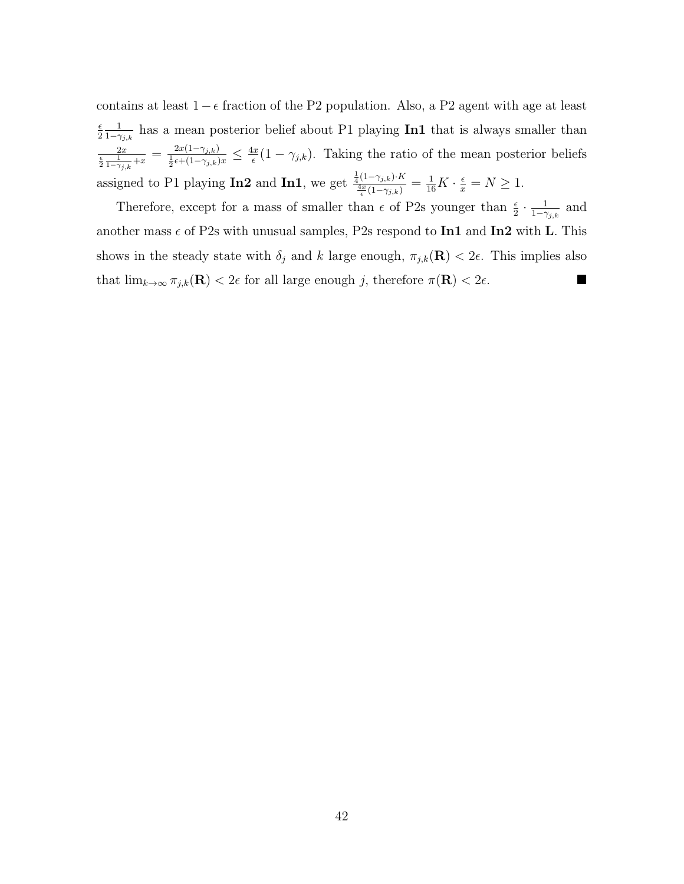contains at least $1 - \epsilon$ fraction of the P2 population. Also, a P2 agent with age at least $\frac{\epsilon}{2}\frac{1}{1-\gamma_{j,k}}$ has a mean posterior belief about P1 playing **In1** that is always smaller than $\frac{2x}{\frac{\epsilon}{2}\frac{1}{1-\gamma_{j,k}}+x} = \frac{2x(1-\gamma_{j,k})}{\frac{1}{2}\epsilon+(1-\gamma_{j,k})x} \leq \frac{4x}{\epsilon}(1-\gamma_{j,k})$. Taking the ratio of the mean posterior beliefs assigned to P1 playing **In2** and **In1**, we get $\frac{\frac{1}{4}(1-\gamma_{j,k})\cdot K}{\frac{4x}{\epsilon}(1-\gamma_{j,k})} = \frac{1}{16}K \cdot \frac{\epsilon}{x} = N \geq 1$.

Therefore, except for a mass of smaller than $\epsilon$ of P2s younger than $\frac{\epsilon}{2} \cdot \frac{1}{1-\gamma_{j,k}}$ and another mass $\epsilon$ of P2s with unusual samples, P2s respond to **In1** and **In2** with **L**. This shows in the steady state with $\delta_j$ and $k$ large enough, $\pi_{j,k}(\mathbf{R}) < 2\epsilon$. This implies also that $\lim_{k\to\infty} \pi_{j,k}(\mathbf{R}) < 2\epsilon$ for all large enough $j$, therefore $\pi(\mathbf{R}) < 2\epsilon$. ■